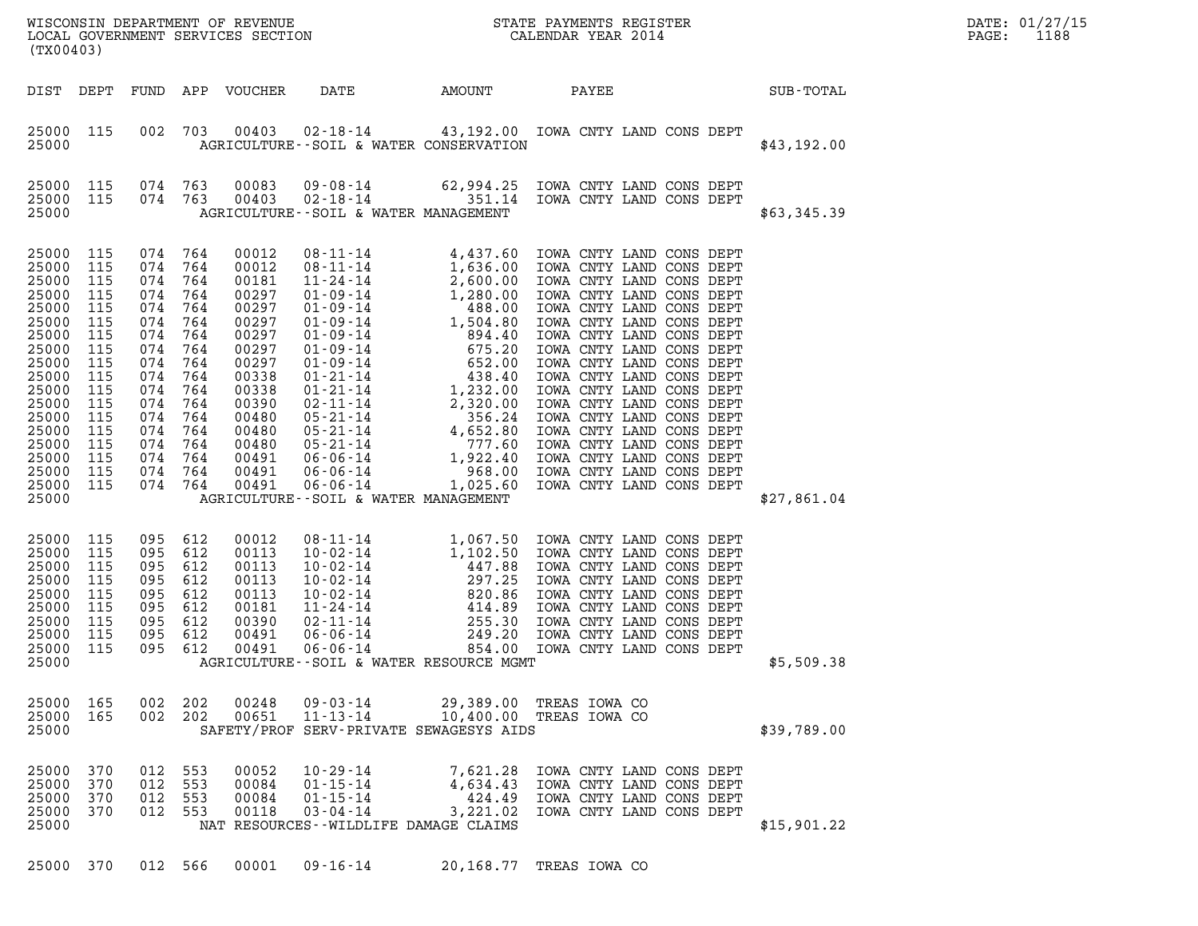WISCONSIN DEPARTMENT OF REVENUE
LOCAL GOVERNMENT SERVICES SECTION
(TX00403)

STATE PAYMENTS REGISTER
CALENDAR YEAR 2014

DATE: 01/27/15

| DIST | DEPT | FUND | APP | VOUCHER | DATE | AMOUNT | PAYEE | SUB-TOTAL |
|---|---|---|---|---|---|---|---|---|
| 25000 | 115 | 002 | 703 | 00403 | 02-18-14 | 43,192.00 | IOWA CNTY LAND CONS DEPT | |
| 25000 | | | | | AGRICULTURE--SOIL & WATER CONSERVATION | | | $43,192.00 |
| 25000 | 115 | 074 | 763 | 00083 | 09-08-14 | 62,994.25 | IOWA CNTY LAND CONS DEPT | |
| 25000 | 115 | 074 | 763 | 00403 | 02-18-14 | 351.14 | IOWA CNTY LAND CONS DEPT | |
| 25000 | | | | | AGRICULTURE--SOIL & WATER MANAGEMENT | | | $63,345.39 |
| 25000 | 115 | 074 | 764 | 00012 | 08-11-14 | 4,437.60 | IOWA CNTY LAND CONS DEPT | |
| 25000 | 115 | 074 | 764 | 00012 | 08-11-14 | 1,636.00 | IOWA CNTY LAND CONS DEPT | |
| 25000 | 115 | 074 | 764 | 00181 | 11-24-14 | 2,600.00 | IOWA CNTY LAND CONS DEPT | |
| 25000 | 115 | 074 | 764 | 00297 | 01-09-14 | 1,280.00 | IOWA CNTY LAND CONS DEPT | |
| 25000 | 115 | 074 | 764 | 00297 | 01-09-14 | 488.00 | IOWA CNTY LAND CONS DEPT | |
| 25000 | 115 | 074 | 764 | 00297 | 01-09-14 | 1,504.80 | IOWA CNTY LAND CONS DEPT | |
| 25000 | 115 | 074 | 764 | 00297 | 01-09-14 | 894.40 | IOWA CNTY LAND CONS DEPT | |
| 25000 | 115 | 074 | 764 | 00297 | 01-09-14 | 675.20 | IOWA CNTY LAND CONS DEPT | |
| 25000 | 115 | 074 | 764 | 00297 | 01-09-14 | 652.00 | IOWA CNTY LAND CONS DEPT | |
| 25000 | 115 | 074 | 764 | 00338 | 01-21-14 | 438.40 | IOWA CNTY LAND CONS DEPT | |
| 25000 | 115 | 074 | 764 | 00338 | 01-21-14 | 1,232.00 | IOWA CNTY LAND CONS DEPT | |
| 25000 | 115 | 074 | 764 | 00390 | 02-11-14 | 2,320.00 | IOWA CNTY LAND CONS DEPT | |
| 25000 | 115 | 074 | 764 | 00480 | 05-21-14 | 356.24 | IOWA CNTY LAND CONS DEPT | |
| 25000 | 115 | 074 | 764 | 00480 | 05-21-14 | 4,652.80 | IOWA CNTY LAND CONS DEPT | |
| 25000 | 115 | 074 | 764 | 00480 | 05-21-14 | 777.60 | IOWA CNTY LAND CONS DEPT | |
| 25000 | 115 | 074 | 764 | 00491 | 06-06-14 | 1,922.40 | IOWA CNTY LAND CONS DEPT | |
| 25000 | 115 | 074 | 764 | 00491 | 06-06-14 | 968.00 | IOWA CNTY LAND CONS DEPT | |
| 25000 | 115 | 074 | 764 | 00491 | 06-06-14 | 1,025.60 | IOWA CNTY LAND CONS DEPT | |
| 25000 | | | | | AGRICULTURE--SOIL & WATER MANAGEMENT | | | $27,861.04 |
| 25000 | 115 | 095 | 612 | 00012 | 08-11-14 | 1,067.50 | IOWA CNTY LAND CONS DEPT | |
| 25000 | 115 | 095 | 612 | 00113 | 10-02-14 | 1,102.50 | IOWA CNTY LAND CONS DEPT | |
| 25000 | 115 | 095 | 612 | 00113 | 10-02-14 | 447.88 | IOWA CNTY LAND CONS DEPT | |
| 25000 | 115 | 095 | 612 | 00113 | 10-02-14 | 297.25 | IOWA CNTY LAND CONS DEPT | |
| 25000 | 115 | 095 | 612 | 00113 | 10-02-14 | 820.86 | IOWA CNTY LAND CONS DEPT | |
| 25000 | 115 | 095 | 612 | 00181 | 11-24-14 | 414.89 | IOWA CNTY LAND CONS DEPT | |
| 25000 | 115 | 095 | 612 | 00390 | 02-11-14 | 255.30 | IOWA CNTY LAND CONS DEPT | |
| 25000 | 115 | 095 | 612 | 00491 | 06-06-14 | 249.20 | IOWA CNTY LAND CONS DEPT | |
| 25000 | 115 | 095 | 612 | 00491 | 06-06-14 | 854.00 | IOWA CNTY LAND CONS DEPT | |
| 25000 | | | | | AGRICULTURE--SOIL & WATER RESOURCE MGMT | | | $5,509.38 |
| 25000 | 165 | 002 | 202 | 00248 | 09-03-14 | 29,389.00 | TREAS IOWA CO | |
| 25000 | 165 | 002 | 202 | 00651 | 11-13-14 | 10,400.00 | TREAS IOWA CO | |
| 25000 | | | | | SAFETY/PROF SERV-PRIVATE SEWAGESYS AIDS | | | $39,789.00 |
| 25000 | 370 | 012 | 553 | 00052 | 10-29-14 | 7,621.28 | IOWA CNTY LAND CONS DEPT | |
| 25000 | 370 | 012 | 553 | 00084 | 01-15-14 | 4,634.43 | IOWA CNTY LAND CONS DEPT | |
| 25000 | 370 | 012 | 553 | 00084 | 01-15-14 | 424.49 | IOWA CNTY LAND CONS DEPT | |
| 25000 | 370 | 012 | 553 | 00118 | 03-04-14 | 3,221.02 | IOWA CNTY LAND CONS DEPT | |
| 25000 | | | | | NAT RESOURCES--WILDLIFE DAMAGE CLAIMS | | | $15,901.22 |
| 25000 | 370 | 012 | 566 | 00001 | 09-16-14 | 20,168.77 | TREAS IOWA CO | |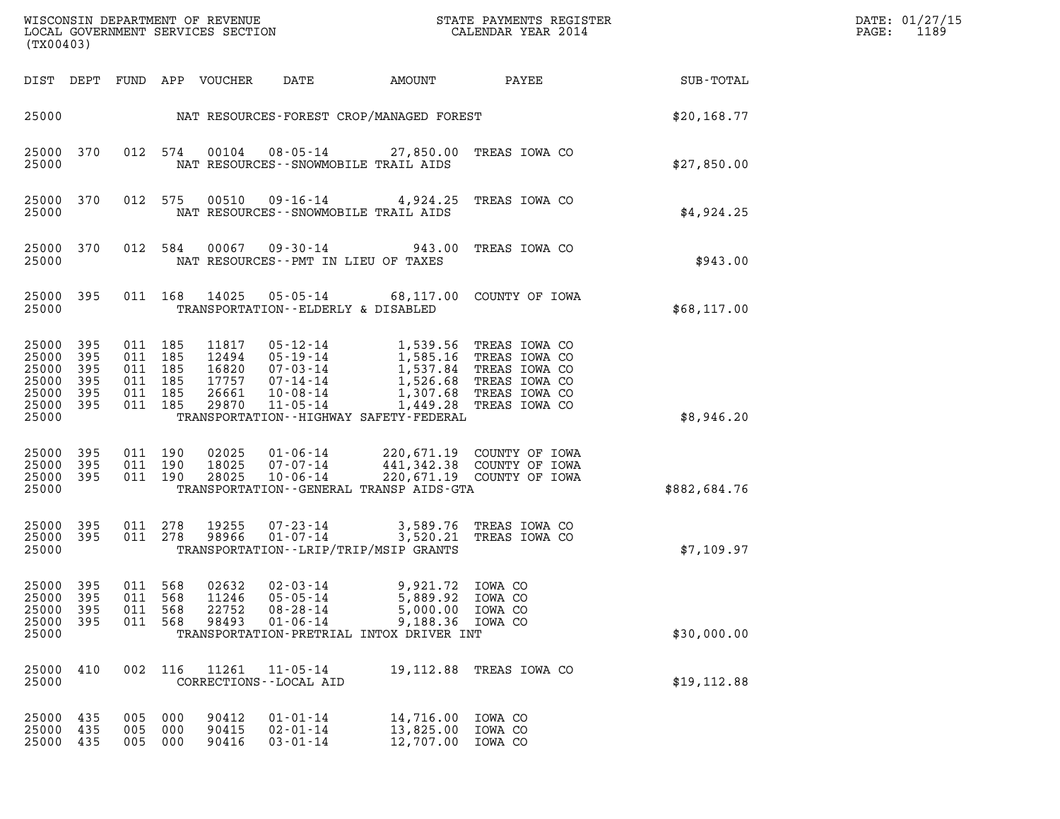WISCONSIN DEPARTMENT OF REVENUE
LOCAL GOVERNMENT SERVICES SECTION
(TX00403)

STATE PAYMENTS REGISTER
CALENDAR YEAR 2014

DATE: 01/27/15
PAGE: 1189

| DIST | DEPT | FUND | APP | VOUCHER | DATE | AMOUNT | PAYEE | SUB-TOTAL |
|---|---|---|---|---|---|---|---|---|
| 25000 | | | | | NAT RESOURCES-FOREST CROP/MANAGED FOREST | | | $20,168.77 |
| 25000 | 370 | 012 | 574 | 00104 | 08-05-14 | 27,850.00 | TREAS IOWA CO | |
| 25000 | | | | | NAT RESOURCES--SNOWMOBILE TRAIL AIDS | | | $27,850.00 |
| 25000 | 370 | 012 | 575 | 00510 | 09-16-14 | 4,924.25 | TREAS IOWA CO | |
| 25000 | | | | | NAT RESOURCES--SNOWMOBILE TRAIL AIDS | | | $4,924.25 |
| 25000 | 370 | 012 | 584 | 00067 | 09-30-14 | 943.00 | TREAS IOWA CO | |
| 25000 | | | | | NAT RESOURCES--PMT IN LIEU OF TAXES | | | $943.00 |
| 25000 | 395 | 011 | 168 | 14025 | 05-05-14 | 68,117.00 | COUNTY OF IOWA | |
| 25000 | | | | | TRANSPORTATION--ELDERLY & DISABLED | | | $68,117.00 |
| 25000 | 395 | 011 | 185 | 11817 | 05-12-14 | 1,539.56 | TREAS IOWA CO | |
| 25000 | 395 | 011 | 185 | 12494 | 05-19-14 | 1,585.16 | TREAS IOWA CO | |
| 25000 | 395 | 011 | 185 | 16820 | 07-03-14 | 1,537.84 | TREAS IOWA CO | |
| 25000 | 395 | 011 | 185 | 17757 | 07-14-14 | 1,526.68 | TREAS IOWA CO | |
| 25000 | 395 | 011 | 185 | 26661 | 10-08-14 | 1,307.68 | TREAS IOWA CO | |
| 25000 | 395 | 011 | 185 | 29870 | 11-05-14 | 1,449.28 | TREAS IOWA CO | |
| 25000 | | | | | TRANSPORTATION--HIGHWAY SAFETY-FEDERAL | | | $8,946.20 |
| 25000 | 395 | 011 | 190 | 02025 | 01-06-14 | 220,671.19 | COUNTY OF IOWA | |
| 25000 | 395 | 011 | 190 | 18025 | 07-07-14 | 441,342.38 | COUNTY OF IOWA | |
| 25000 | 395 | 011 | 190 | 28025 | 10-06-14 | 220,671.19 | COUNTY OF IOWA | |
| 25000 | | | | | TRANSPORTATION--GENERAL TRANSP AIDS-GTA | | | $882,684.76 |
| 25000 | 395 | 011 | 278 | 19255 | 07-23-14 | 3,589.76 | TREAS IOWA CO | |
| 25000 | 395 | 011 | 278 | 98966 | 01-07-14 | 3,520.21 | TREAS IOWA CO | |
| 25000 | | | | | TRANSPORTATION--LRIP/TRIP/MSIP GRANTS | | | $7,109.97 |
| 25000 | 395 | 011 | 568 | 02632 | 02-03-14 | 9,921.72 | IOWA CO | |
| 25000 | 395 | 011 | 568 | 11246 | 05-05-14 | 5,889.92 | IOWA CO | |
| 25000 | 395 | 011 | 568 | 22752 | 08-28-14 | 5,000.00 | IOWA CO | |
| 25000 | 395 | 011 | 568 | 98493 | 01-06-14 | 9,188.36 | IOWA CO | |
| 25000 | | | | | TRANSPORTATION-PRETRIAL INTOX DRIVER INT | | | $30,000.00 |
| 25000 | 410 | 002 | 116 | 11261 | 11-05-14 | 19,112.88 | TREAS IOWA CO | |
| 25000 | | | | | CORRECTIONS--LOCAL AID | | | $19,112.88 |
| 25000 | 435 | 005 | 000 | 90412 | 01-01-14 | 14,716.00 | IOWA CO | |
| 25000 | 435 | 005 | 000 | 90415 | 02-01-14 | 13,825.00 | IOWA CO | |
| 25000 | 435 | 005 | 000 | 90416 | 03-01-14 | 12,707.00 | IOWA CO | |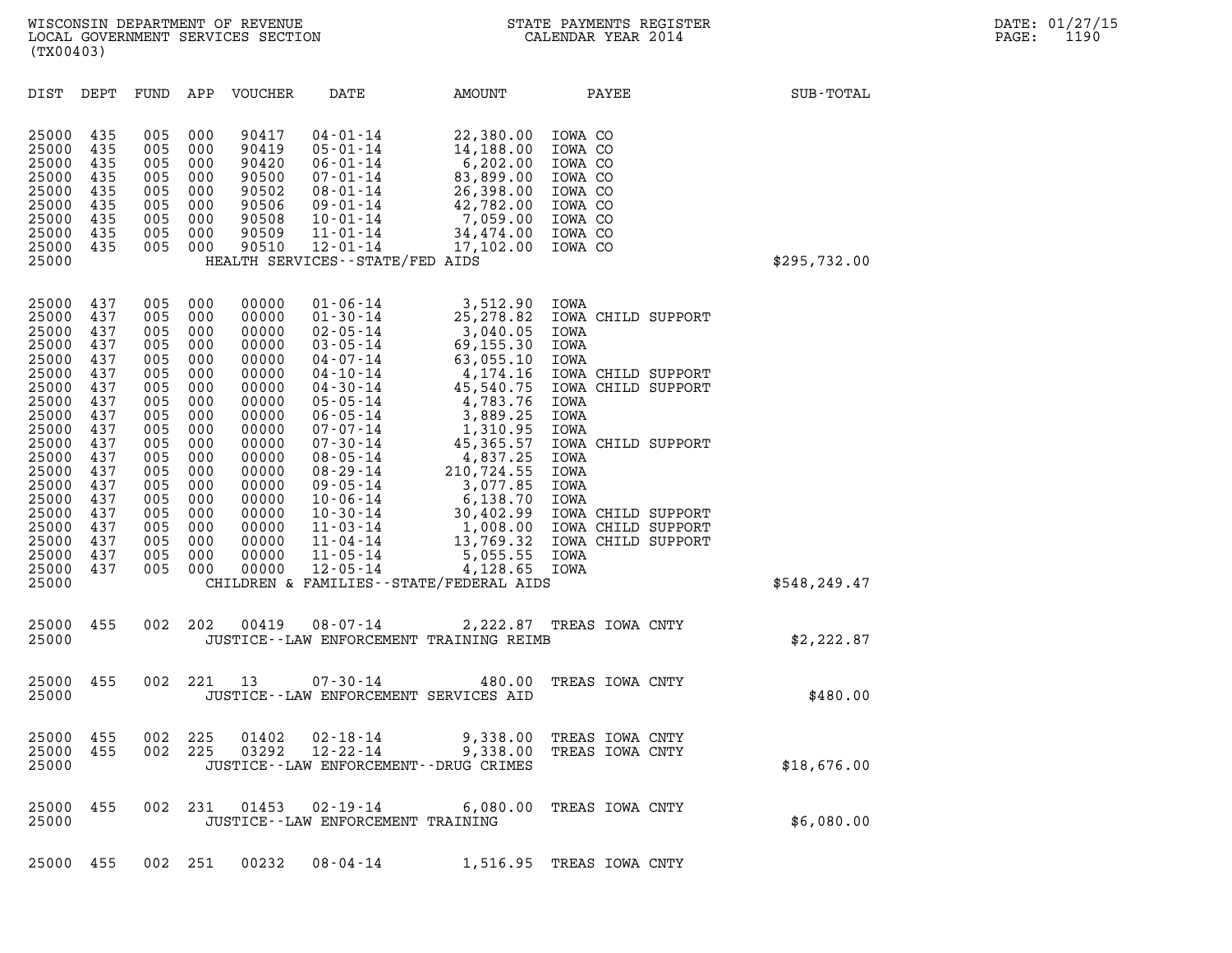WISCONSIN DEPARTMENT OF REVENUE
LOCAL GOVERNMENT SERVICES SECTION
(TX00403)

STATE PAYMENTS REGISTER
CALENDAR YEAR 2014

DATE: 01/27/15
PAGE: 1190

| DIST | DEPT | FUND | APP | VOUCHER | DATE | AMOUNT | PAYEE | SUB-TOTAL |
|---|---|---|---|---|---|---|---|---|
| 25000 | 435 | 005 | 000 | 90417 | 04-01-14 | 22,380.00 | IOWA CO | |
| 25000 | 435 | 005 | 000 | 90419 | 05-01-14 | 14,188.00 | IOWA CO | |
| 25000 | 435 | 005 | 000 | 90420 | 06-01-14 | 6,202.00 | IOWA CO | |
| 25000 | 435 | 005 | 000 | 90500 | 07-01-14 | 83,899.00 | IOWA CO | |
| 25000 | 435 | 005 | 000 | 90502 | 08-01-14 | 26,398.00 | IOWA CO | |
| 25000 | 435 | 005 | 000 | 90506 | 09-01-14 | 42,782.00 | IOWA CO | |
| 25000 | 435 | 005 | 000 | 90508 | 10-01-14 | 7,059.00 | IOWA CO | |
| 25000 | 435 | 005 | 000 | 90509 | 11-01-14 | 34,474.00 | IOWA CO | |
| 25000 | 435 | 005 | 000 | 90510 | 12-01-14 | 17,102.00 | IOWA CO | |
| 25000 | | | | | HEALTH SERVICES--STATE/FED AIDS | | | $295,732.00 |
| 25000 | 437 | 005 | 000 | 00000 | 01-06-14 | 3,512.90 | IOWA | |
| 25000 | 437 | 005 | 000 | 00000 | 01-30-14 | 25,278.82 | IOWA CHILD SUPPORT | |
| 25000 | 437 | 005 | 000 | 00000 | 02-05-14 | 3,040.05 | IOWA | |
| 25000 | 437 | 005 | 000 | 00000 | 03-05-14 | 69,155.30 | IOWA | |
| 25000 | 437 | 005 | 000 | 00000 | 04-07-14 | 63,055.10 | IOWA | |
| 25000 | 437 | 005 | 000 | 00000 | 04-10-14 | 4,174.16 | IOWA CHILD SUPPORT | |
| 25000 | 437 | 005 | 000 | 00000 | 04-30-14 | 45,540.75 | IOWA CHILD SUPPORT | |
| 25000 | 437 | 005 | 000 | 00000 | 05-05-14 | 4,783.76 | IOWA | |
| 25000 | 437 | 005 | 000 | 00000 | 06-05-14 | 3,889.25 | IOWA | |
| 25000 | 437 | 005 | 000 | 00000 | 07-07-14 | 1,310.95 | IOWA | |
| 25000 | 437 | 005 | 000 | 00000 | 07-30-14 | 45,365.57 | IOWA CHILD SUPPORT | |
| 25000 | 437 | 005 | 000 | 00000 | 08-05-14 | 4,837.25 | IOWA | |
| 25000 | 437 | 005 | 000 | 00000 | 08-29-14 | 210,724.55 | IOWA | |
| 25000 | 437 | 005 | 000 | 00000 | 09-05-14 | 3,077.85 | IOWA | |
| 25000 | 437 | 005 | 000 | 00000 | 10-06-14 | 6,138.70 | IOWA | |
| 25000 | 437 | 005 | 000 | 00000 | 10-30-14 | 30,402.99 | IOWA CHILD SUPPORT | |
| 25000 | 437 | 005 | 000 | 00000 | 11-03-14 | 1,008.00 | IOWA CHILD SUPPORT | |
| 25000 | 437 | 005 | 000 | 00000 | 11-04-14 | 13,769.32 | IOWA CHILD SUPPORT | |
| 25000 | 437 | 005 | 000 | 00000 | 11-05-14 | 5,055.55 | IOWA | |
| 25000 | 437 | 005 | 000 | 00000 | 12-05-14 | 4,128.65 | IOWA | |
| 25000 | | | | | CHILDREN & FAMILIES--STATE/FEDERAL AIDS | | | $548,249.47 |
| 25000 | 455 | 002 | 202 | 00419 | 08-07-14 | 2,222.87 | TREAS IOWA CNTY | |
| 25000 | | | | | JUSTICE--LAW ENFORCEMENT TRAINING REIMB | | | $2,222.87 |
| 25000 | 455 | 002 | 221 | 13 | 07-30-14 | 480.00 | TREAS IOWA CNTY | |
| 25000 | | | | | JUSTICE--LAW ENFORCEMENT SERVICES AID | | | $480.00 |
| 25000 | 455 | 002 | 225 | 01402 | 02-18-14 | 9,338.00 | TREAS IOWA CNTY | |
| 25000 | 455 | 002 | 225 | 03292 | 12-22-14 | 9,338.00 | TREAS IOWA CNTY | |
| 25000 | | | | | JUSTICE--LAW ENFORCEMENT--DRUG CRIMES | | | $18,676.00 |
| 25000 | 455 | 002 | 231 | 01453 | 02-19-14 | 6,080.00 | TREAS IOWA CNTY | |
| 25000 | | | | | JUSTICE--LAW ENFORCEMENT TRAINING | | | $6,080.00 |
| 25000 | 455 | 002 | 251 | 00232 | 08-04-14 | 1,516.95 | TREAS IOWA CNTY | |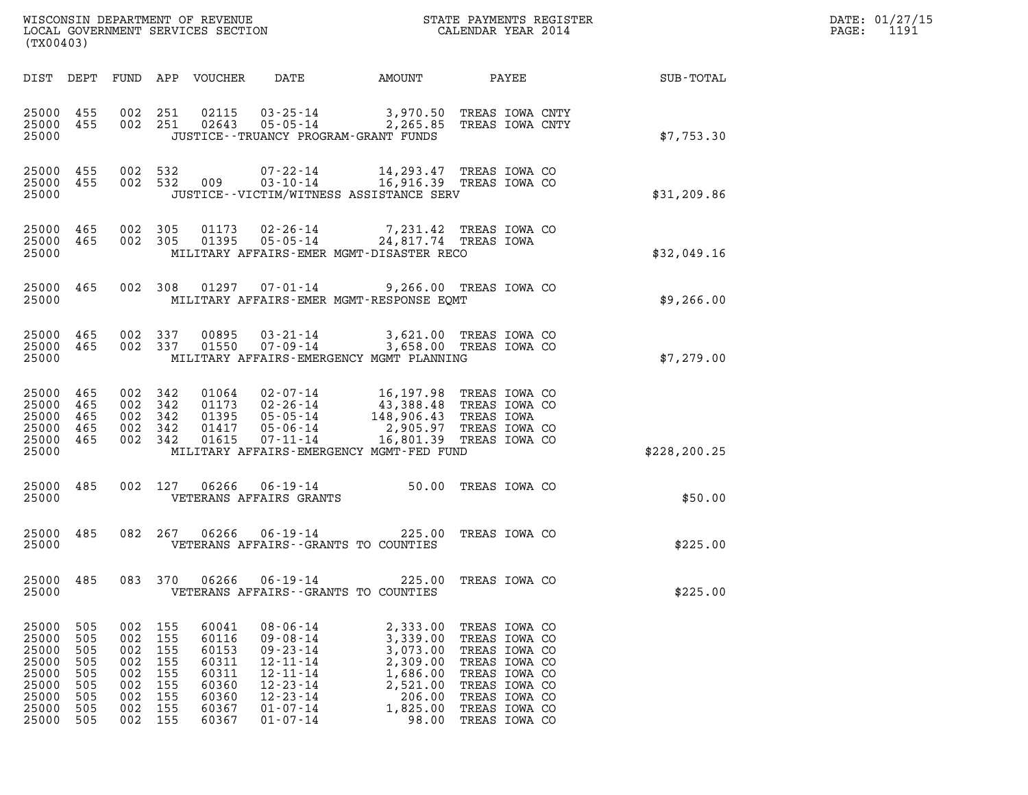WISCONSIN DEPARTMENT OF REVENUE
LOCAL GOVERNMENT SERVICES SECTION
(TX00403)

STATE PAYMENTS REGISTER
CALENDAR YEAR 2014

DATE: 01/27/15
PAGE: 1191

| DIST | DEPT | FUND | APP | VOUCHER | DATE | AMOUNT | PAYEE | SUB-TOTAL |
|---|---|---|---|---|---|---|---|---|
| 25000 | 455 | 002 | 251 | 02115 | 03-25-14 | 3,970.50 | TREAS IOWA CNTY | |
| 25000 | 455 | 002 | 251 | 02643 | 05-05-14 | 2,265.85 | TREAS IOWA CNTY | |
| 25000 | | | | | JUSTICE--TRUANCY PROGRAM-GRANT FUNDS | | | $7,753.30 |
| 25000 | 455 | 002 | 532 | | 07-22-14 | 14,293.47 | TREAS IOWA CO | |
| 25000 | 455 | 002 | 532 | 009 | 03-10-14 | 16,916.39 | TREAS IOWA CO | |
| 25000 | | | | | JUSTICE--VICTIM/WITNESS ASSISTANCE SERV | | | $31,209.86 |
| 25000 | 465 | 002 | 305 | 01173 | 02-26-14 | 7,231.42 | TREAS IOWA CO | |
| 25000 | 465 | 002 | 305 | 01395 | 05-05-14 | 24,817.74 | TREAS IOWA | |
| 25000 | | | | | MILITARY AFFAIRS-EMER MGMT-DISASTER RECO | | | $32,049.16 |
| 25000 | 465 | 002 | 308 | 01297 | 07-01-14 | 9,266.00 | TREAS IOWA CO | |
| 25000 | | | | | MILITARY AFFAIRS-EMER MGMT-RESPONSE EQMT | | | $9,266.00 |
| 25000 | 465 | 002 | 337 | 00895 | 03-21-14 | 3,621.00 | TREAS IOWA CO | |
| 25000 | 465 | 002 | 337 | 01550 | 07-09-14 | 3,658.00 | TREAS IOWA CO | |
| 25000 | | | | | MILITARY AFFAIRS-EMERGENCY MGMT PLANNING | | | $7,279.00 |
| 25000 | 465 | 002 | 342 | 01064 | 02-07-14 | 16,197.98 | TREAS IOWA CO | |
| 25000 | 465 | 002 | 342 | 01173 | 02-26-14 | 43,388.48 | TREAS IOWA CO | |
| 25000 | 465 | 002 | 342 | 01395 | 05-05-14 | 148,906.43 | TREAS IOWA | |
| 25000 | 465 | 002 | 342 | 01417 | 05-06-14 | 2,905.97 | TREAS IOWA CO | |
| 25000 | 465 | 002 | 342 | 01615 | 07-11-14 | 16,801.39 | TREAS IOWA CO | |
| 25000 | | | | | MILITARY AFFAIRS-EMERGENCY MGMT-FED FUND | | | $228,200.25 |
| 25000 | 485 | 002 | 127 | 06266 | 06-19-14 | 50.00 | TREAS IOWA CO | |
| 25000 | | | | | VETERANS AFFAIRS GRANTS | | | $50.00 |
| 25000 | 485 | 082 | 267 | 06266 | 06-19-14 | 225.00 | TREAS IOWA CO | |
| 25000 | | | | | VETERANS AFFAIRS--GRANTS TO COUNTIES | | | $225.00 |
| 25000 | 485 | 083 | 370 | 06266 | 06-19-14 | 225.00 | TREAS IOWA CO | |
| 25000 | | | | | VETERANS AFFAIRS--GRANTS TO COUNTIES | | | $225.00 |
| 25000 | 505 | 002 | 155 | 60041 | 08-06-14 | 2,333.00 | TREAS IOWA CO | |
| 25000 | 505 | 002 | 155 | 60116 | 09-08-14 | 3,339.00 | TREAS IOWA CO | |
| 25000 | 505 | 002 | 155 | 60153 | 09-23-14 | 3,073.00 | TREAS IOWA CO | |
| 25000 | 505 | 002 | 155 | 60311 | 12-11-14 | 2,309.00 | TREAS IOWA CO | |
| 25000 | 505 | 002 | 155 | 60311 | 12-11-14 | 1,686.00 | TREAS IOWA CO | |
| 25000 | 505 | 002 | 155 | 60360 | 12-23-14 | 2,521.00 | TREAS IOWA CO | |
| 25000 | 505 | 002 | 155 | 60360 | 12-23-14 | 206.00 | TREAS IOWA CO | |
| 25000 | 505 | 002 | 155 | 60367 | 01-07-14 | 1,825.00 | TREAS IOWA CO | |
| 25000 | 505 | 002 | 155 | 60367 | 01-07-14 | 98.00 | TREAS IOWA CO | |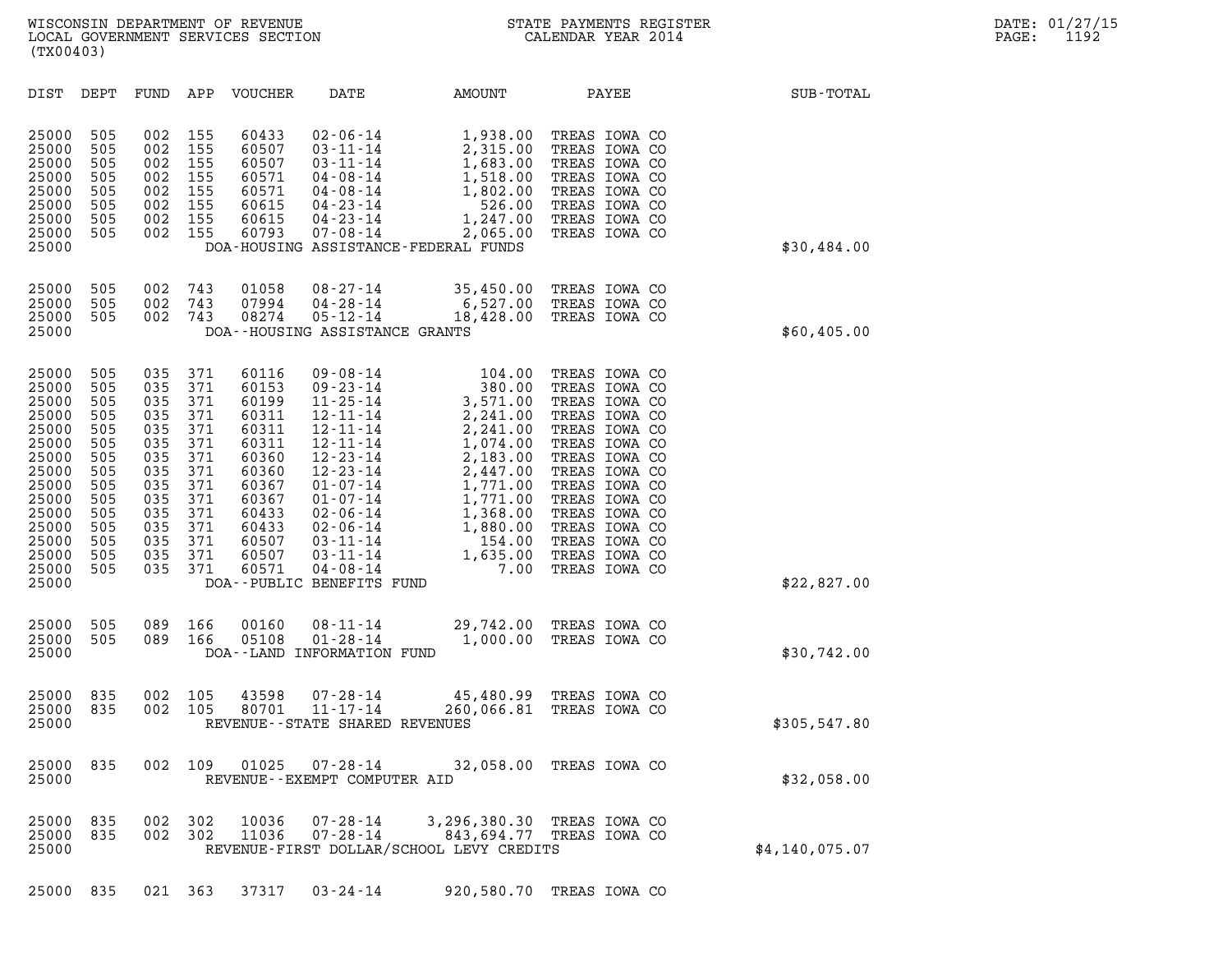WISCONSIN DEPARTMENT OF REVENUE
LOCAL GOVERNMENT SERVICES SECTION
(TX00403)

STATE PAYMENTS REGISTER
CALENDAR YEAR 2014

DATE: 01/27/15

| DIST | DEPT | FUND | APP | VOUCHER | DATE | AMOUNT | PAYEE | SUB-TOTAL |
|---|---|---|---|---|---|---|---|---|
| 25000 | 505 | 002 | 155 | 60433 | 02-06-14 | 1,938.00 | TREAS IOWA CO | |
| 25000 | 505 | 002 | 155 | 60507 | 03-11-14 | 2,315.00 | TREAS IOWA CO | |
| 25000 | 505 | 002 | 155 | 60507 | 03-11-14 | 1,683.00 | TREAS IOWA CO | |
| 25000 | 505 | 002 | 155 | 60571 | 04-08-14 | 1,518.00 | TREAS IOWA CO | |
| 25000 | 505 | 002 | 155 | 60571 | 04-08-14 | 1,802.00 | TREAS IOWA CO | |
| 25000 | 505 | 002 | 155 | 60615 | 04-23-14 | 526.00 | TREAS IOWA CO | |
| 25000 | 505 | 002 | 155 | 60615 | 04-23-14 | 1,247.00 | TREAS IOWA CO | |
| 25000 | 505 | 002 | 155 | 60793 | 07-08-14 | 2,065.00 | TREAS IOWA CO | |
| 25000 | | | | DOA-HOUSING ASSISTANCE-FEDERAL FUNDS | | | | $30,484.00 |
| 25000 | 505 | 002 | 743 | 01058 | 08-27-14 | 35,450.00 | TREAS IOWA CO | |
| 25000 | 505 | 002 | 743 | 07994 | 04-28-14 | 6,527.00 | TREAS IOWA CO | |
| 25000 | 505 | 002 | 743 | 08274 | 05-12-14 | 18,428.00 | TREAS IOWA CO | |
| 25000 | | | | DOA--HOUSING ASSISTANCE GRANTS | | | | $60,405.00 |
| 25000 | 505 | 035 | 371 | 60116 | 09-08-14 | 104.00 | TREAS IOWA CO | |
| 25000 | 505 | 035 | 371 | 60153 | 09-23-14 | 380.00 | TREAS IOWA CO | |
| 25000 | 505 | 035 | 371 | 60199 | 11-25-14 | 3,571.00 | TREAS IOWA CO | |
| 25000 | 505 | 035 | 371 | 60311 | 12-11-14 | 2,241.00 | TREAS IOWA CO | |
| 25000 | 505 | 035 | 371 | 60311 | 12-11-14 | 2,241.00 | TREAS IOWA CO | |
| 25000 | 505 | 035 | 371 | 60311 | 12-11-14 | 1,074.00 | TREAS IOWA CO | |
| 25000 | 505 | 035 | 371 | 60360 | 12-23-14 | 2,183.00 | TREAS IOWA CO | |
| 25000 | 505 | 035 | 371 | 60360 | 12-23-14 | 2,447.00 | TREAS IOWA CO | |
| 25000 | 505 | 035 | 371 | 60367 | 01-07-14 | 1,771.00 | TREAS IOWA CO | |
| 25000 | 505 | 035 | 371 | 60367 | 01-07-14 | 1,771.00 | TREAS IOWA CO | |
| 25000 | 505 | 035 | 371 | 60433 | 02-06-14 | 1,368.00 | TREAS IOWA CO | |
| 25000 | 505 | 035 | 371 | 60433 | 02-06-14 | 1,880.00 | TREAS IOWA CO | |
| 25000 | 505 | 035 | 371 | 60507 | 03-11-14 | 154.00 | TREAS IOWA CO | |
| 25000 | 505 | 035 | 371 | 60507 | 03-11-14 | 1,635.00 | TREAS IOWA CO | |
| 25000 | 505 | 035 | 371 | 60571 | 04-08-14 | 7.00 | TREAS IOWA CO | |
| 25000 | | | | DOA--PUBLIC BENEFITS FUND | | | | $22,827.00 |
| 25000 | 505 | 089 | 166 | 00160 | 08-11-14 | 29,742.00 | TREAS IOWA CO | |
| 25000 | 505 | 089 | 166 | 05108 | 01-28-14 | 1,000.00 | TREAS IOWA CO | |
| 25000 | | | | DOA--LAND INFORMATION FUND | | | | $30,742.00 |
| 25000 | 835 | 002 | 105 | 43598 | 07-28-14 | 45,480.99 | TREAS IOWA CO | |
| 25000 | 835 | 002 | 105 | 80701 | 11-17-14 | 260,066.81 | TREAS IOWA CO | |
| 25000 | | | | REVENUE--STATE SHARED REVENUES | | | | $305,547.80 |
| 25000 | 835 | 002 | 109 | 01025 | 07-28-14 | 32,058.00 | TREAS IOWA CO | |
| 25000 | | | | REVENUE--EXEMPT COMPUTER AID | | | | $32,058.00 |
| 25000 | 835 | 002 | 302 | 10036 | 07-28-14 | 3,296,380.30 | TREAS IOWA CO | |
| 25000 | 835 | 002 | 302 | 11036 | 07-28-14 | 843,694.77 | TREAS IOWA CO | |
| 25000 | | | | REVENUE-FIRST DOLLAR/SCHOOL LEVY CREDITS | | | | $4,140,075.07 |
| 25000 | 835 | 021 | 363 | 37317 | 03-24-14 | 920,580.70 | TREAS IOWA CO | |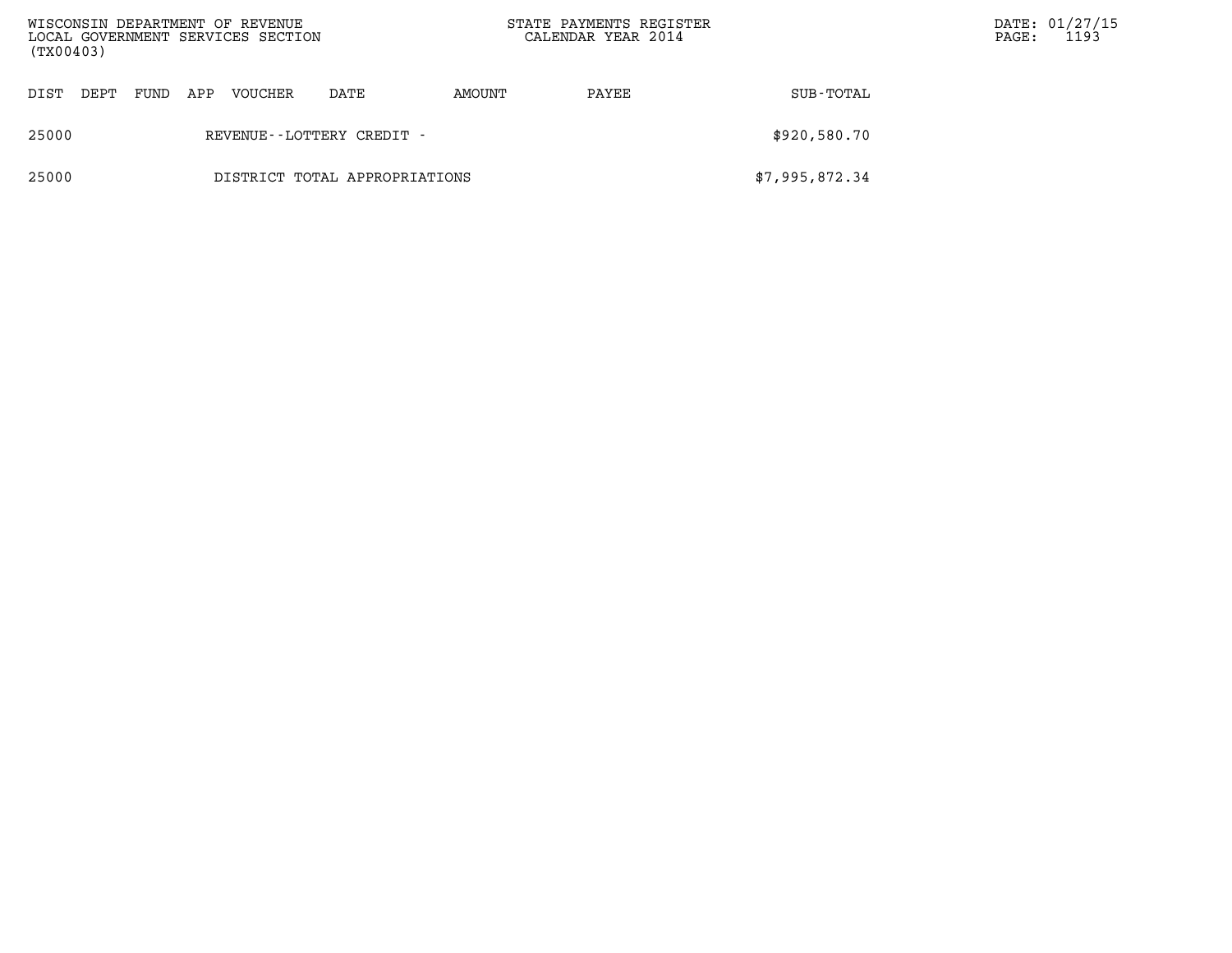| DIST | DEPT | FUND | APP | VOUCHER | DATE | AMOUNT | PAYEE | SUB-TOTAL |
|---|---|---|---|---|---|---|---|---|
| 25000 | | | | REVENUE--LOTTERY CREDIT - | | | | $920,580.70 |
| 25000 | | | | DISTRICT TOTAL APPROPRIATIONS | | | | $7,995,872.34 |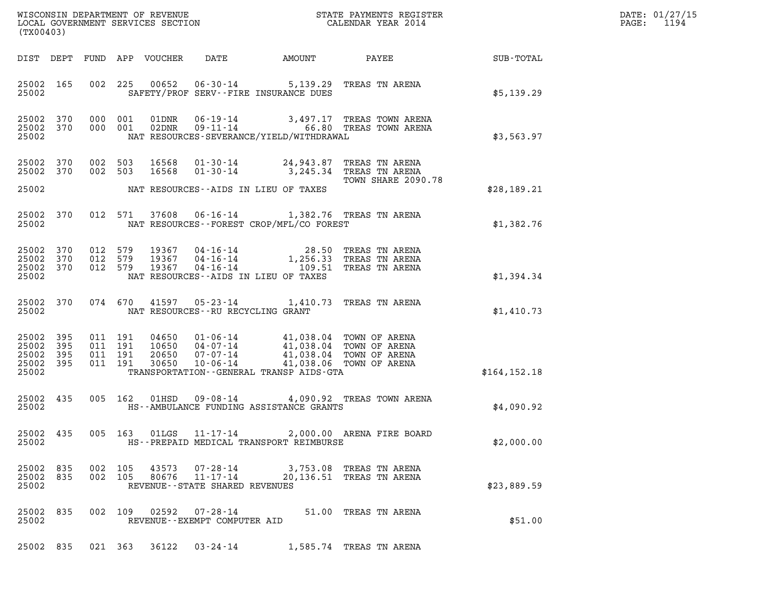WISCONSIN DEPARTMENT OF REVENUE
LOCAL GOVERNMENT SERVICES SECTION
(TX00403)

STATE PAYMENTS REGISTER
CALENDAR YEAR 2014

DATE: 01/27/15
PAGE: 1194

| DIST | DEPT | FUND | APP | VOUCHER | DATE | AMOUNT | PAYEE | SUB-TOTAL |
|---|---|---|---|---|---|---|---|---|
| 25002 | 165 | 002 | 225 | 00652 | 06-30-14 | 5,139.29 | TREAS TN ARENA | |
| 25002 | | | | | SAFETY/PROF SERV--FIRE INSURANCE DUES | | | $5,139.29 |
| 25002 | 370 | 000 | 001 | 01DNR | 06-19-14 | 3,497.17 | TREAS TOWN ARENA | |
| 25002 | 370 | 000 | 001 | 02DNR | 09-11-14 | 66.80 | TREAS TOWN ARENA | |
| 25002 | | | | | NAT RESOURCES-SEVERANCE/YIELD/WITHDRAWAL | | | $3,563.97 |
| 25002 | 370 | 002 | 503 | 16568 | 01-30-14 | 24,943.87 | TREAS TN ARENA | |
| 25002 | 370 | 002 | 503 | 16568 | 01-30-14 | 3,245.34 | TREAS TN ARENA<br>TOWN SHARE 2090.78 | |
| 25002 | | | | | NAT RESOURCES--AIDS IN LIEU OF TAXES | | | $28,189.21 |
| 25002 | 370 | 012 | 571 | 37608 | 06-16-14 | 1,382.76 | TREAS TN ARENA | |
| 25002 | | | | | NAT RESOURCES--FOREST CROP/MFL/CO FOREST | | | $1,382.76 |
| 25002 | 370 | 012 | 579 | 19367 | 04-16-14 | 28.50 | TREAS TN ARENA | |
| 25002 | 370 | 012 | 579 | 19367 | 04-16-14 | 1,256.33 | TREAS TN ARENA | |
| 25002 | 370 | 012 | 579 | 19367 | 04-16-14 | 109.51 | TREAS TN ARENA | |
| 25002 | | | | | NAT RESOURCES--AIDS IN LIEU OF TAXES | | | $1,394.34 |
| 25002 | 370 | 074 | 670 | 41597 | 05-23-14 | 1,410.73 | TREAS TN ARENA | |
| 25002 | | | | | NAT RESOURCES--RU RECYCLING GRANT | | | $1,410.73 |
| 25002 | 395 | 011 | 191 | 04650 | 01-06-14 | 41,038.04 | TOWN OF ARENA | |
| 25002 | 395 | 011 | 191 | 10650 | 04-07-14 | 41,038.04 | TOWN OF ARENA | |
| 25002 | 395 | 011 | 191 | 20650 | 07-07-14 | 41,038.04 | TOWN OF ARENA | |
| 25002 | 395 | 011 | 191 | 30650 | 10-06-14 | 41,038.06 | TOWN OF ARENA | |
| 25002 | | | | | TRANSPORTATION--GENERAL TRANSP AIDS-GTA | | | $164,152.18 |
| 25002 | 435 | 005 | 162 | 01HSD | 09-08-14 | 4,090.92 | TREAS TOWN ARENA | |
| 25002 | | | | | HS--AMBULANCE FUNDING ASSISTANCE GRANTS | | | $4,090.92 |
| 25002 | 435 | 005 | 163 | 01LGS | 11-17-14 | 2,000.00 | ARENA FIRE BOARD | |
| 25002 | | | | | HS--PREPAID MEDICAL TRANSPORT REIMBURSE | | | $2,000.00 |
| 25002 | 835 | 002 | 105 | 43573 | 07-28-14 | 3,753.08 | TREAS TN ARENA | |
| 25002 | 835 | 002 | 105 | 80676 | 11-17-14 | 20,136.51 | TREAS TN ARENA | |
| 25002 | | | | | REVENUE--STATE SHARED REVENUES | | | $23,889.59 |
| 25002 | 835 | 002 | 109 | 02592 | 07-28-14 | 51.00 | TREAS TN ARENA | |
| 25002 | | | | | REVENUE--EXEMPT COMPUTER AID | | | $51.00 |
| 25002 | 835 | 021 | 363 | 36122 | 03-24-14 | 1,585.74 | TREAS TN ARENA | |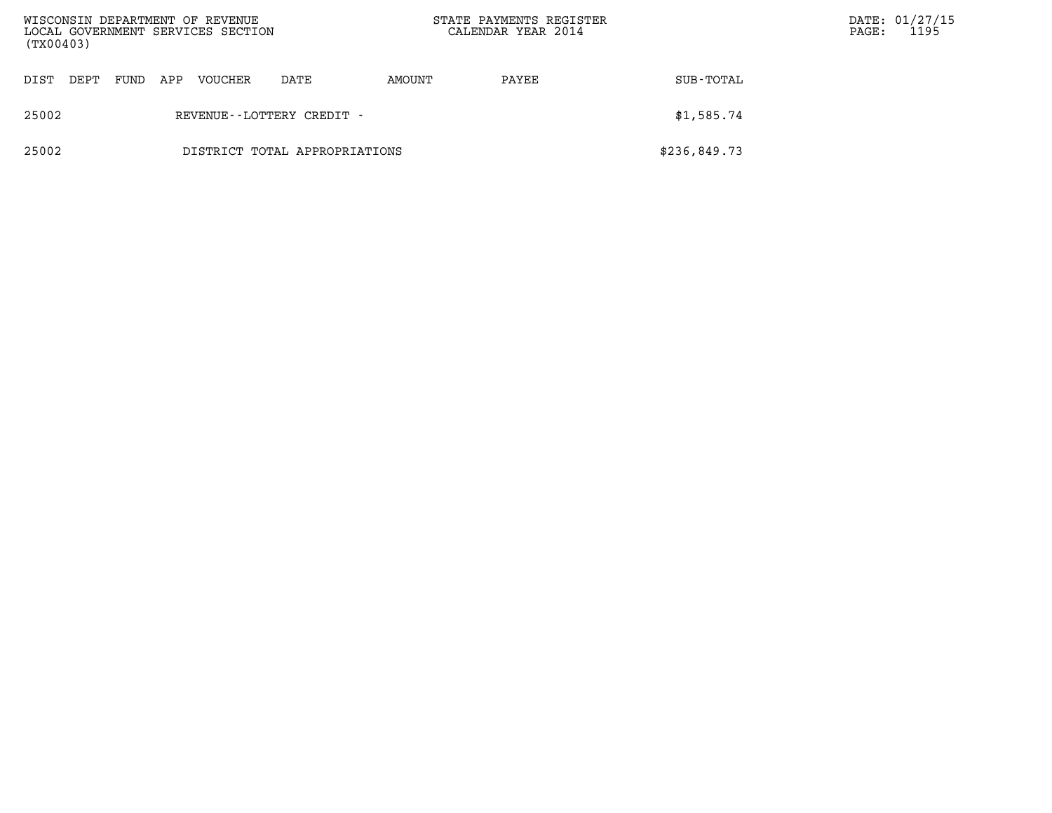| DIST | DEPT | FUND | APP | VOUCHER | DATE | AMOUNT | PAYEE | SUB-TOTAL |
|---|---|---|---|---|---|---|---|---|
| 25002 | | | | REVENUE--LOTTERY CREDIT - | | | | $1,585.74 |
| 25002 | | | | DISTRICT TOTAL APPROPRIATIONS | | | | $236,849.73 |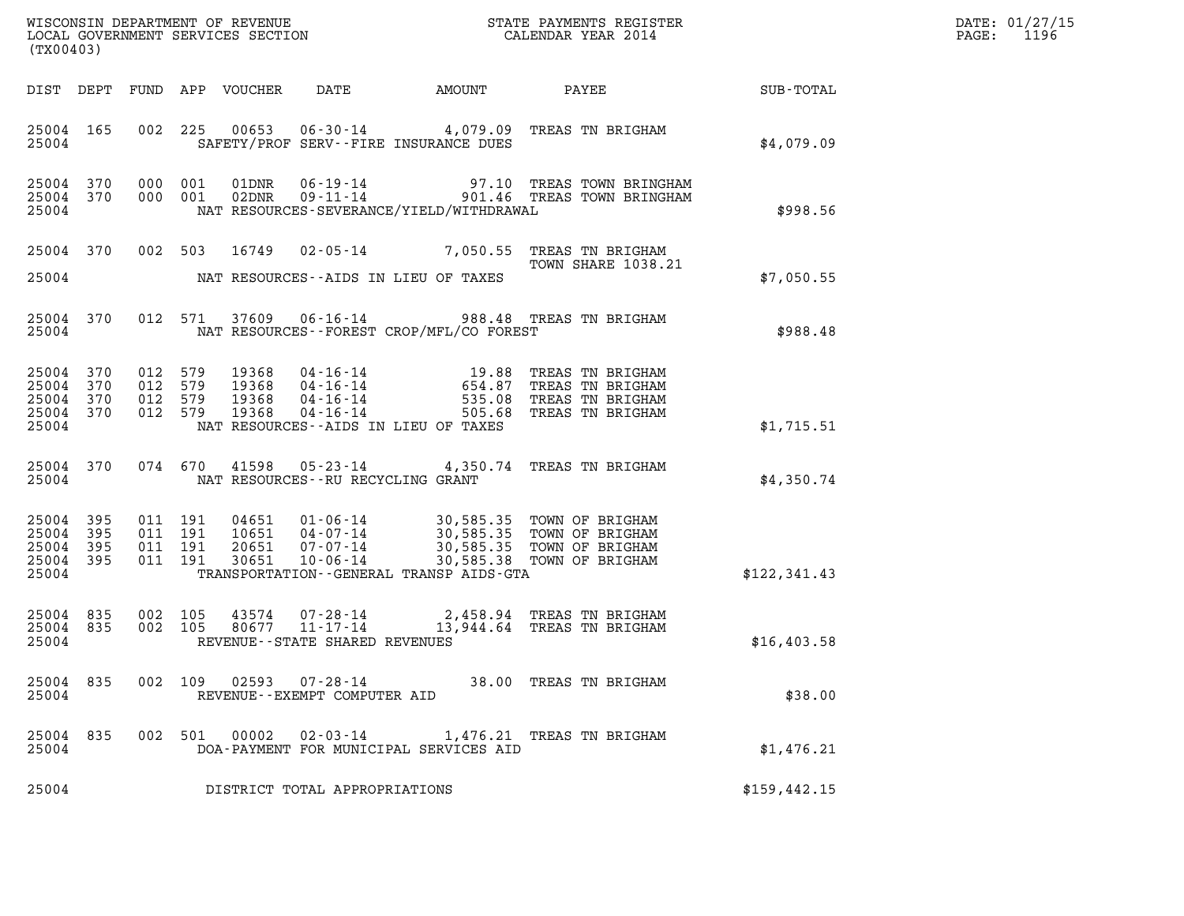WISCONSIN DEPARTMENT OF REVENUE
LOCAL GOVERNMENT SERVICES SECTION
(TX00403)

STATE PAYMENTS REGISTER
CALENDAR YEAR 2014

DATE: 01/27/15
PAGE: 1196

| DIST | DEPT | FUND | APP | VOUCHER | DATE | AMOUNT | PAYEE | SUB-TOTAL |
|---|---|---|---|---|---|---|---|---|
| 25004 | 165 | 002 | 225 | 00653 | 06-30-14 | 4,079.09 | TREAS TN BRIGHAM | |
| 25004 | | | | | SAFETY/PROF SERV--FIRE INSURANCE DUES | | | $4,079.09 |
| 25004 | 370 | 000 | 001 | 01DNR | 06-19-14 | 97.10 | TREAS TOWN BRINGHAM | |
| 25004 | 370 | 000 | 001 | 02DNR | 09-11-14 | 901.46 | TREAS TOWN BRINGHAM | |
| 25004 | | | | | NAT RESOURCES-SEVERANCE/YIELD/WITHDRAWAL | | | $998.56 |
| 25004 | 370 | 002 | 503 | 16749 | 02-05-14 | 7,050.55 | TREAS TN BRIGHAM TOWN SHARE 1038.21 | |
| 25004 | | | | | NAT RESOURCES--AIDS IN LIEU OF TAXES | | | $7,050.55 |
| 25004 | 370 | 012 | 571 | 37609 | 06-16-14 | 988.48 | TREAS TN BRIGHAM | |
| 25004 | | | | | NAT RESOURCES--FOREST CROP/MFL/CO FOREST | | | $988.48 |
| 25004 | 370 | 012 | 579 | 19368 | 04-16-14 | 19.88 | TREAS TN BRIGHAM | |
| 25004 | 370 | 012 | 579 | 19368 | 04-16-14 | 654.87 | TREAS TN BRIGHAM | |
| 25004 | 370 | 012 | 579 | 19368 | 04-16-14 | 535.08 | TREAS TN BRIGHAM | |
| 25004 | 370 | 012 | 579 | 19368 | 04-16-14 | 505.68 | TREAS TN BRIGHAM | |
| 25004 | | | | | NAT RESOURCES--AIDS IN LIEU OF TAXES | | | $1,715.51 |
| 25004 | 370 | 074 | 670 | 41598 | 05-23-14 | 4,350.74 | TREAS TN BRIGHAM | |
| 25004 | | | | | NAT RESOURCES--RU RECYCLING GRANT | | | $4,350.74 |
| 25004 | 395 | 011 | 191 | 04651 | 01-06-14 | 30,585.35 | TOWN OF BRIGHAM | |
| 25004 | 395 | 011 | 191 | 10651 | 04-07-14 | 30,585.35 | TOWN OF BRIGHAM | |
| 25004 | 395 | 011 | 191 | 20651 | 07-07-14 | 30,585.35 | TOWN OF BRIGHAM | |
| 25004 | 395 | 011 | 191 | 30651 | 10-06-14 | 30,585.38 | TOWN OF BRIGHAM | |
| 25004 | | | | | TRANSPORTATION--GENERAL TRANSP AIDS-GTA | | | $122,341.43 |
| 25004 | 835 | 002 | 105 | 43574 | 07-28-14 | 2,458.94 | TREAS TN BRIGHAM | |
| 25004 | 835 | 002 | 105 | 80677 | 11-17-14 | 13,944.64 | TREAS TN BRIGHAM | |
| 25004 | | | | | REVENUE--STATE SHARED REVENUES | | | $16,403.58 |
| 25004 | 835 | 002 | 109 | 02593 | 07-28-14 | 38.00 | TREAS TN BRIGHAM | |
| 25004 | | | | | REVENUE--EXEMPT COMPUTER AID | | | $38.00 |
| 25004 | 835 | 002 | 501 | 00002 | 02-03-14 | 1,476.21 | TREAS TN BRIGHAM | |
| 25004 | | | | | DOA-PAYMENT FOR MUNICIPAL SERVICES AID | | | $1,476.21 |
| 25004 | | | | | DISTRICT TOTAL APPROPRIATIONS | | | $159,442.15 |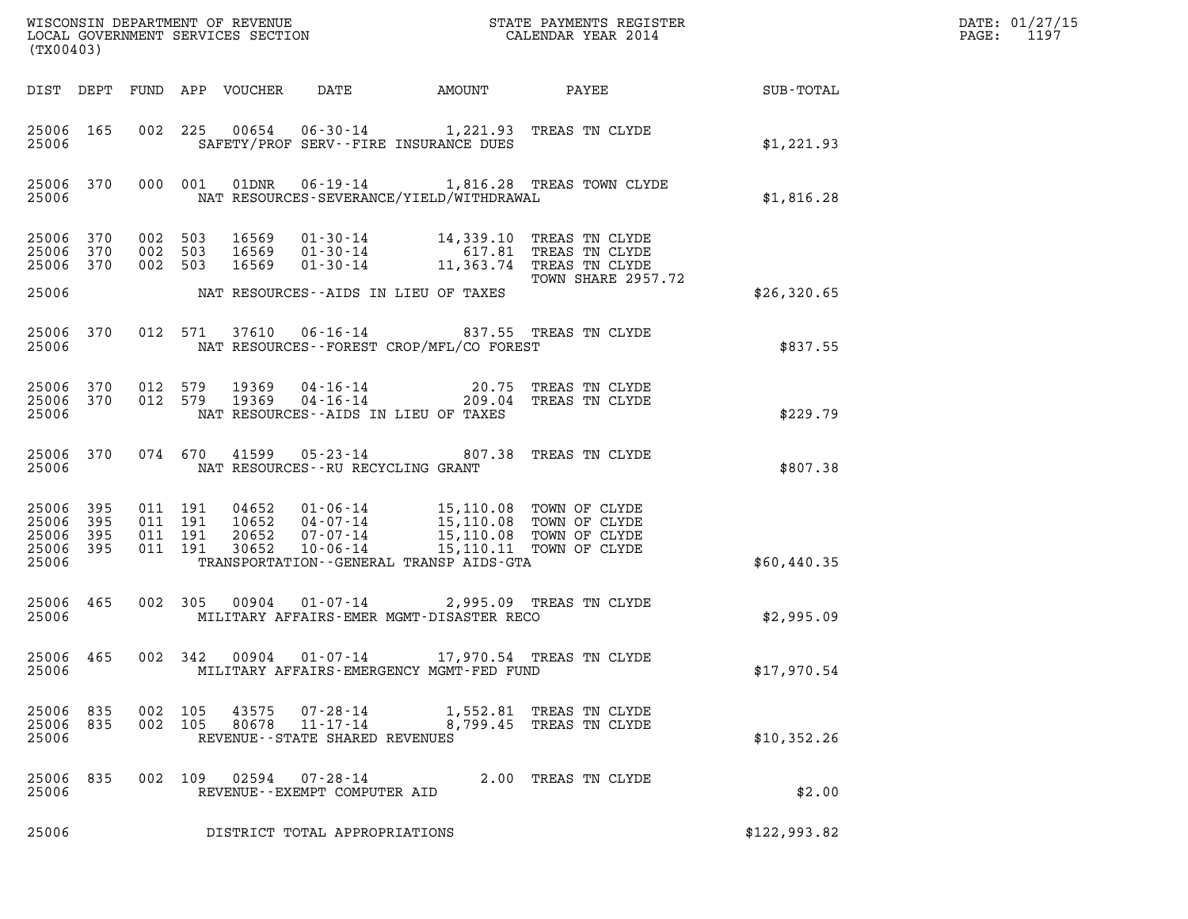WISCONSIN DEPARTMENT OF REVENUE
LOCAL GOVERNMENT SERVICES SECTION
(TX00403)

STATE PAYMENTS REGISTER
CALENDAR YEAR 2014

DATE: 01/27/15
PAGE: 1197

| DIST | DEPT | FUND | APP | VOUCHER | DATE | AMOUNT | PAYEE | SUB-TOTAL |
|---|---|---|---|---|---|---|---|---|
| 25006 | 165 | 002 | 225 | 00654 | 06-30-14 | 1,221.93 | TREAS TN CLYDE | |
| 25006 | | | | | SAFETY/PROF SERV--FIRE INSURANCE DUES | | | $1,221.93 |
| 25006 | 370 | 000 | 001 | 01DNR | 06-19-14 | 1,816.28 | TREAS TOWN CLYDE | |
| 25006 | | | | | NAT RESOURCES-SEVERANCE/YIELD/WITHDRAWAL | | | $1,816.28 |
| 25006 | 370 | 002 | 503 | 16569 | 01-30-14 | 14,339.10 | TREAS TN CLYDE | |
| 25006 | 370 | 002 | 503 | 16569 | 01-30-14 | 617.81 | TREAS TN CLYDE | |
| 25006 | 370 | 002 | 503 | 16569 | 01-30-14 | 11,363.74 | TREAS TN CLYDE | |
| | | | | | | | TOWN SHARE 2957.72 | |
| 25006 | | | | | NAT RESOURCES--AIDS IN LIEU OF TAXES | | | $26,320.65 |
| 25006 | 370 | 012 | 571 | 37610 | 06-16-14 | 837.55 | TREAS TN CLYDE | |
| 25006 | | | | | NAT RESOURCES--FOREST CROP/MFL/CO FOREST | | | $837.55 |
| 25006 | 370 | 012 | 579 | 19369 | 04-16-14 | 20.75 | TREAS TN CLYDE | |
| 25006 | 370 | 012 | 579 | 19369 | 04-16-14 | 209.04 | TREAS TN CLYDE | |
| 25006 | | | | | NAT RESOURCES--AIDS IN LIEU OF TAXES | | | $229.79 |
| 25006 | 370 | 074 | 670 | 41599 | 05-23-14 | 807.38 | TREAS TN CLYDE | |
| 25006 | | | | | NAT RESOURCES--RU RECYCLING GRANT | | | $807.38 |
| 25006 | 395 | 011 | 191 | 04652 | 01-06-14 | 15,110.08 | TOWN OF CLYDE | |
| 25006 | 395 | 011 | 191 | 10652 | 04-07-14 | 15,110.08 | TOWN OF CLYDE | |
| 25006 | 395 | 011 | 191 | 20652 | 07-07-14 | 15,110.08 | TOWN OF CLYDE | |
| 25006 | 395 | 011 | 191 | 30652 | 10-06-14 | 15,110.11 | TOWN OF CLYDE | |
| 25006 | | | | | TRANSPORTATION--GENERAL TRANSP AIDS-GTA | | | $60,440.35 |
| 25006 | 465 | 002 | 305 | 00904 | 01-07-14 | 2,995.09 | TREAS TN CLYDE | |
| 25006 | | | | | MILITARY AFFAIRS-EMER MGMT-DISASTER RECO | | | $2,995.09 |
| 25006 | 465 | 002 | 342 | 00904 | 01-07-14 | 17,970.54 | TREAS TN CLYDE | |
| 25006 | | | | | MILITARY AFFAIRS-EMERGENCY MGMT-FED FUND | | | $17,970.54 |
| 25006 | 835 | 002 | 105 | 43575 | 07-28-14 | 1,552.81 | TREAS TN CLYDE | |
| 25006 | 835 | 002 | 105 | 80678 | 11-17-14 | 8,799.45 | TREAS TN CLYDE | |
| 25006 | | | | | REVENUE--STATE SHARED REVENUES | | | $10,352.26 |
| 25006 | 835 | 002 | 109 | 02594 | 07-28-14 | 2.00 | TREAS TN CLYDE | |
| 25006 | | | | | REVENUE--EXEMPT COMPUTER AID | | | $2.00 |
| 25006 | | | | | DISTRICT TOTAL APPROPRIATIONS | | | $122,993.82 |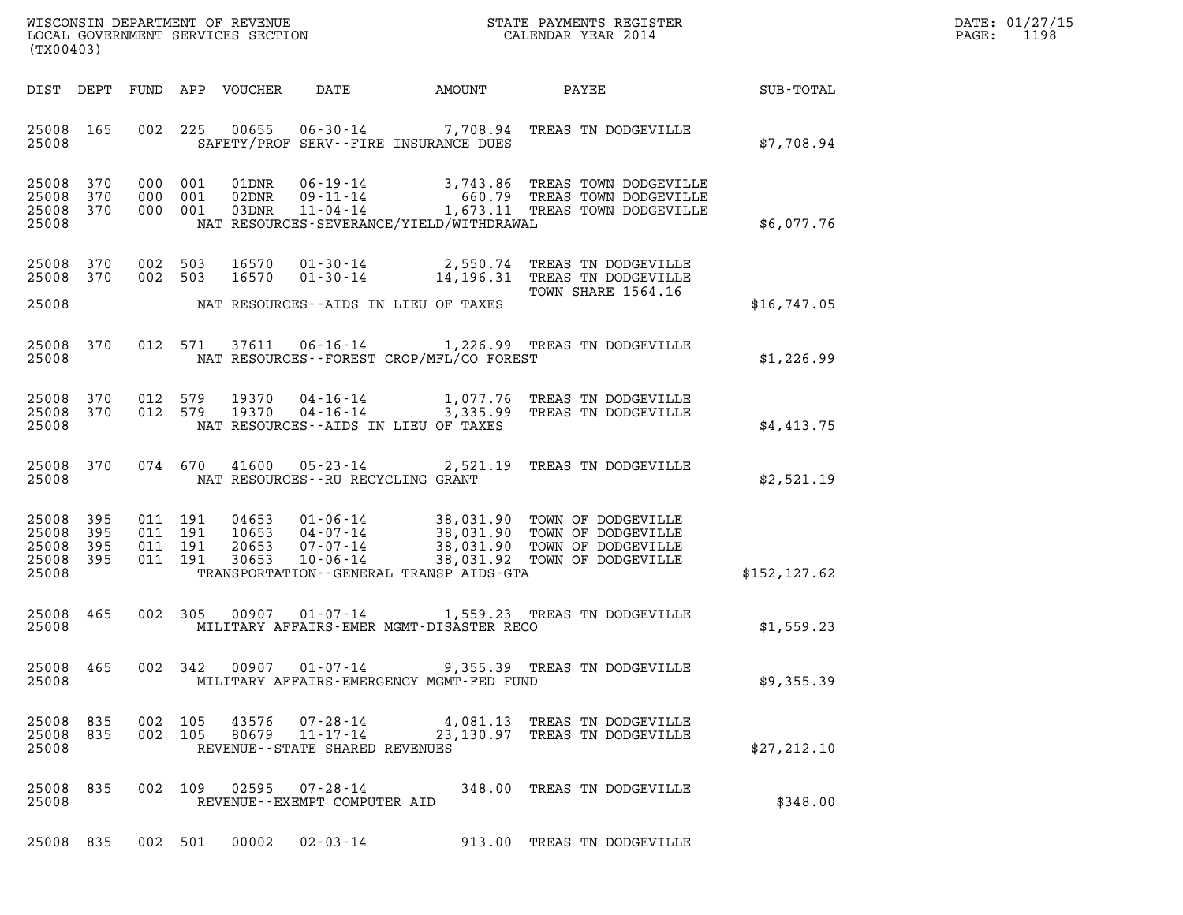WISCONSIN DEPARTMENT OF REVENUE
LOCAL GOVERNMENT SERVICES SECTION
(TX00403)

STATE PAYMENTS REGISTER
CALENDAR YEAR 2014

DATE: 01/27/15
PAGE: 1198

| DIST | DEPT | FUND | APP | VOUCHER | DATE | AMOUNT | PAYEE | SUB-TOTAL |
|---|---|---|---|---|---|---|---|---|
| 25008 | 165 | 002 | 225 | 00655 | 06-30-14 | 7,708.94 | TREAS TN DODGEVILLE | |
| 25008 | | | | | SAFETY/PROF SERV--FIRE INSURANCE DUES | | | $7,708.94 |
| 25008 | 370 | 000 | 001 | 01DNR | 06-19-14 | 3,743.86 | TREAS TOWN DODGEVILLE | |
| 25008 | 370 | 000 | 001 | 02DNR | 09-11-14 | 660.79 | TREAS TOWN DODGEVILLE | |
| 25008 | 370 | 000 | 001 | 03DNR | 11-04-14 | 1,673.11 | TREAS TOWN DODGEVILLE | |
| 25008 | | | | | NAT RESOURCES-SEVERANCE/YIELD/WITHDRAWAL | | | $6,077.76 |
| 25008 | 370 | 002 | 503 | 16570 | 01-30-14 | 2,550.74 | TREAS TN DODGEVILLE | |
| 25008 | 370 | 002 | 503 | 16570 | 01-30-14 | 14,196.31 | TREAS TN DODGEVILLE TOWN SHARE 1564.16 | |
| 25008 | | | | | NAT RESOURCES--AIDS IN LIEU OF TAXES | | | $16,747.05 |
| 25008 | 370 | 012 | 571 | 37611 | 06-16-14 | 1,226.99 | TREAS TN DODGEVILLE | |
| 25008 | | | | | NAT RESOURCES--FOREST CROP/MFL/CO FOREST | | | $1,226.99 |
| 25008 | 370 | 012 | 579 | 19370 | 04-16-14 | 1,077.76 | TREAS TN DODGEVILLE | |
| 25008 | 370 | 012 | 579 | 19370 | 04-16-14 | 3,335.99 | TREAS TN DODGEVILLE | |
| 25008 | | | | | NAT RESOURCES--AIDS IN LIEU OF TAXES | | | $4,413.75 |
| 25008 | 370 | 074 | 670 | 41600 | 05-23-14 | 2,521.19 | TREAS TN DODGEVILLE | |
| 25008 | | | | | NAT RESOURCES--RU RECYCLING GRANT | | | $2,521.19 |
| 25008 | 395 | 011 | 191 | 04653 | 01-06-14 | 38,031.90 | TOWN OF DODGEVILLE | |
| 25008 | 395 | 011 | 191 | 10653 | 04-07-14 | 38,031.90 | TOWN OF DODGEVILLE | |
| 25008 | 395 | 011 | 191 | 20653 | 07-07-14 | 38,031.90 | TOWN OF DODGEVILLE | |
| 25008 | 395 | 011 | 191 | 30653 | 10-06-14 | 38,031.92 | TOWN OF DODGEVILLE | |
| 25008 | | | | | TRANSPORTATION--GENERAL TRANSP AIDS-GTA | | | $152,127.62 |
| 25008 | 465 | 002 | 305 | 00907 | 01-07-14 | 1,559.23 | TREAS TN DODGEVILLE | |
| 25008 | | | | | MILITARY AFFAIRS-EMER MGMT-DISASTER RECO | | | $1,559.23 |
| 25008 | 465 | 002 | 342 | 00907 | 01-07-14 | 9,355.39 | TREAS TN DODGEVILLE | |
| 25008 | | | | | MILITARY AFFAIRS-EMERGENCY MGMT-FED FUND | | | $9,355.39 |
| 25008 | 835 | 002 | 105 | 43576 | 07-28-14 | 4,081.13 | TREAS TN DODGEVILLE | |
| 25008 | 835 | 002 | 105 | 80679 | 11-17-14 | 23,130.97 | TREAS TN DODGEVILLE | |
| 25008 | | | | | REVENUE--STATE SHARED REVENUES | | | $27,212.10 |
| 25008 | 835 | 002 | 109 | 02595 | 07-28-14 | 348.00 | TREAS TN DODGEVILLE | |
| 25008 | | | | | REVENUE--EXEMPT COMPUTER AID | | | $348.00 |
| 25008 | 835 | 002 | 501 | 00002 | 02-03-14 | 913.00 | TREAS TN DODGEVILLE | |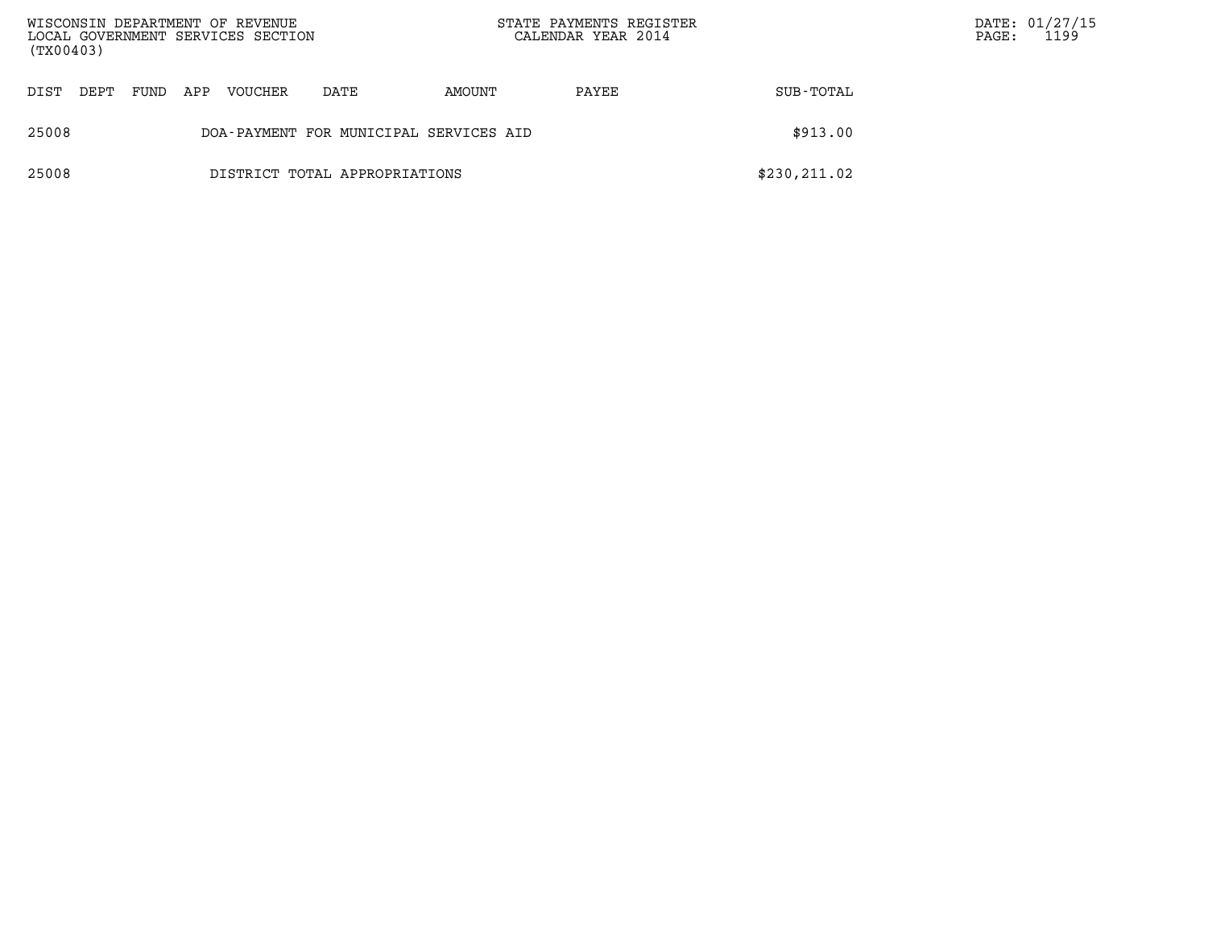| DIST | DEPT | FUND | APP | VOUCHER | DATE | AMOUNT | PAYEE | SUB-TOTAL |
|---|---|---|---|---|---|---|---|---|
| 25008 | | | | DOA-PAYMENT FOR MUNICIPAL SERVICES AID | | | | $913.00 |
| 25008 | | | | DISTRICT TOTAL APPROPRIATIONS | | | | $230,211.02 |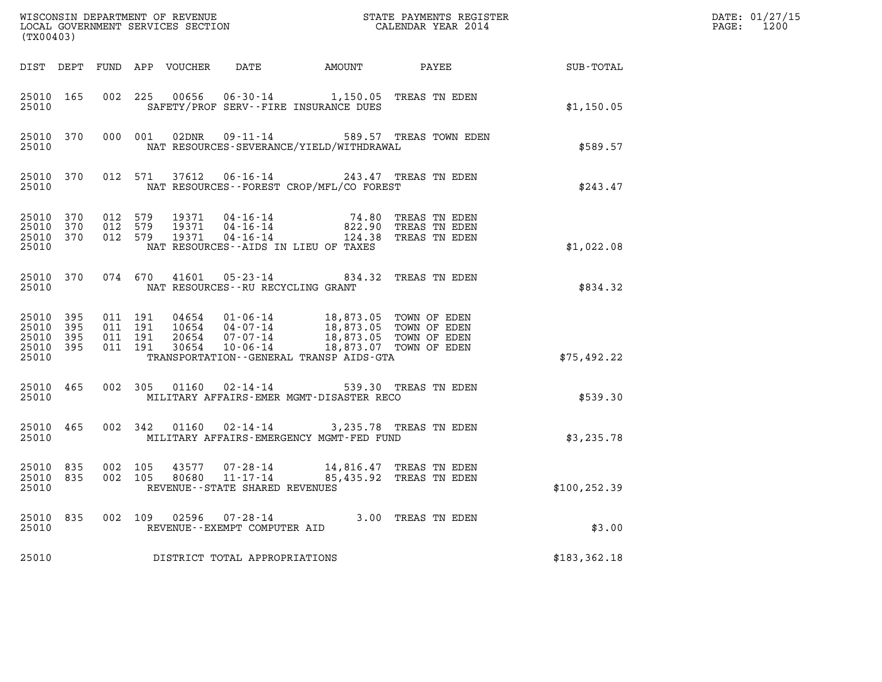WISCONSIN DEPARTMENT OF REVENUE
LOCAL GOVERNMENT SERVICES SECTION
(TX00403)

STATE PAYMENTS REGISTER
CALENDAR YEAR 2014

DATE: 01/27/15
PAGE: 1200

| DIST | DEPT | FUND | APP | VOUCHER | DATE | AMOUNT | PAYEE | SUB-TOTAL |
|---|---|---|---|---|---|---|---|---|
| 25010 | 165 | 002 | 225 | 00656 | 06-30-14 | 1,150.05 | TREAS TN EDEN | |
| 25010 | | | | | SAFETY/PROF SERV--FIRE INSURANCE DUES | | | $1,150.05 |
| 25010 | 370 | 000 | 001 | 02DNR | 09-11-14 | 589.57 | TREAS TOWN EDEN | |
| 25010 | | | | | NAT RESOURCES-SEVERANCE/YIELD/WITHDRAWAL | | | $589.57 |
| 25010 | 370 | 012 | 571 | 37612 | 06-16-14 | 243.47 | TREAS TN EDEN | |
| 25010 | | | | | NAT RESOURCES--FOREST CROP/MFL/CO FOREST | | | $243.47 |
| 25010 | 370 | 012 | 579 | 19371 | 04-16-14 | 74.80 | TREAS TN EDEN | |
| 25010 | 370 | 012 | 579 | 19371 | 04-16-14 | 822.90 | TREAS TN EDEN | |
| 25010 | 370 | 012 | 579 | 19371 | 04-16-14 | 124.38 | TREAS TN EDEN | |
| 25010 | | | | | NAT RESOURCES--AIDS IN LIEU OF TAXES | | | $1,022.08 |
| 25010 | 370 | 074 | 670 | 41601 | 05-23-14 | 834.32 | TREAS TN EDEN | |
| 25010 | | | | | NAT RESOURCES--RU RECYCLING GRANT | | | $834.32 |
| 25010 | 395 | 011 | 191 | 04654 | 01-06-14 | 18,873.05 | TOWN OF EDEN | |
| 25010 | 395 | 011 | 191 | 10654 | 04-07-14 | 18,873.05 | TOWN OF EDEN | |
| 25010 | 395 | 011 | 191 | 20654 | 07-07-14 | 18,873.05 | TOWN OF EDEN | |
| 25010 | 395 | 011 | 191 | 30654 | 10-06-14 | 18,873.07 | TOWN OF EDEN | |
| 25010 | | | | | TRANSPORTATION--GENERAL TRANSP AIDS-GTA | | | $75,492.22 |
| 25010 | 465 | 002 | 305 | 01160 | 02-14-14 | 539.30 | TREAS TN EDEN | |
| 25010 | | | | | MILITARY AFFAIRS-EMER MGMT-DISASTER RECO | | | $539.30 |
| 25010 | 465 | 002 | 342 | 01160 | 02-14-14 | 3,235.78 | TREAS TN EDEN | |
| 25010 | | | | | MILITARY AFFAIRS-EMERGENCY MGMT-FED FUND | | | $3,235.78 |
| 25010 | 835 | 002 | 105 | 43577 | 07-28-14 | 14,816.47 | TREAS TN EDEN | |
| 25010 | 835 | 002 | 105 | 80680 | 11-17-14 | 85,435.92 | TREAS TN EDEN | |
| 25010 | | | | | REVENUE--STATE SHARED REVENUES | | | $100,252.39 |
| 25010 | 835 | 002 | 109 | 02596 | 07-28-14 | 3.00 | TREAS TN EDEN | |
| 25010 | | | | | REVENUE--EXEMPT COMPUTER AID | | | $3.00 |
| 25010 | | | | | DISTRICT TOTAL APPROPRIATIONS | | | $183,362.18 |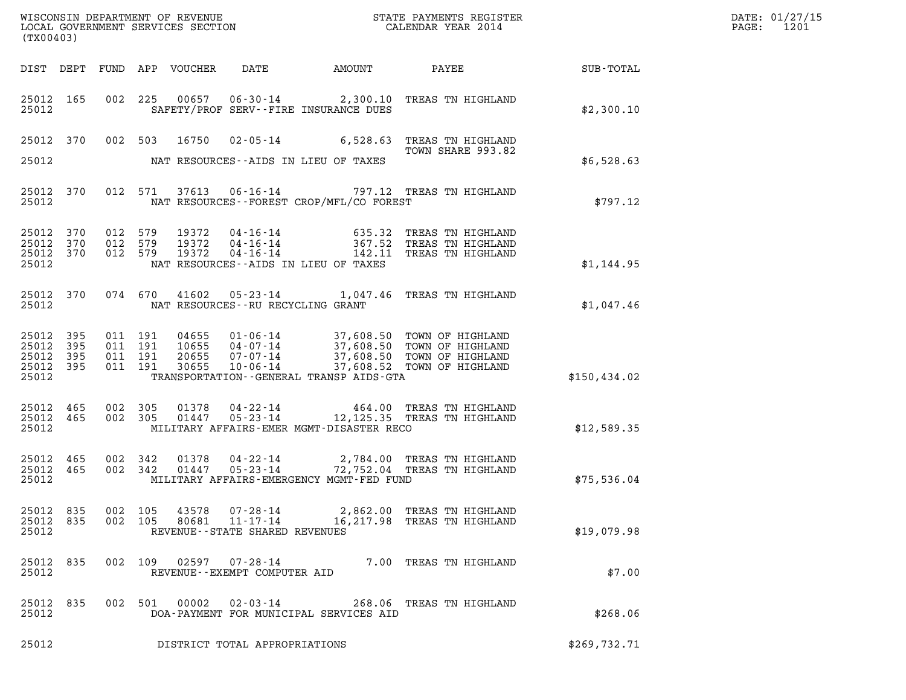WISCONSIN DEPARTMENT OF REVENUE
LOCAL GOVERNMENT SERVICES SECTION
(TX00403)

STATE PAYMENTS REGISTER
CALENDAR YEAR 2014

DATE: 01/27/15
PAGE: 1201

| DIST | DEPT | FUND | APP | VOUCHER | DATE | AMOUNT | PAYEE | SUB-TOTAL |
|---|---|---|---|---|---|---|---|---|
| 25012 | 165 | 002 | 225 | 00657 | 06-30-14 | 2,300.10 | TREAS TN HIGHLAND | |
| 25012 | | | | | SAFETY/PROF SERV--FIRE INSURANCE DUES | | | $2,300.10 |
| 25012 | 370 | 002 | 503 | 16750 | 02-05-14 | 6,528.63 | TREAS TN HIGHLAND TOWN SHARE 993.82 | |
| 25012 | | | | | NAT RESOURCES--AIDS IN LIEU OF TAXES | | | $6,528.63 |
| 25012 | 370 | 012 | 571 | 37613 | 06-16-14 | 797.12 | TREAS TN HIGHLAND | |
| 25012 | | | | | NAT RESOURCES--FOREST CROP/MFL/CO FOREST | | | $797.12 |
| 25012 | 370 | 012 | 579 | 19372 | 04-16-14 | 635.32 | TREAS TN HIGHLAND | |
| 25012 | 370 | 012 | 579 | 19372 | 04-16-14 | 367.52 | TREAS TN HIGHLAND | |
| 25012 | 370 | 012 | 579 | 19372 | 04-16-14 | 142.11 | TREAS TN HIGHLAND | |
| 25012 | | | | | NAT RESOURCES--AIDS IN LIEU OF TAXES | | | $1,144.95 |
| 25012 | 370 | 074 | 670 | 41602 | 05-23-14 | 1,047.46 | TREAS TN HIGHLAND | |
| 25012 | | | | | NAT RESOURCES--RU RECYCLING GRANT | | | $1,047.46 |
| 25012 | 395 | 011 | 191 | 04655 | 01-06-14 | 37,608.50 | TOWN OF HIGHLAND | |
| 25012 | 395 | 011 | 191 | 10655 | 04-07-14 | 37,608.50 | TOWN OF HIGHLAND | |
| 25012 | 395 | 011 | 191 | 20655 | 07-07-14 | 37,608.50 | TOWN OF HIGHLAND | |
| 25012 | 395 | 011 | 191 | 30655 | 10-06-14 | 37,608.52 | TOWN OF HIGHLAND | |
| 25012 | | | | | TRANSPORTATION--GENERAL TRANSP AIDS-GTA | | | $150,434.02 |
| 25012 | 465 | 002 | 305 | 01378 | 04-22-14 | 464.00 | TREAS TN HIGHLAND | |
| 25012 | 465 | 002 | 305 | 01447 | 05-23-14 | 12,125.35 | TREAS TN HIGHLAND | |
| 25012 | | | | | MILITARY AFFAIRS-EMER MGMT-DISASTER RECO | | | $12,589.35 |
| 25012 | 465 | 002 | 342 | 01378 | 04-22-14 | 2,784.00 | TREAS TN HIGHLAND | |
| 25012 | 465 | 002 | 342 | 01447 | 05-23-14 | 72,752.04 | TREAS TN HIGHLAND | |
| 25012 | | | | | MILITARY AFFAIRS-EMERGENCY MGMT-FED FUND | | | $75,536.04 |
| 25012 | 835 | 002 | 105 | 43578 | 07-28-14 | 2,862.00 | TREAS TN HIGHLAND | |
| 25012 | 835 | 002 | 105 | 80681 | 11-17-14 | 16,217.98 | TREAS TN HIGHLAND | |
| 25012 | | | | | REVENUE--STATE SHARED REVENUES | | | $19,079.98 |
| 25012 | 835 | 002 | 109 | 02597 | 07-28-14 | 7.00 | TREAS TN HIGHLAND | |
| 25012 | | | | | REVENUE--EXEMPT COMPUTER AID | | | $7.00 |
| 25012 | 835 | 002 | 501 | 00002 | 02-03-14 | 268.06 | TREAS TN HIGHLAND | |
| 25012 | | | | | DOA-PAYMENT FOR MUNICIPAL SERVICES AID | | | $268.06 |
| 25012 | | | | | DISTRICT TOTAL APPROPRIATIONS | | | $269,732.71 |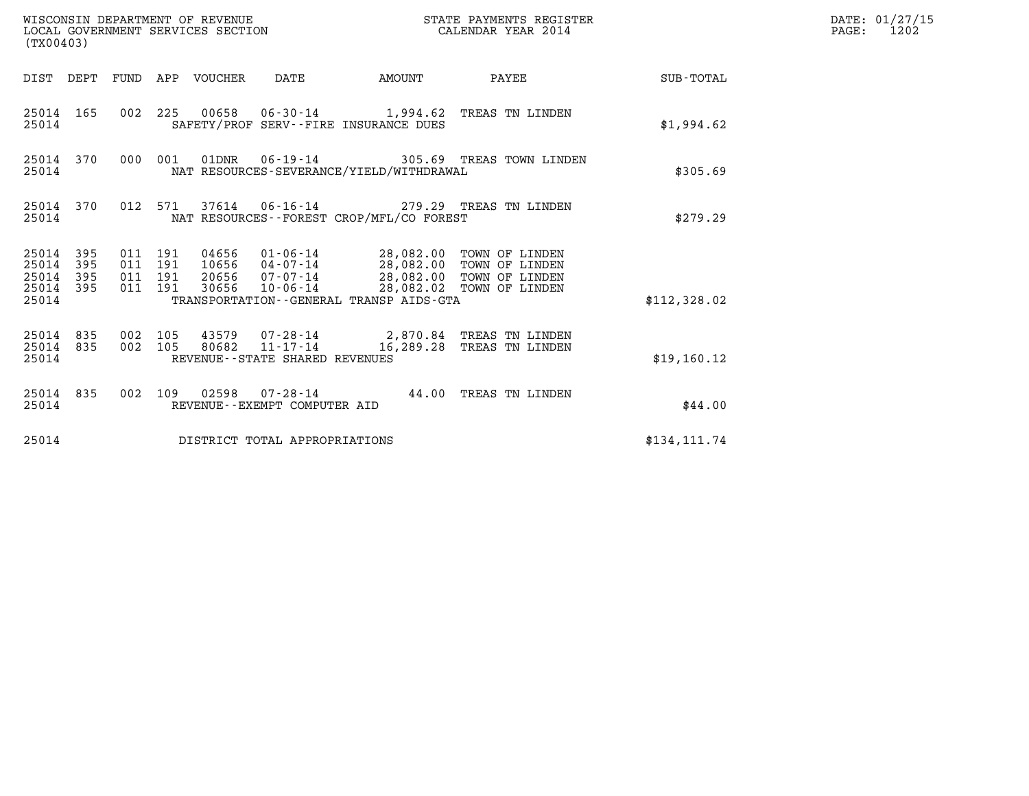WISCONSIN DEPARTMENT OF REVENUE
LOCAL GOVERNMENT SERVICES SECTION
(TX00403)

STATE PAYMENTS REGISTER
CALENDAR YEAR 2014

DATE: 01/27/15
PAGE: 1202

| DIST | DEPT | FUND | APP | VOUCHER | DATE | AMOUNT | PAYEE | SUB-TOTAL |
|---|---|---|---|---|---|---|---|---|
| 25014 | 165 | 002 | 225 | 00658 | 06-30-14 | 1,994.62 | TREAS TN LINDEN | |
| 25014 | | | | SAFETY/PROF SERV--FIRE INSURANCE DUES | | | | $1,994.62 |
| 25014 | 370 | 000 | 001 | 01DNR | 06-19-14 | 305.69 | TREAS TOWN LINDEN | |
| 25014 | | | | NAT RESOURCES-SEVERANCE/YIELD/WITHDRAWAL | | | | $305.69 |
| 25014 | 370 | 012 | 571 | 37614 | 06-16-14 | 279.29 | TREAS TN LINDEN | |
| 25014 | | | | NAT RESOURCES--FOREST CROP/MFL/CO FOREST | | | | $279.29 |
| 25014 | 395 | 011 | 191 | 04656 | 01-06-14 | 28,082.00 | TOWN OF LINDEN | |
| 25014 | 395 | 011 | 191 | 10656 | 04-07-14 | 28,082.00 | TOWN OF LINDEN | |
| 25014 | 395 | 011 | 191 | 20656 | 07-07-14 | 28,082.00 | TOWN OF LINDEN | |
| 25014 | 395 | 011 | 191 | 30656 | 10-06-14 | 28,082.02 | TOWN OF LINDEN | |
| 25014 | | | | TRANSPORTATION--GENERAL TRANSP AIDS-GTA | | | | $112,328.02 |
| 25014 | 835 | 002 | 105 | 43579 | 07-28-14 | 2,870.84 | TREAS TN LINDEN | |
| 25014 | 835 | 002 | 105 | 80682 | 11-17-14 | 16,289.28 | TREAS TN LINDEN | |
| 25014 | | | | REVENUE--STATE SHARED REVENUES | | | | $19,160.12 |
| 25014 | 835 | 002 | 109 | 02598 | 07-28-14 | 44.00 | TREAS TN LINDEN | |
| 25014 | | | | REVENUE--EXEMPT COMPUTER AID | | | | $44.00 |
| 25014 | | | | DISTRICT TOTAL APPROPRIATIONS | | | | $134,111.74 |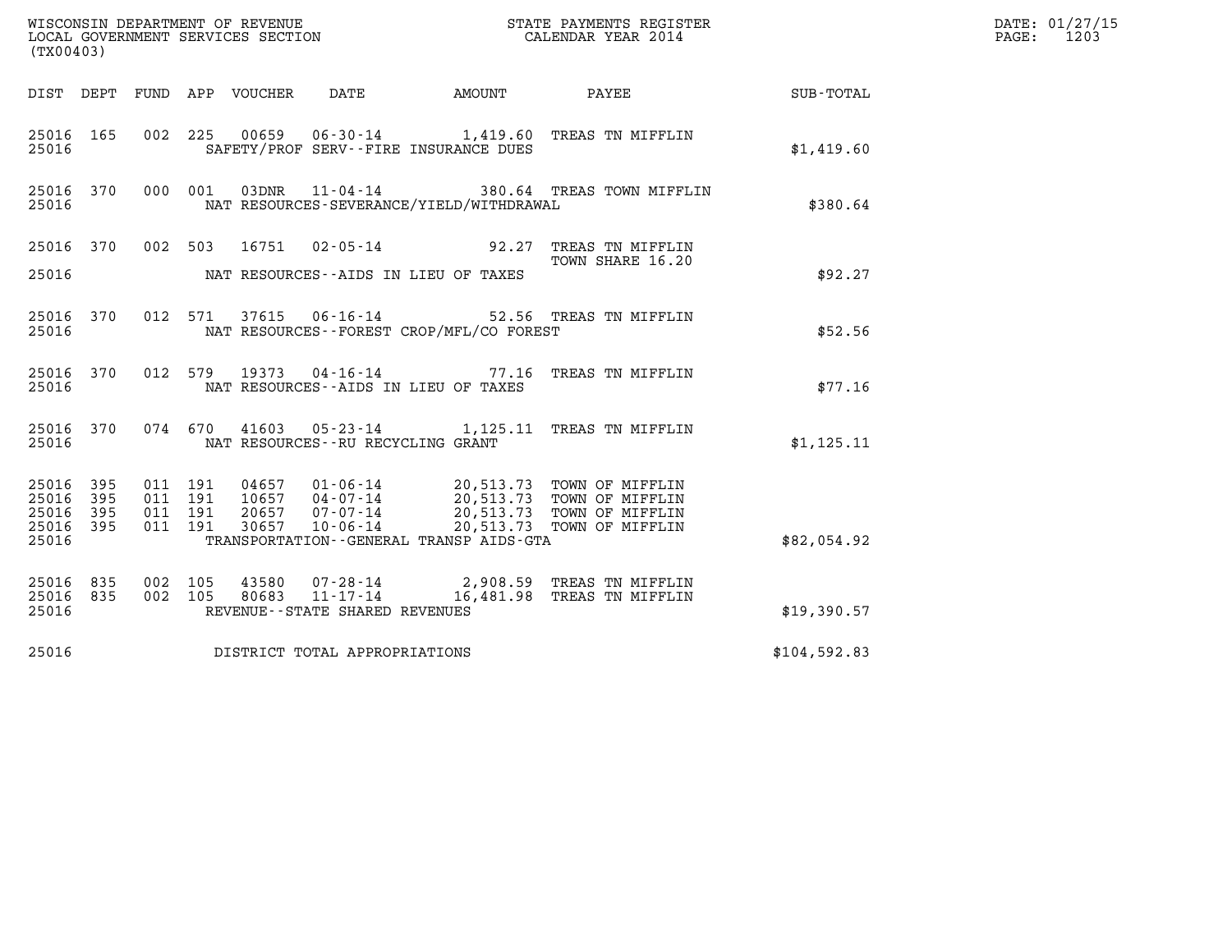WISCONSIN DEPARTMENT OF REVENUE
LOCAL GOVERNMENT SERVICES SECTION
(TX00403)

STATE PAYMENTS REGISTER
CALENDAR YEAR 2014

DATE: 01/27/15
PAGE: 1203

| DIST | DEPT | FUND | APP | VOUCHER | DATE | AMOUNT | PAYEE | SUB-TOTAL |
|---|---|---|---|---|---|---|---|---|
| 25016 | 165 | 002 | 225 | 00659 | 06-30-14 | 1,419.60 | TREAS TN MIFFLIN | |
| 25016 | | | | SAFETY/PROF SERV--FIRE INSURANCE DUES | | | | $1,419.60 |
| 25016 | 370 | 000 | 001 | 03DNR | 11-04-14 | 380.64 | TREAS TOWN MIFFLIN | |
| 25016 | | | | NAT RESOURCES-SEVERANCE/YIELD/WITHDRAWAL | | | | $380.64 |
| 25016 | 370 | 002 | 503 | 16751 | 02-05-14 | 92.27 | TREAS TN MIFFLIN TOWN SHARE 16.20 | |
| 25016 | | | | NAT RESOURCES--AIDS IN LIEU OF TAXES | | | | $92.27 |
| 25016 | 370 | 012 | 571 | 37615 | 06-16-14 | 52.56 | TREAS TN MIFFLIN | |
| 25016 | | | | NAT RESOURCES--FOREST CROP/MFL/CO FOREST | | | | $52.56 |
| 25016 | 370 | 012 | 579 | 19373 | 04-16-14 | 77.16 | TREAS TN MIFFLIN | |
| 25016 | | | | NAT RESOURCES--AIDS IN LIEU OF TAXES | | | | $77.16 |
| 25016 | 370 | 074 | 670 | 41603 | 05-23-14 | 1,125.11 | TREAS TN MIFFLIN | |
| 25016 | | | | NAT RESOURCES--RU RECYCLING GRANT | | | | $1,125.11 |
| 25016 | 395 | 011 | 191 | 04657 | 01-06-14 | 20,513.73 | TOWN OF MIFFLIN | |
| 25016 | 395 | 011 | 191 | 10657 | 04-07-14 | 20,513.73 | TOWN OF MIFFLIN | |
| 25016 | 395 | 011 | 191 | 20657 | 07-07-14 | 20,513.73 | TOWN OF MIFFLIN | |
| 25016 | 395 | 011 | 191 | 30657 | 10-06-14 | 20,513.73 | TOWN OF MIFFLIN | |
| 25016 | | | | TRANSPORTATION--GENERAL TRANSP AIDS-GTA | | | | $82,054.92 |
| 25016 | 835 | 002 | 105 | 43580 | 07-28-14 | 2,908.59 | TREAS TN MIFFLIN | |
| 25016 | 835 | 002 | 105 | 80683 | 11-17-14 | 16,481.98 | TREAS TN MIFFLIN | |
| 25016 | | | | REVENUE--STATE SHARED REVENUES | | | | $19,390.57 |
| 25016 | | | | DISTRICT TOTAL APPROPRIATIONS | | | | $104,592.83 |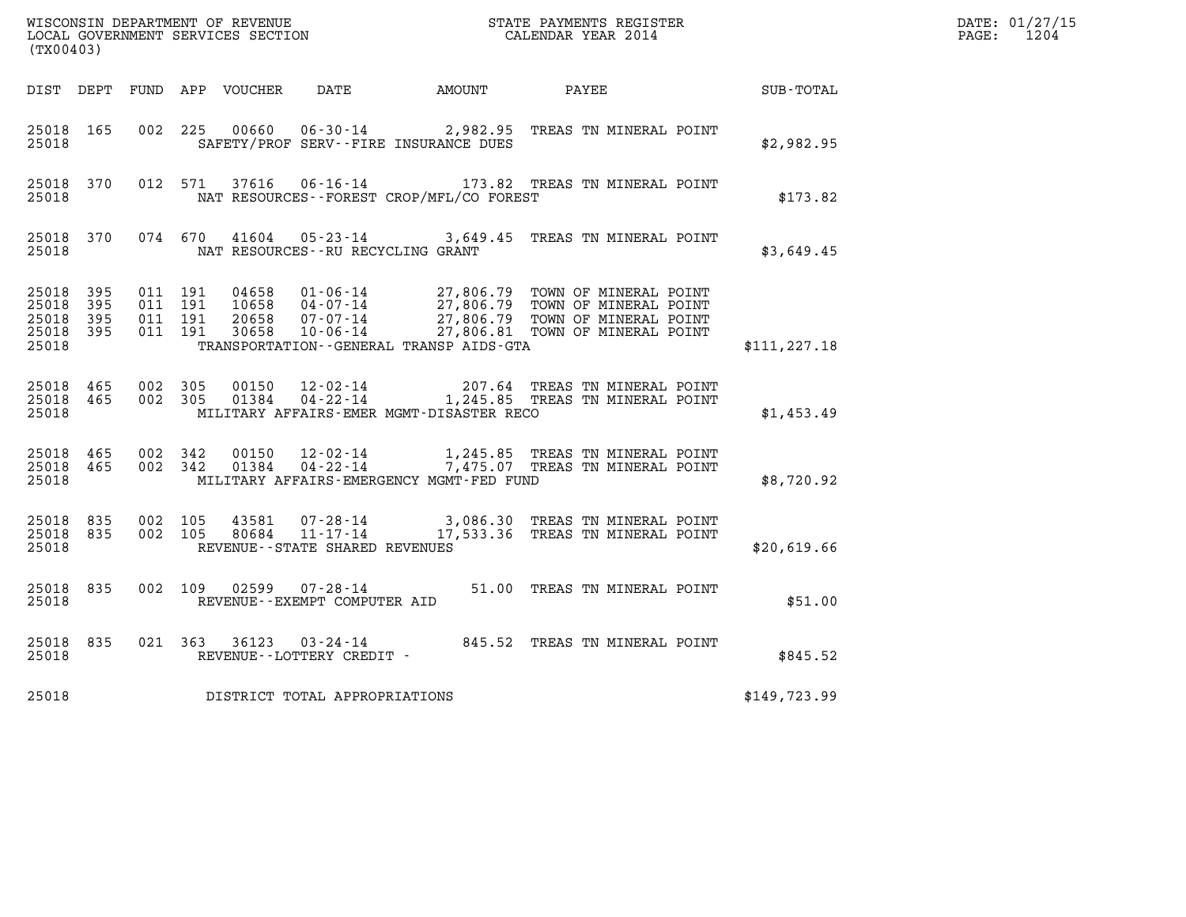WISCONSIN DEPARTMENT OF REVENUE
LOCAL GOVERNMENT SERVICES SECTION
(TX00403)

STATE PAYMENTS REGISTER
CALENDAR YEAR 2014

DATE: 01/27/15
PAGE: 1204

| DIST | DEPT | FUND | APP | VOUCHER | DATE | AMOUNT | PAYEE | SUB-TOTAL |
|---|---|---|---|---|---|---|---|---|
| 25018 | 165 | 002 | 225 | 00660 | 06-30-14 | 2,982.95 | TREAS TN MINERAL POINT | |
| 25018 | | | | | SAFETY/PROF SERV--FIRE INSURANCE DUES | | | $2,982.95 |
| 25018 | 370 | 012 | 571 | 37616 | 06-16-14 | 173.82 | TREAS TN MINERAL POINT | |
| 25018 | | | | | NAT RESOURCES--FOREST CROP/MFL/CO FOREST | | | $173.82 |
| 25018 | 370 | 074 | 670 | 41604 | 05-23-14 | 3,649.45 | TREAS TN MINERAL POINT | |
| 25018 | | | | | NAT RESOURCES--RU RECYCLING GRANT | | | $3,649.45 |
| 25018 | 395 | 011 | 191 | 04658 | 01-06-14 | 27,806.79 | TOWN OF MINERAL POINT | |
| 25018 | 395 | 011 | 191 | 10658 | 04-07-14 | 27,806.79 | TOWN OF MINERAL POINT | |
| 25018 | 395 | 011 | 191 | 20658 | 07-07-14 | 27,806.79 | TOWN OF MINERAL POINT | |
| 25018 | 395 | 011 | 191 | 30658 | 10-06-14 | 27,806.81 | TOWN OF MINERAL POINT | |
| 25018 | | | | | TRANSPORTATION--GENERAL TRANSP AIDS-GTA | | | $111,227.18 |
| 25018 | 465 | 002 | 305 | 00150 | 12-02-14 | 207.64 | TREAS TN MINERAL POINT | |
| 25018 | 465 | 002 | 305 | 01384 | 04-22-14 | 1,245.85 | TREAS TN MINERAL POINT | |
| 25018 | | | | | MILITARY AFFAIRS-EMER MGMT-DISASTER RECO | | | $1,453.49 |
| 25018 | 465 | 002 | 342 | 00150 | 12-02-14 | 1,245.85 | TREAS TN MINERAL POINT | |
| 25018 | 465 | 002 | 342 | 01384 | 04-22-14 | 7,475.07 | TREAS TN MINERAL POINT | |
| 25018 | | | | | MILITARY AFFAIRS-EMERGENCY MGMT-FED FUND | | | $8,720.92 |
| 25018 | 835 | 002 | 105 | 43581 | 07-28-14 | 3,086.30 | TREAS TN MINERAL POINT | |
| 25018 | 835 | 002 | 105 | 80684 | 11-17-14 | 17,533.36 | TREAS TN MINERAL POINT | |
| 25018 | | | | | REVENUE--STATE SHARED REVENUES | | | $20,619.66 |
| 25018 | 835 | 002 | 109 | 02599 | 07-28-14 | 51.00 | TREAS TN MINERAL POINT | |
| 25018 | | | | | REVENUE--EXEMPT COMPUTER AID | | | $51.00 |
| 25018 | 835 | 021 | 363 | 36123 | 03-24-14 | 845.52 | TREAS TN MINERAL POINT | |
| 25018 | | | | | REVENUE--LOTTERY CREDIT - | | | $845.52 |
| 25018 | | | | | DISTRICT TOTAL APPROPRIATIONS | | | $149,723.99 |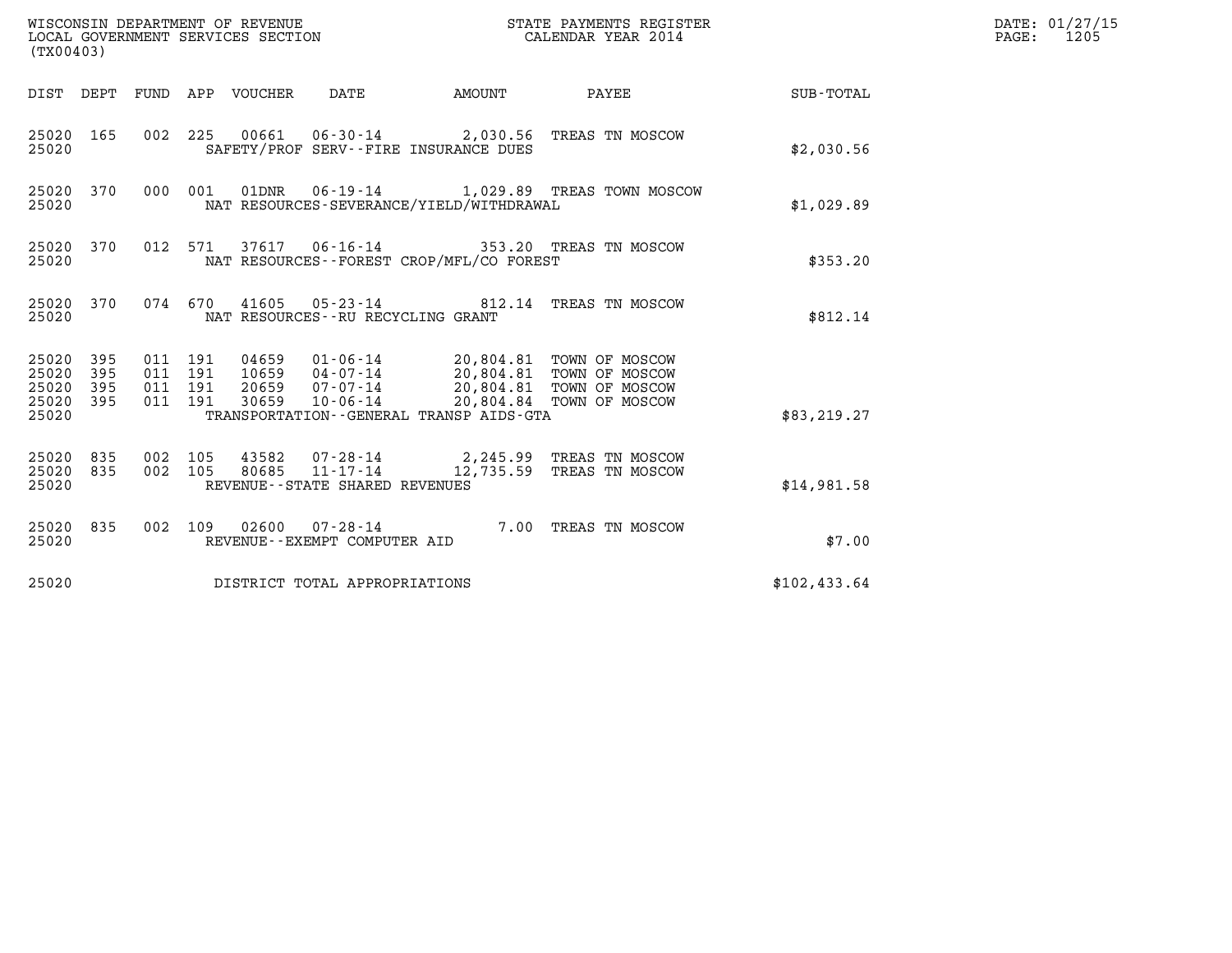WISCONSIN DEPARTMENT OF REVENUE
LOCAL GOVERNMENT SERVICES SECTION
(TX00403)

STATE PAYMENTS REGISTER
CALENDAR YEAR 2014

DATE: 01/27/15
PAGE: 1205

| DIST | DEPT | FUND | APP | VOUCHER | DATE | AMOUNT | PAYEE | SUB-TOTAL |
|---|---|---|---|---|---|---|---|---|
| 25020 | 165 | 002 | 225 | 00661 | 06-30-14 | 2,030.56 | TREAS TN MOSCOW | |
| 25020 | | | | SAFETY/PROF SERV--FIRE INSURANCE DUES | | | | $2,030.56 |
| 25020 | 370 | 000 | 001 | 01DNR | 06-19-14 | 1,029.89 | TREAS TOWN MOSCOW | |
| 25020 | | | | NAT RESOURCES-SEVERANCE/YIELD/WITHDRAWAL | | | | $1,029.89 |
| 25020 | 370 | 012 | 571 | 37617 | 06-16-14 | 353.20 | TREAS TN MOSCOW | |
| 25020 | | | | NAT RESOURCES--FOREST CROP/MFL/CO FOREST | | | | $353.20 |
| 25020 | 370 | 074 | 670 | 41605 | 05-23-14 | 812.14 | TREAS TN MOSCOW | |
| 25020 | | | | NAT RESOURCES--RU RECYCLING GRANT | | | | $812.14 |
| 25020 | 395 | 011 | 191 | 04659 | 01-06-14 | 20,804.81 | TOWN OF MOSCOW | |
| 25020 | 395 | 011 | 191 | 10659 | 04-07-14 | 20,804.81 | TOWN OF MOSCOW | |
| 25020 | 395 | 011 | 191 | 20659 | 07-07-14 | 20,804.81 | TOWN OF MOSCOW | |
| 25020 | 395 | 011 | 191 | 30659 | 10-06-14 | 20,804.84 | TOWN OF MOSCOW | |
| 25020 | | | | TRANSPORTATION--GENERAL TRANSP AIDS-GTA | | | | $83,219.27 |
| 25020 | 835 | 002 | 105 | 43582 | 07-28-14 | 2,245.99 | TREAS TN MOSCOW | |
| 25020 | 835 | 002 | 105 | 80685 | 11-17-14 | 12,735.59 | TREAS TN MOSCOW | |
| 25020 | | | | REVENUE--STATE SHARED REVENUES | | | | $14,981.58 |
| 25020 | 835 | 002 | 109 | 02600 | 07-28-14 | 7.00 | TREAS TN MOSCOW | |
| 25020 | | | | REVENUE--EXEMPT COMPUTER AID | | | | $7.00 |
| 25020 | | | | DISTRICT TOTAL APPROPRIATIONS | | | | $102,433.64 |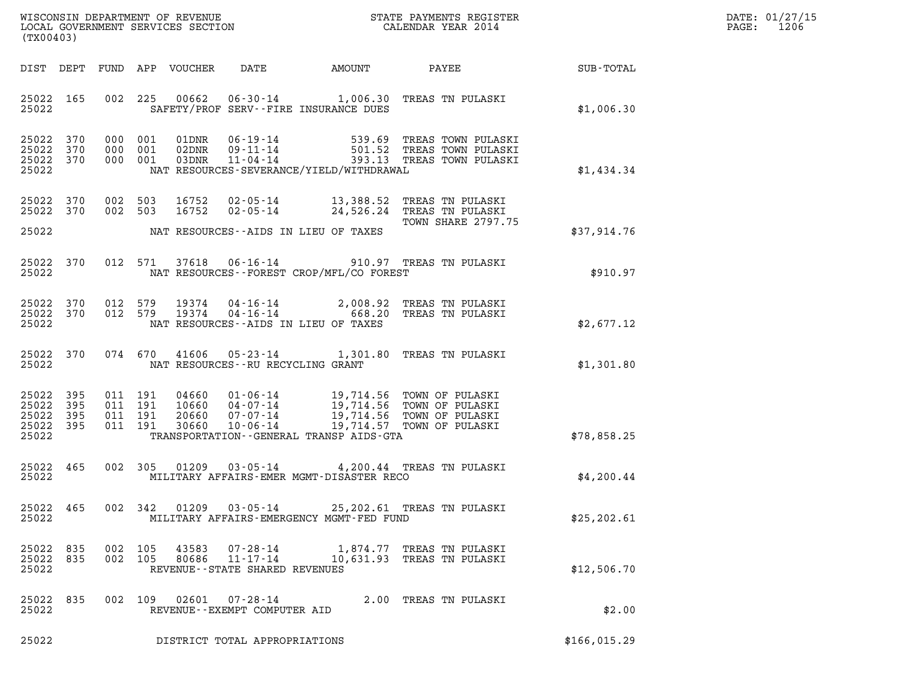WISCONSIN DEPARTMENT OF REVENUE
LOCAL GOVERNMENT SERVICES SECTION
(TX00403)

STATE PAYMENTS REGISTER
CALENDAR YEAR 2014

DATE: 01/27/15
PAGE: 1206

| DIST | DEPT | FUND | APP | VOUCHER | DATE | AMOUNT | PAYEE | SUB-TOTAL |
|---|---|---|---|---|---|---|---|---|
| 25022 | 165 | 002 | 225 | 00662 | 06-30-14 | 1,006.30 | TREAS TN PULASKI | |
| 25022 | | | | | SAFETY/PROF SERV--FIRE INSURANCE DUES | | | $1,006.30 |
| 25022 | 370 | 000 | 001 | 01DNR | 06-19-14 | 539.69 | TREAS TOWN PULASKI | |
| 25022 | 370 | 000 | 001 | 02DNR | 09-11-14 | 501.52 | TREAS TOWN PULASKI | |
| 25022 | 370 | 000 | 001 | 03DNR | 11-04-14 | 393.13 | TREAS TOWN PULASKI | |
| 25022 | | | | | NAT RESOURCES-SEVERANCE/YIELD/WITHDRAWAL | | | $1,434.34 |
| 25022 | 370 | 002 | 503 | 16752 | 02-05-14 | 13,388.52 | TREAS TN PULASKI | |
| 25022 | 370 | 002 | 503 | 16752 | 02-05-14 | 24,526.24 | TREAS TN PULASKI TOWN SHARE 2797.75 | |
| 25022 | | | | | NAT RESOURCES--AIDS IN LIEU OF TAXES | | | $37,914.76 |
| 25022 | 370 | 012 | 571 | 37618 | 06-16-14 | 910.97 | TREAS TN PULASKI | |
| 25022 | | | | | NAT RESOURCES--FOREST CROP/MFL/CO FOREST | | | $910.97 |
| 25022 | 370 | 012 | 579 | 19374 | 04-16-14 | 2,008.92 | TREAS TN PULASKI | |
| 25022 | 370 | 012 | 579 | 19374 | 04-16-14 | 668.20 | TREAS TN PULASKI | |
| 25022 | | | | | NAT RESOURCES--AIDS IN LIEU OF TAXES | | | $2,677.12 |
| 25022 | 370 | 074 | 670 | 41606 | 05-23-14 | 1,301.80 | TREAS TN PULASKI | |
| 25022 | | | | | NAT RESOURCES--RU RECYCLING GRANT | | | $1,301.80 |
| 25022 | 395 | 011 | 191 | 04660 | 01-06-14 | 19,714.56 | TOWN OF PULASKI | |
| 25022 | 395 | 011 | 191 | 10660 | 04-07-14 | 19,714.56 | TOWN OF PULASKI | |
| 25022 | 395 | 011 | 191 | 20660 | 07-07-14 | 19,714.56 | TOWN OF PULASKI | |
| 25022 | 395 | 011 | 191 | 30660 | 10-06-14 | 19,714.57 | TOWN OF PULASKI | |
| 25022 | | | | | TRANSPORTATION--GENERAL TRANSP AIDS-GTA | | | $78,858.25 |
| 25022 | 465 | 002 | 305 | 01209 | 03-05-14 | 4,200.44 | TREAS TN PULASKI | |
| 25022 | | | | | MILITARY AFFAIRS-EMER MGMT-DISASTER RECO | | | $4,200.44 |
| 25022 | 465 | 002 | 342 | 01209 | 03-05-14 | 25,202.61 | TREAS TN PULASKI | |
| 25022 | | | | | MILITARY AFFAIRS-EMERGENCY MGMT-FED FUND | | | $25,202.61 |
| 25022 | 835 | 002 | 105 | 43583 | 07-28-14 | 1,874.77 | TREAS TN PULASKI | |
| 25022 | 835 | 002 | 105 | 80686 | 11-17-14 | 10,631.93 | TREAS TN PULASKI | |
| 25022 | | | | | REVENUE--STATE SHARED REVENUES | | | $12,506.70 |
| 25022 | 835 | 002 | 109 | 02601 | 07-28-14 | 2.00 | TREAS TN PULASKI | |
| 25022 | | | | | REVENUE--EXEMPT COMPUTER AID | | | $2.00 |
| 25022 | | | | | DISTRICT TOTAL APPROPRIATIONS | | | $166,015.29 |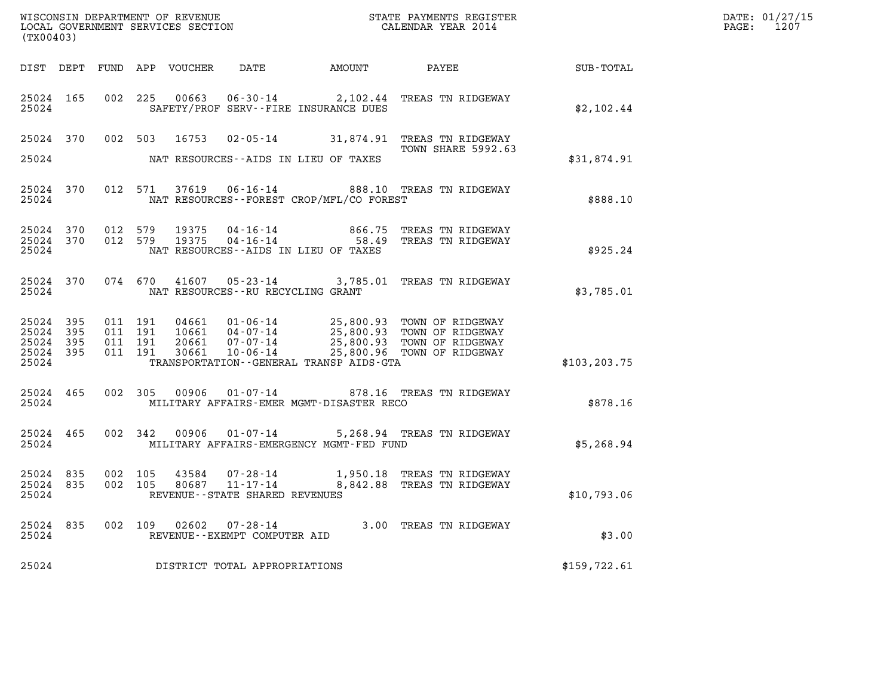WISCONSIN DEPARTMENT OF REVENUE
LOCAL GOVERNMENT SERVICES SECTION
(TX00403)

STATE PAYMENTS REGISTER
CALENDAR YEAR 2014

DATE: 01/27/15
PAGE: 1207

| DIST | DEPT | FUND | APP | VOUCHER | DATE | AMOUNT | PAYEE | SUB-TOTAL |
|---|---|---|---|---|---|---|---|---|
| 25024 | 165 | 002 | 225 | 00663 | 06-30-14 | 2,102.44 | TREAS TN RIDGEWAY | |
| 25024 | | | | | SAFETY/PROF SERV--FIRE INSURANCE DUES | | | $2,102.44 |
| 25024 | 370 | 002 | 503 | 16753 | 02-05-14 | 31,874.91 | TREAS TN RIDGEWAY TOWN SHARE 5992.63 | |
| 25024 | | | | | NAT RESOURCES--AIDS IN LIEU OF TAXES | | | $31,874.91 |
| 25024 | 370 | 012 | 571 | 37619 | 06-16-14 | 888.10 | TREAS TN RIDGEWAY | |
| 25024 | | | | | NAT RESOURCES--FOREST CROP/MFL/CO FOREST | | | $888.10 |
| 25024 | 370 | 012 | 579 | 19375 | 04-16-14 | 866.75 | TREAS TN RIDGEWAY | |
| 25024 | 370 | 012 | 579 | 19375 | 04-16-14 | 58.49 | TREAS TN RIDGEWAY | |
| 25024 | | | | | NAT RESOURCES--AIDS IN LIEU OF TAXES | | | $925.24 |
| 25024 | 370 | 074 | 670 | 41607 | 05-23-14 | 3,785.01 | TREAS TN RIDGEWAY | |
| 25024 | | | | | NAT RESOURCES--RU RECYCLING GRANT | | | $3,785.01 |
| 25024 | 395 | 011 | 191 | 04661 | 01-06-14 | 25,800.93 | TOWN OF RIDGEWAY | |
| 25024 | 395 | 011 | 191 | 10661 | 04-07-14 | 25,800.93 | TOWN OF RIDGEWAY | |
| 25024 | 395 | 011 | 191 | 20661 | 07-07-14 | 25,800.93 | TOWN OF RIDGEWAY | |
| 25024 | 395 | 011 | 191 | 30661 | 10-06-14 | 25,800.96 | TOWN OF RIDGEWAY | |
| 25024 | | | | | TRANSPORTATION--GENERAL TRANSP AIDS-GTA | | | $103,203.75 |
| 25024 | 465 | 002 | 305 | 00906 | 01-07-14 | 878.16 | TREAS TN RIDGEWAY | |
| 25024 | | | | | MILITARY AFFAIRS-EMER MGMT-DISASTER RECO | | | $878.16 |
| 25024 | 465 | 002 | 342 | 00906 | 01-07-14 | 5,268.94 | TREAS TN RIDGEWAY | |
| 25024 | | | | | MILITARY AFFAIRS-EMERGENCY MGMT-FED FUND | | | $5,268.94 |
| 25024 | 835 | 002 | 105 | 43584 | 07-28-14 | 1,950.18 | TREAS TN RIDGEWAY | |
| 25024 | 835 | 002 | 105 | 80687 | 11-17-14 | 8,842.88 | TREAS TN RIDGEWAY | |
| 25024 | | | | | REVENUE--STATE SHARED REVENUES | | | $10,793.06 |
| 25024 | 835 | 002 | 109 | 02602 | 07-28-14 | 3.00 | TREAS TN RIDGEWAY | |
| 25024 | | | | | REVENUE--EXEMPT COMPUTER AID | | | $3.00 |
| 25024 | | | | | DISTRICT TOTAL APPROPRIATIONS | | | $159,722.61 |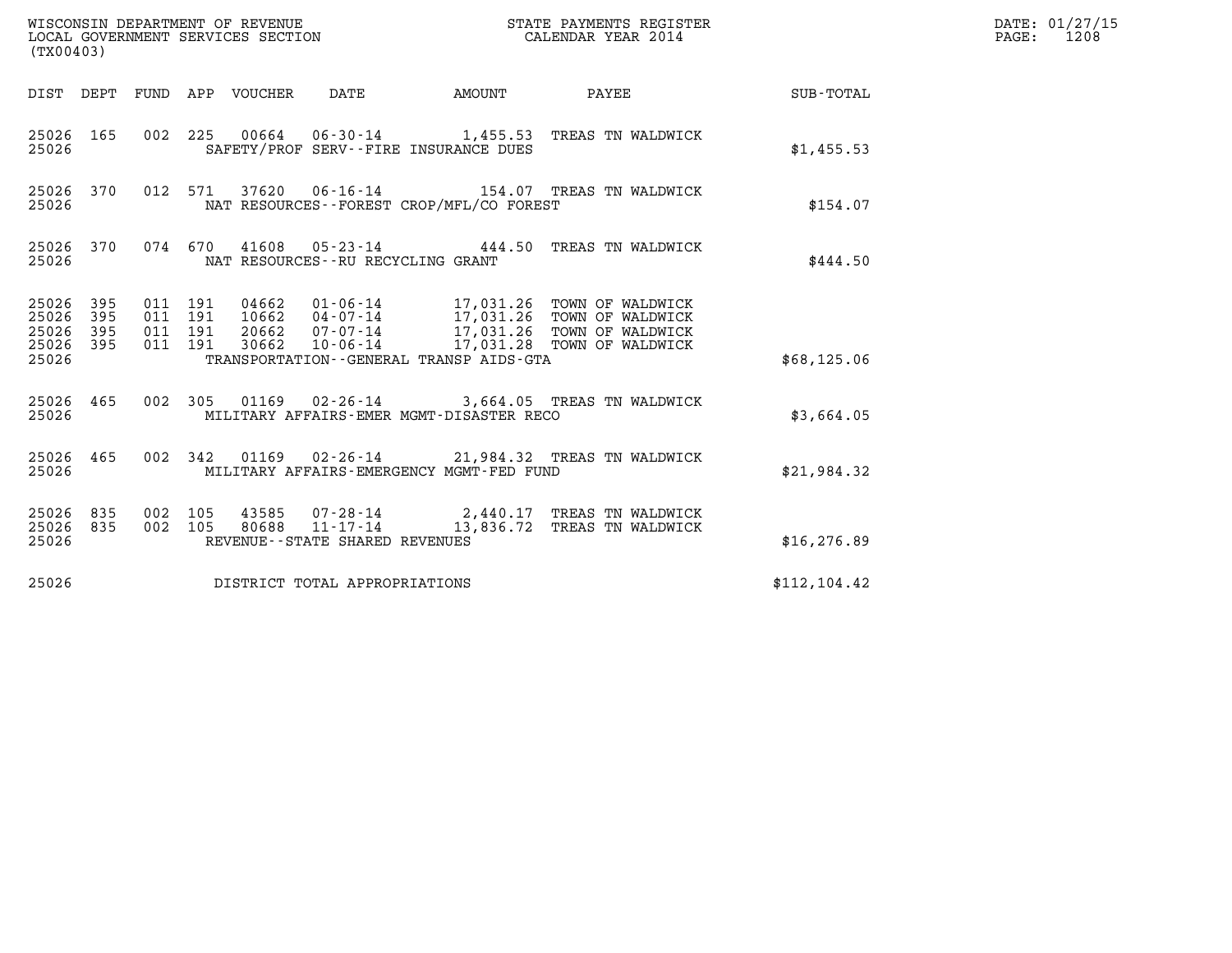WISCONSIN DEPARTMENT OF REVENUE
LOCAL GOVERNMENT SERVICES SECTION
(TX00403)

STATE PAYMENTS REGISTER
CALENDAR YEAR 2014

DATE: 01/27/15
PAGE: 1208

| DIST | DEPT | FUND | APP | VOUCHER | DATE | AMOUNT | PAYEE | SUB-TOTAL |
|---|---|---|---|---|---|---|---|---|
| 25026 | 165 | 002 | 225 | 00664 | 06-30-14 | 1,455.53 | TREAS TN WALDWICK | |
| 25026 | | | | SAFETY/PROF SERV--FIRE INSURANCE DUES | | | | $1,455.53 |
| 25026 | 370 | 012 | 571 | 37620 | 06-16-14 | 154.07 | TREAS TN WALDWICK | |
| 25026 | | | | NAT RESOURCES--FOREST CROP/MFL/CO FOREST | | | | $154.07 |
| 25026 | 370 | 074 | 670 | 41608 | 05-23-14 | 444.50 | TREAS TN WALDWICK | |
| 25026 | | | | NAT RESOURCES--RU RECYCLING GRANT | | | | $444.50 |
| 25026 | 395 | 011 | 191 | 04662 | 01-06-14 | 17,031.26 | TOWN OF WALDWICK | |
| 25026 | 395 | 011 | 191 | 10662 | 04-07-14 | 17,031.26 | TOWN OF WALDWICK | |
| 25026 | 395 | 011 | 191 | 20662 | 07-07-14 | 17,031.26 | TOWN OF WALDWICK | |
| 25026 | 395 | 011 | 191 | 30662 | 10-06-14 | 17,031.28 | TOWN OF WALDWICK | |
| 25026 | | | | TRANSPORTATION--GENERAL TRANSP AIDS-GTA | | | | $68,125.06 |
| 25026 | 465 | 002 | 305 | 01169 | 02-26-14 | 3,664.05 | TREAS TN WALDWICK | |
| 25026 | | | | MILITARY AFFAIRS-EMER MGMT-DISASTER RECO | | | | $3,664.05 |
| 25026 | 465 | 002 | 342 | 01169 | 02-26-14 | 21,984.32 | TREAS TN WALDWICK | |
| 25026 | | | | MILITARY AFFAIRS-EMERGENCY MGMT-FED FUND | | | | $21,984.32 |
| 25026 | 835 | 002 | 105 | 43585 | 07-28-14 | 2,440.17 | TREAS TN WALDWICK | |
| 25026 | 835 | 002 | 105 | 80688 | 11-17-14 | 13,836.72 | TREAS TN WALDWICK | |
| 25026 | | | | REVENUE--STATE SHARED REVENUES | | | | $16,276.89 |
| 25026 | | | | DISTRICT TOTAL APPROPRIATIONS | | | | $112,104.42 |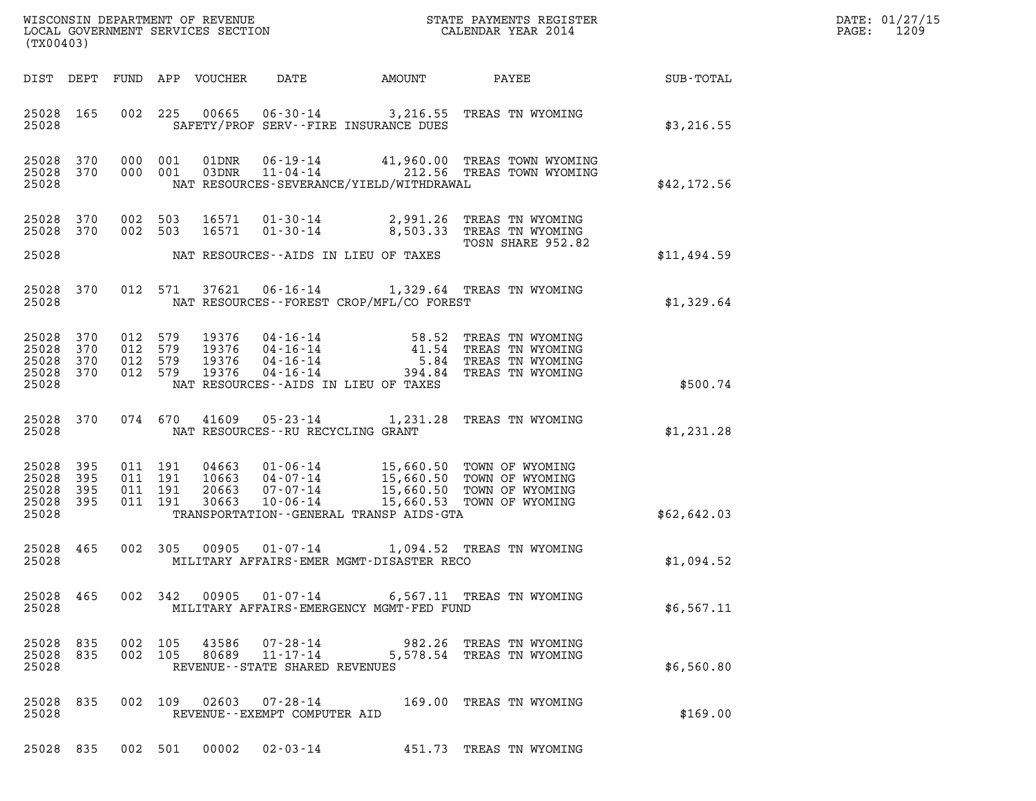WISCONSIN DEPARTMENT OF REVENUE
LOCAL GOVERNMENT SERVICES SECTION
(TX00403)

STATE PAYMENTS REGISTER
CALENDAR YEAR 2014

DATE: 01/27/15
PAGE: 1209

| DIST | DEPT | FUND | APP | VOUCHER | DATE | AMOUNT | PAYEE | SUB-TOTAL |
|---|---|---|---|---|---|---|---|---|
| 25028 | 165 | 002 | 225 | 00665 | 06-30-14 | 3,216.55 | TREAS TN WYOMING | |
| 25028 | | | | SAFETY/PROF SERV--FIRE INSURANCE DUES | | | | $3,216.55 |
| 25028 | 370 | 000 | 001 | 01DNR | 06-19-14 | 41,960.00 | TREAS TOWN WYOMING | |
| 25028 | 370 | 000 | 001 | 03DNR | 11-04-14 | 212.56 | TREAS TOWN WYOMING | |
| 25028 | | | | NAT RESOURCES-SEVERANCE/YIELD/WITHDRAWAL | | | | $42,172.56 |
| 25028 | 370 | 002 | 503 | 16571 | 01-30-14 | 2,991.26 | TREAS TN WYOMING | |
| 25028 | 370 | 002 | 503 | 16571 | 01-30-14 | 8,503.33 | TREAS TN WYOMING TOSN SHARE 952.82 | |
| 25028 | | | | NAT RESOURCES--AIDS IN LIEU OF TAXES | | | | $11,494.59 |
| 25028 | 370 | 012 | 571 | 37621 | 06-16-14 | 1,329.64 | TREAS TN WYOMING | |
| 25028 | | | | NAT RESOURCES--FOREST CROP/MFL/CO FOREST | | | | $1,329.64 |
| 25028 | 370 | 012 | 579 | 19376 | 04-16-14 | 58.52 | TREAS TN WYOMING | |
| 25028 | 370 | 012 | 579 | 19376 | 04-16-14 | 41.54 | TREAS TN WYOMING | |
| 25028 | 370 | 012 | 579 | 19376 | 04-16-14 | 5.84 | TREAS TN WYOMING | |
| 25028 | 370 | 012 | 579 | 19376 | 04-16-14 | 394.84 | TREAS TN WYOMING | |
| 25028 | | | | NAT RESOURCES--AIDS IN LIEU OF TAXES | | | | $500.74 |
| 25028 | 370 | 074 | 670 | 41609 | 05-23-14 | 1,231.28 | TREAS TN WYOMING | |
| 25028 | | | | NAT RESOURCES--RU RECYCLING GRANT | | | | $1,231.28 |
| 25028 | 395 | 011 | 191 | 04663 | 01-06-14 | 15,660.50 | TOWN OF WYOMING | |
| 25028 | 395 | 011 | 191 | 10663 | 04-07-14 | 15,660.50 | TOWN OF WYOMING | |
| 25028 | 395 | 011 | 191 | 20663 | 07-07-14 | 15,660.50 | TOWN OF WYOMING | |
| 25028 | 395 | 011 | 191 | 30663 | 10-06-14 | 15,660.53 | TOWN OF WYOMING | |
| 25028 | | | | TRANSPORTATION--GENERAL TRANSP AIDS-GTA | | | | $62,642.03 |
| 25028 | 465 | 002 | 305 | 00905 | 01-07-14 | 1,094.52 | TREAS TN WYOMING | |
| 25028 | | | | MILITARY AFFAIRS-EMER MGMT-DISASTER RECO | | | | $1,094.52 |
| 25028 | 465 | 002 | 342 | 00905 | 01-07-14 | 6,567.11 | TREAS TN WYOMING | |
| 25028 | | | | MILITARY AFFAIRS-EMERGENCY MGMT-FED FUND | | | | $6,567.11 |
| 25028 | 835 | 002 | 105 | 43586 | 07-28-14 | 982.26 | TREAS TN WYOMING | |
| 25028 | 835 | 002 | 105 | 80689 | 11-17-14 | 5,578.54 | TREAS TN WYOMING | |
| 25028 | | | | REVENUE--STATE SHARED REVENUES | | | | $6,560.80 |
| 25028 | 835 | 002 | 109 | 02603 | 07-28-14 | 169.00 | TREAS TN WYOMING | |
| 25028 | | | | REVENUE--EXEMPT COMPUTER AID | | | | $169.00 |
| 25028 | 835 | 002 | 501 | 00002 | 02-03-14 | 451.73 | TREAS TN WYOMING | |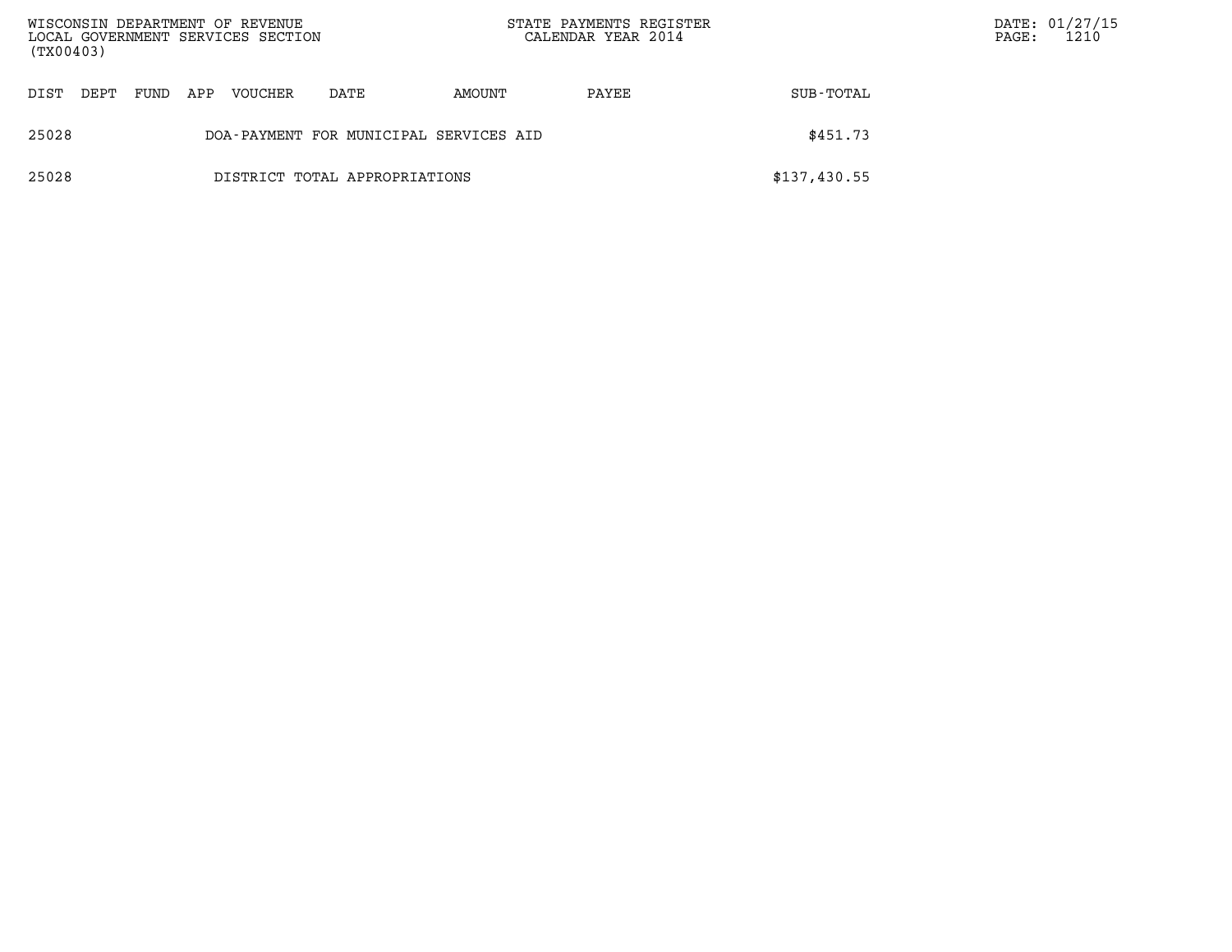| DIST | DEPT | FUND | APP | VOUCHER | DATE | AMOUNT | PAYEE | SUB-TOTAL |
|---|---|---|---|---|---|---|---|---|
| 25028 | | | | DOA-PAYMENT FOR MUNICIPAL SERVICES AID | | | | $451.73 |
| 25028 | | | | DISTRICT TOTAL APPROPRIATIONS | | | | $137,430.55 |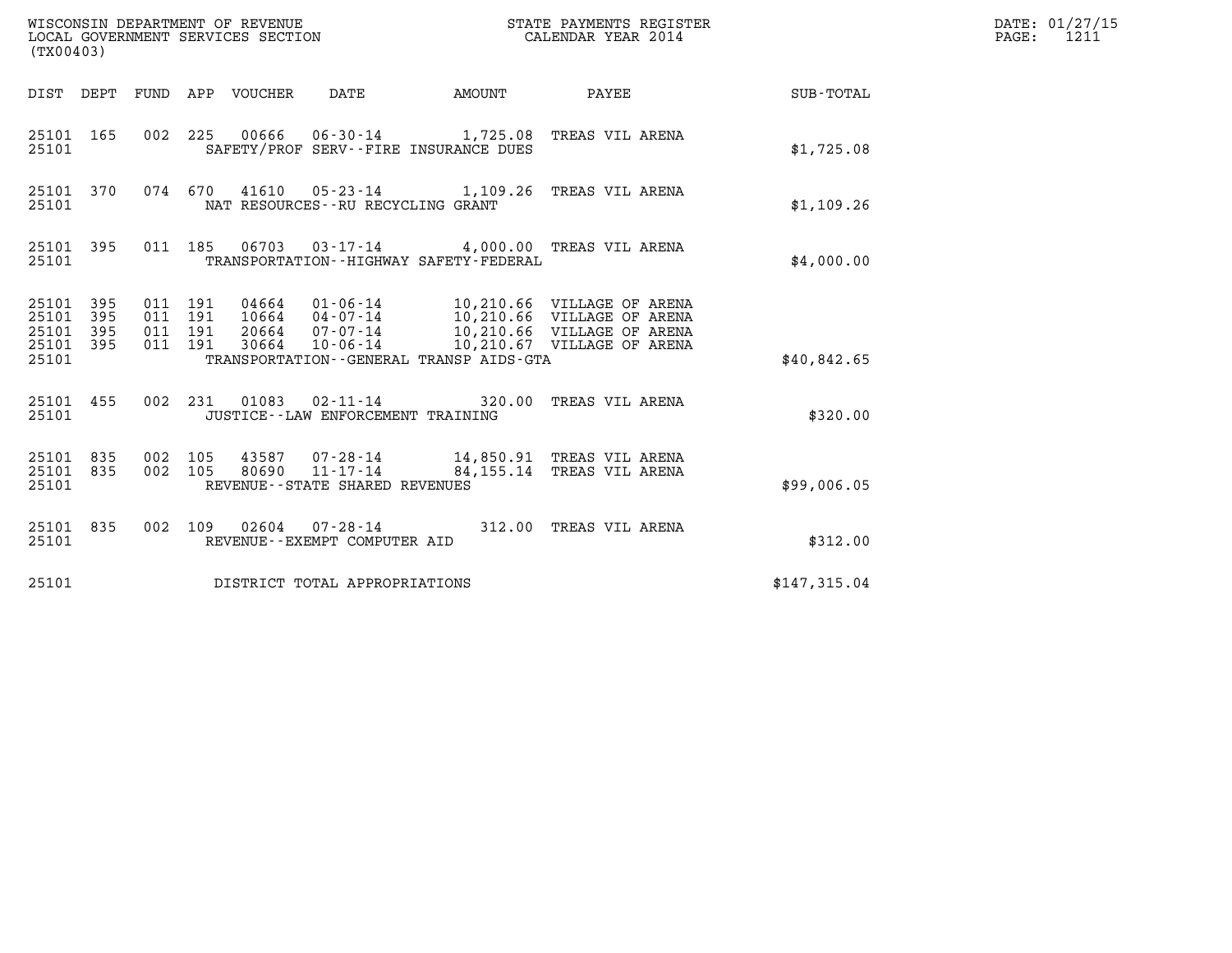WISCONSIN DEPARTMENT OF REVENUE
LOCAL GOVERNMENT SERVICES SECTION
(TX00403)

STATE PAYMENTS REGISTER
CALENDAR YEAR 2014

DATE: 01/27/15
PAGE: 1211

| DIST | DEPT | FUND | APP | VOUCHER | DATE | AMOUNT | PAYEE | SUB-TOTAL |
|---|---|---|---|---|---|---|---|---|
| 25101 | 165 | 002 | 225 | 00666 | 06-30-14 | 1,725.08 | TREAS VIL ARENA | |
| 25101 | | | | SAFETY/PROF SERV--FIRE INSURANCE DUES | | | | $1,725.08 |
| 25101 | 370 | 074 | 670 | 41610 | 05-23-14 | 1,109.26 | TREAS VIL ARENA | |
| 25101 | | | | NAT RESOURCES--RU RECYCLING GRANT | | | | $1,109.26 |
| 25101 | 395 | 011 | 185 | 06703 | 03-17-14 | 4,000.00 | TREAS VIL ARENA | |
| 25101 | | | | TRANSPORTATION--HIGHWAY SAFETY-FEDERAL | | | | $4,000.00 |
| 25101 | 395 | 011 | 191 | 04664 | 01-06-14 | 10,210.66 | VILLAGE OF ARENA | |
| 25101 | 395 | 011 | 191 | 10664 | 04-07-14 | 10,210.66 | VILLAGE OF ARENA | |
| 25101 | 395 | 011 | 191 | 20664 | 07-07-14 | 10,210.66 | VILLAGE OF ARENA | |
| 25101 | 395 | 011 | 191 | 30664 | 10-06-14 | 10,210.67 | VILLAGE OF ARENA | |
| 25101 | | | | TRANSPORTATION--GENERAL TRANSP AIDS-GTA | | | | $40,842.65 |
| 25101 | 455 | 002 | 231 | 01083 | 02-11-14 | 320.00 | TREAS VIL ARENA | |
| 25101 | | | | JUSTICE--LAW ENFORCEMENT TRAINING | | | | $320.00 |
| 25101 | 835 | 002 | 105 | 43587 | 07-28-14 | 14,850.91 | TREAS VIL ARENA | |
| 25101 | 835 | 002 | 105 | 80690 | 11-17-14 | 84,155.14 | TREAS VIL ARENA | |
| 25101 | | | | REVENUE--STATE SHARED REVENUES | | | | $99,006.05 |
| 25101 | 835 | 002 | 109 | 02604 | 07-28-14 | 312.00 | TREAS VIL ARENA | |
| 25101 | | | | REVENUE--EXEMPT COMPUTER AID | | | | $312.00 |
| 25101 | | | | DISTRICT TOTAL APPROPRIATIONS | | | | $147,315.04 |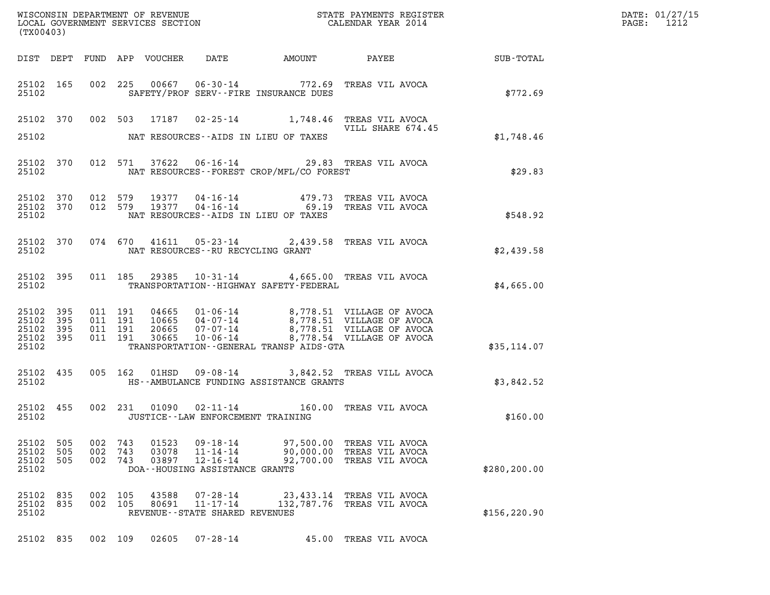WISCONSIN DEPARTMENT OF REVENUE
LOCAL GOVERNMENT SERVICES SECTION
(TX00403)

STATE PAYMENTS REGISTER
CALENDAR YEAR 2014

| DIST | DEPT | FUND | APP | VOUCHER | DATE | AMOUNT | PAYEE | SUB-TOTAL |
|---|---|---|---|---|---|---|---|---|
| 25102 | 165 | 002 | 225 | 00667 | 06-30-14 | 772.69 | TREAS VIL AVOCA | |
| 25102 | | | | | SAFETY/PROF SERV--FIRE INSURANCE DUES | | | $772.69 |
| 25102 | 370 | 002 | 503 | 17187 | 02-25-14 | 1,748.46 | TREAS VIL AVOCA VILL SHARE 674.45 | |
| 25102 | | | | | NAT RESOURCES--AIDS IN LIEU OF TAXES | | | $1,748.46 |
| 25102 | 370 | 012 | 571 | 37622 | 06-16-14 | 29.83 | TREAS VIL AVOCA | |
| 25102 | | | | | NAT RESOURCES--FOREST CROP/MFL/CO FOREST | | | $29.83 |
| 25102 | 370 | 012 | 579 | 19377 | 04-16-14 | 479.73 | TREAS VIL AVOCA | |
| 25102 | 370 | 012 | 579 | 19377 | 04-16-14 | 69.19 | TREAS VIL AVOCA | |
| 25102 | | | | | NAT RESOURCES--AIDS IN LIEU OF TAXES | | | $548.92 |
| 25102 | 370 | 074 | 670 | 41611 | 05-23-14 | 2,439.58 | TREAS VIL AVOCA | |
| 25102 | | | | | NAT RESOURCES--RU RECYCLING GRANT | | | $2,439.58 |
| 25102 | 395 | 011 | 185 | 29385 | 10-31-14 | 4,665.00 | TREAS VIL AVOCA | |
| 25102 | | | | | TRANSPORTATION--HIGHWAY SAFETY-FEDERAL | | | $4,665.00 |
| 25102 | 395 | 011 | 191 | 04665 | 01-06-14 | 8,778.51 | VILLAGE OF AVOCA | |
| 25102 | 395 | 011 | 191 | 10665 | 04-07-14 | 8,778.51 | VILLAGE OF AVOCA | |
| 25102 | 395 | 011 | 191 | 20665 | 07-07-14 | 8,778.51 | VILLAGE OF AVOCA | |
| 25102 | 395 | 011 | 191 | 30665 | 10-06-14 | 8,778.54 | VILLAGE OF AVOCA | |
| 25102 | | | | | TRANSPORTATION--GENERAL TRANSP AIDS-GTA | | | $35,114.07 |
| 25102 | 435 | 005 | 162 | 01HSD | 09-08-14 | 3,842.52 | TREAS VILL AVOCA | |
| 25102 | | | | | HS--AMBULANCE FUNDING ASSISTANCE GRANTS | | | $3,842.52 |
| 25102 | 455 | 002 | 231 | 01090 | 02-11-14 | 160.00 | TREAS VIL AVOCA | |
| 25102 | | | | | JUSTICE--LAW ENFORCEMENT TRAINING | | | $160.00 |
| 25102 | 505 | 002 | 743 | 01523 | 09-18-14 | 97,500.00 | TREAS VIL AVOCA | |
| 25102 | 505 | 002 | 743 | 03078 | 11-14-14 | 90,000.00 | TREAS VIL AVOCA | |
| 25102 | 505 | 002 | 743 | 03897 | 12-16-14 | 92,700.00 | TREAS VIL AVOCA | |
| 25102 | | | | | DOA--HOUSING ASSISTANCE GRANTS | | | $280,200.00 |
| 25102 | 835 | 002 | 105 | 43588 | 07-28-14 | 23,433.14 | TREAS VIL AVOCA | |
| 25102 | 835 | 002 | 105 | 80691 | 11-17-14 | 132,787.76 | TREAS VIL AVOCA | |
| 25102 | | | | | REVENUE--STATE SHARED REVENUES | | | $156,220.90 |
| 25102 | 835 | 002 | 109 | 02605 | 07-28-14 | 45.00 | TREAS VIL AVOCA | |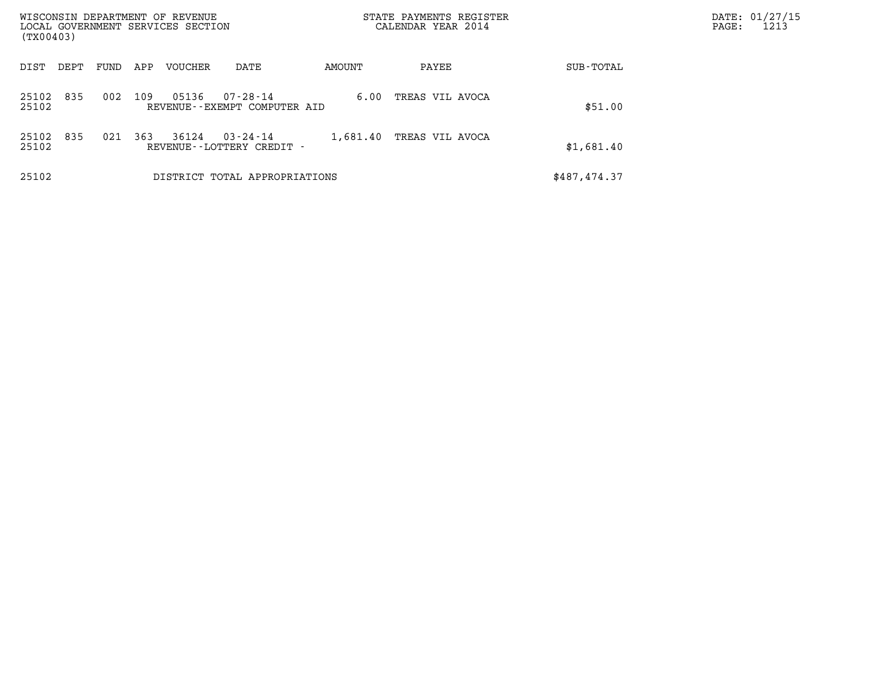| DIST | DEPT | FUND | APP | VOUCHER | DATE | AMOUNT | PAYEE | SUB-TOTAL |
|---|---|---|---|---|---|---|---|---|
| 25102 | 835 | 002 | 109 | 05136 | 07-28-14 | 6.00 | TREAS VIL AVOCA | |
| 25102 | | | | REVENUE--EXEMPT COMPUTER AID | | | | $51.00 |
| 25102 | 835 | 021 | 363 | 36124 | 03-24-14 | 1,681.40 | TREAS VIL AVOCA | |
| 25102 | | | | REVENUE--LOTTERY CREDIT - | | | | $1,681.40 |
| 25102 | | | | DISTRICT TOTAL APPROPRIATIONS | | | | $487,474.37 |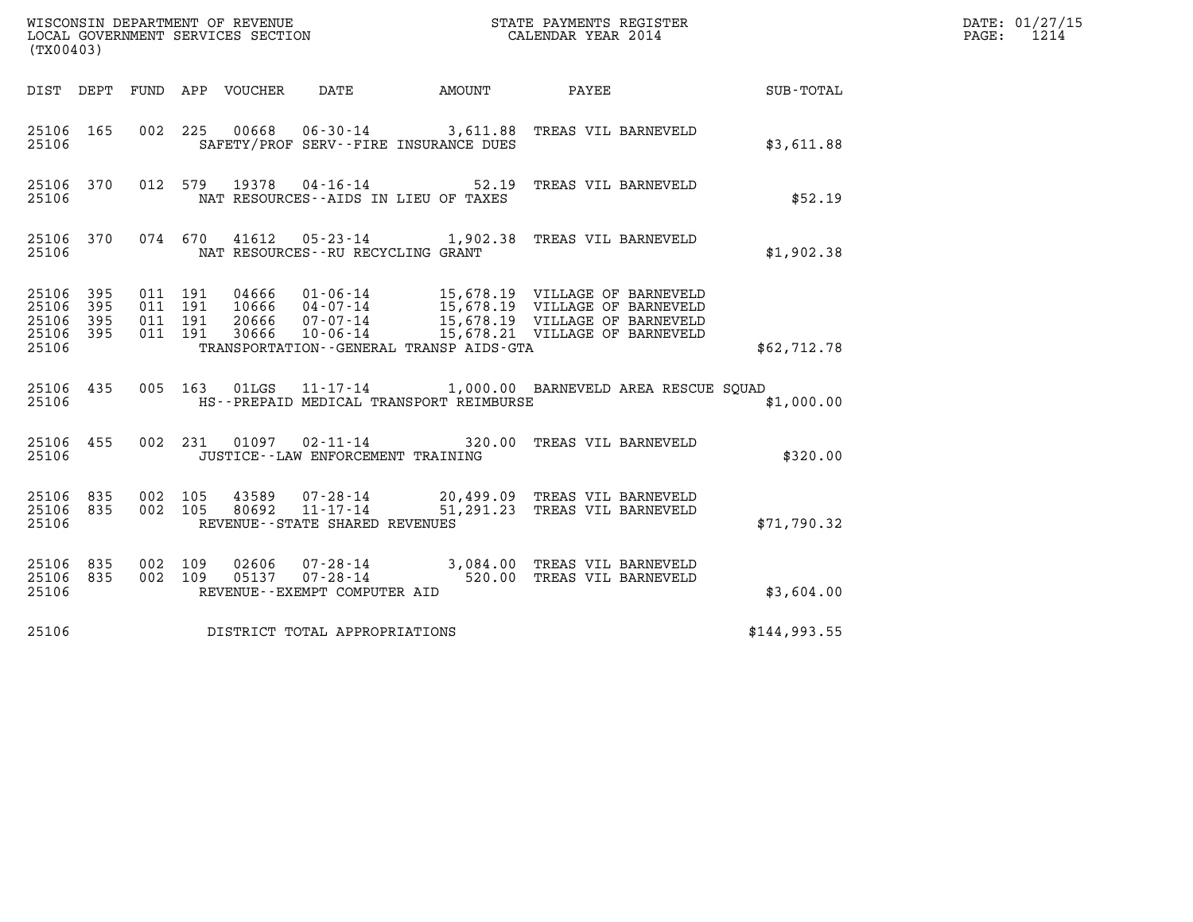WISCONSIN DEPARTMENT OF REVENUE
LOCAL GOVERNMENT SERVICES SECTION
(TX00403)

STATE PAYMENTS REGISTER
CALENDAR YEAR 2014

DATE: 01/27/15
PAGE: 1214

| DIST | DEPT | FUND | APP | VOUCHER | DATE | AMOUNT | PAYEE | SUB-TOTAL |
|---|---|---|---|---|---|---|---|---|
| 25106 | 165 | 002 | 225 | 00668 | 06-30-14 | 3,611.88 | TREAS VIL BARNEVELD | |
| 25106 | | | | | SAFETY/PROF SERV--FIRE INSURANCE DUES | | | $3,611.88 |
| 25106 | 370 | 012 | 579 | 19378 | 04-16-14 | 52.19 | TREAS VIL BARNEVELD | |
| 25106 | | | | | NAT RESOURCES--AIDS IN LIEU OF TAXES | | | $52.19 |
| 25106 | 370 | 074 | 670 | 41612 | 05-23-14 | 1,902.38 | TREAS VIL BARNEVELD | |
| 25106 | | | | | NAT RESOURCES--RU RECYCLING GRANT | | | $1,902.38 |
| 25106 | 395 | 011 | 191 | 04666 | 01-06-14 | 15,678.19 | VILLAGE OF BARNEVELD | |
| 25106 | 395 | 011 | 191 | 10666 | 04-07-14 | 15,678.19 | VILLAGE OF BARNEVELD | |
| 25106 | 395 | 011 | 191 | 20666 | 07-07-14 | 15,678.19 | VILLAGE OF BARNEVELD | |
| 25106 | 395 | 011 | 191 | 30666 | 10-06-14 | 15,678.21 | VILLAGE OF BARNEVELD | |
| 25106 | | | | | TRANSPORTATION--GENERAL TRANSP AIDS-GTA | | | $62,712.78 |
| 25106 | 435 | 005 | 163 | 01LGS | 11-17-14 | 1,000.00 | BARNEVELD AREA RESCUE SQUAD | |
| 25106 | | | | | HS--PREPAID MEDICAL TRANSPORT REIMBURSE | | | $1,000.00 |
| 25106 | 455 | 002 | 231 | 01097 | 02-11-14 | 320.00 | TREAS VIL BARNEVELD | |
| 25106 | | | | | JUSTICE--LAW ENFORCEMENT TRAINING | | | $320.00 |
| 25106 | 835 | 002 | 105 | 43589 | 07-28-14 | 20,499.09 | TREAS VIL BARNEVELD | |
| 25106 | 835 | 002 | 105 | 80692 | 11-17-14 | 51,291.23 | TREAS VIL BARNEVELD | |
| 25106 | | | | | REVENUE--STATE SHARED REVENUES | | | $71,790.32 |
| 25106 | 835 | 002 | 109 | 02606 | 07-28-14 | 3,084.00 | TREAS VIL BARNEVELD | |
| 25106 | 835 | 002 | 109 | 05137 | 07-28-14 | 520.00 | TREAS VIL BARNEVELD | |
| 25106 | | | | | REVENUE--EXEMPT COMPUTER AID | | | $3,604.00 |
| 25106 | | | | | DISTRICT TOTAL APPROPRIATIONS | | | $144,993.55 |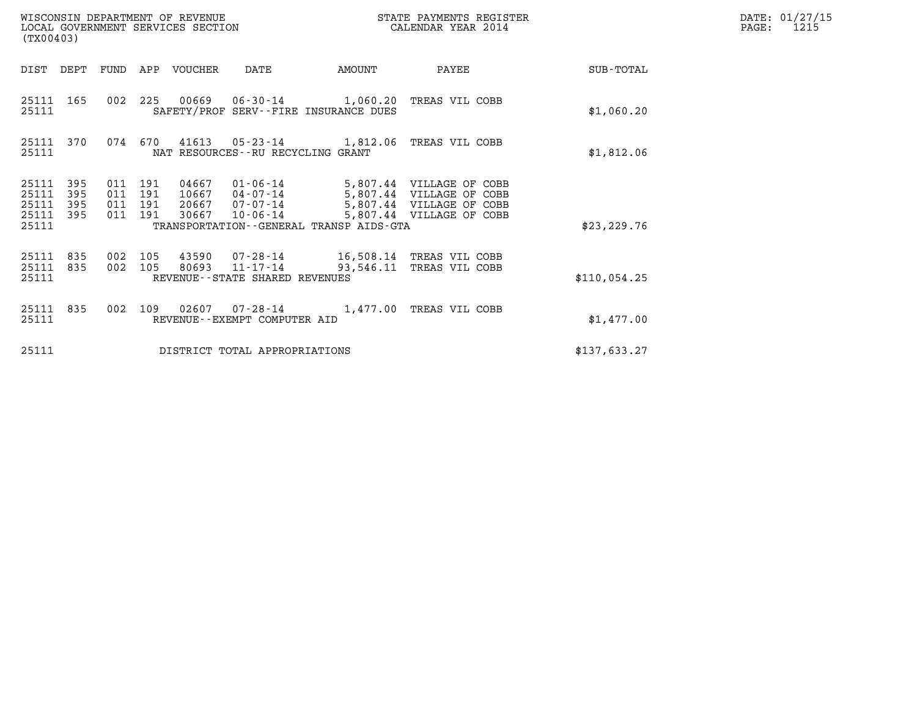WISCONSIN DEPARTMENT OF REVENUE
LOCAL GOVERNMENT SERVICES SECTION
(TX00403)

STATE PAYMENTS REGISTER
CALENDAR YEAR 2014

DATE: 01/27/15

| DIST | DEPT | FUND | APP | VOUCHER | DATE | AMOUNT | PAYEE | SUB-TOTAL |
|---|---|---|---|---|---|---|---|---|
| 25111 | 165 | 002 | 225 | 00669 | 06-30-14 | 1,060.20 | TREAS VIL COBB | |
| 25111 | | | | SAFETY/PROF SERV--FIRE INSURANCE DUES | | | | $1,060.20 |
| 25111 | 370 | 074 | 670 | 41613 | 05-23-14 | 1,812.06 | TREAS VIL COBB | |
| 25111 | | | | NAT RESOURCES--RU RECYCLING GRANT | | | | $1,812.06 |
| 25111 | 395 | 011 | 191 | 04667 | 01-06-14 | 5,807.44 | VILLAGE OF COBB | |
| 25111 | 395 | 011 | 191 | 10667 | 04-07-14 | 5,807.44 | VILLAGE OF COBB | |
| 25111 | 395 | 011 | 191 | 20667 | 07-07-14 | 5,807.44 | VILLAGE OF COBB | |
| 25111 | 395 | 011 | 191 | 30667 | 10-06-14 | 5,807.44 | VILLAGE OF COBB | |
| 25111 | | | | TRANSPORTATION--GENERAL TRANSP AIDS-GTA | | | | $23,229.76 |
| 25111 | 835 | 002 | 105 | 43590 | 07-28-14 | 16,508.14 | TREAS VIL COBB | |
| 25111 | 835 | 002 | 105 | 80693 | 11-17-14 | 93,546.11 | TREAS VIL COBB | |
| 25111 | | | | REVENUE--STATE SHARED REVENUES | | | | $110,054.25 |
| 25111 | 835 | 002 | 109 | 02607 | 07-28-14 | 1,477.00 | TREAS VIL COBB | |
| 25111 | | | | REVENUE--EXEMPT COMPUTER AID | | | | $1,477.00 |
| 25111 | | | | DISTRICT TOTAL APPROPRIATIONS | | | | $137,633.27 |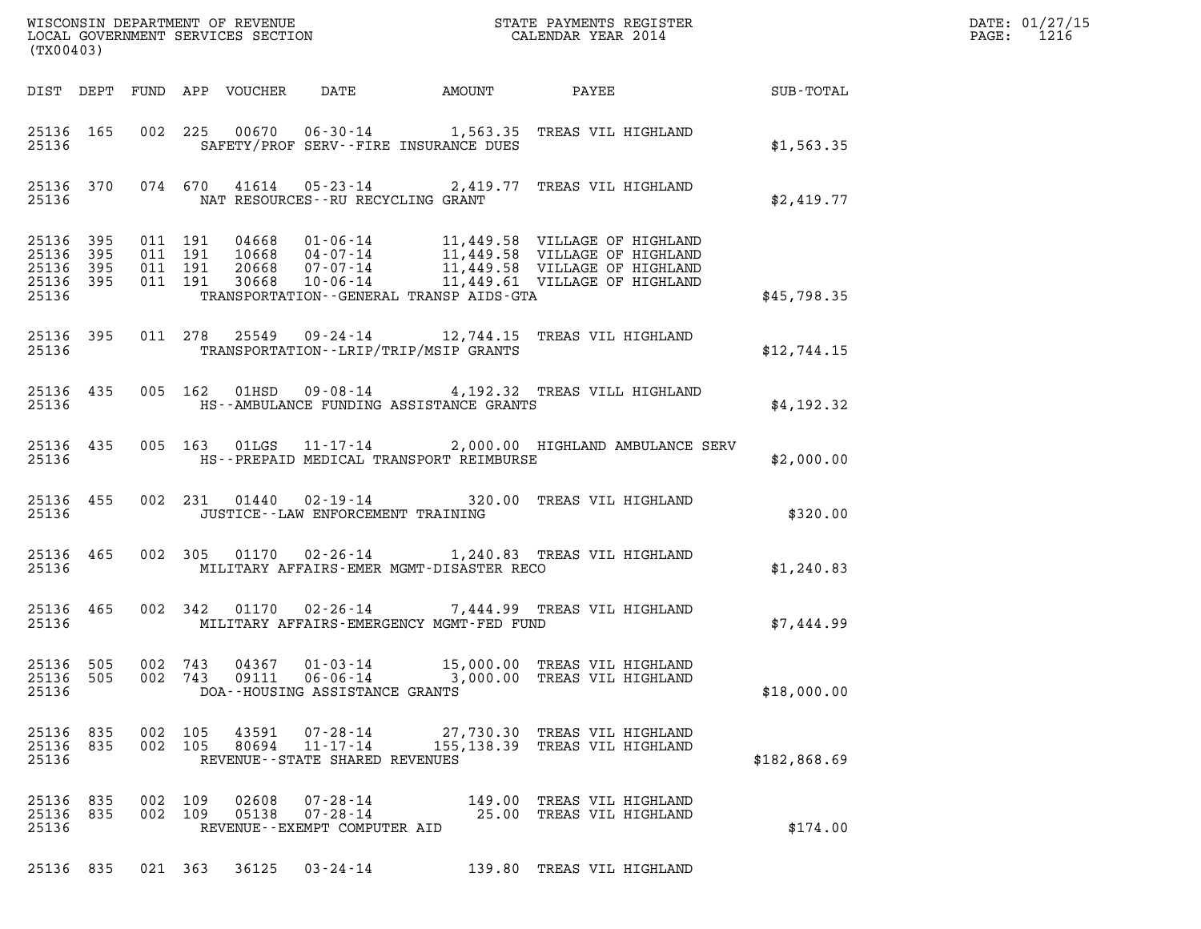| DIST | DEPT | FUND | APP | VOUCHER | DATE | AMOUNT | PAYEE | SUB-TOTAL |
|---|---|---|---|---|---|---|---|---|
| 25136 | 165 | 002 | 225 | 00670 | 06-30-14 | 1,563.35 | TREAS VIL HIGHLAND | |
| 25136 | | | | SAFETY/PROF SERV--FIRE INSURANCE DUES | | | | $1,563.35 |
| 25136 | 370 | 074 | 670 | 41614 | 05-23-14 | 2,419.77 | TREAS VIL HIGHLAND | |
| 25136 | | | | NAT RESOURCES--RU RECYCLING GRANT | | | | $2,419.77 |
| 25136 | 395 | 011 | 191 | 04668 | 01-06-14 | 11,449.58 | VILLAGE OF HIGHLAND | |
| 25136 | 395 | 011 | 191 | 10668 | 04-07-14 | 11,449.58 | VILLAGE OF HIGHLAND | |
| 25136 | 395 | 011 | 191 | 20668 | 07-07-14 | 11,449.58 | VILLAGE OF HIGHLAND | |
| 25136 | 395 | 011 | 191 | 30668 | 10-06-14 | 11,449.61 | VILLAGE OF HIGHLAND | |
| 25136 | | | | TRANSPORTATION--GENERAL TRANSP AIDS-GTA | | | | $45,798.35 |
| 25136 | 395 | 011 | 278 | 25549 | 09-24-14 | 12,744.15 | TREAS VIL HIGHLAND | |
| 25136 | | | | TRANSPORTATION--LRIP/TRIP/MSIP GRANTS | | | | $12,744.15 |
| 25136 | 435 | 005 | 162 | 01HSD | 09-08-14 | 4,192.32 | TREAS VILL HIGHLAND | |
| 25136 | | | | HS--AMBULANCE FUNDING ASSISTANCE GRANTS | | | | $4,192.32 |
| 25136 | 435 | 005 | 163 | 01LGS | 11-17-14 | 2,000.00 | HIGHLAND AMBULANCE SERV | |
| 25136 | | | | HS--PREPAID MEDICAL TRANSPORT REIMBURSE | | | | $2,000.00 |
| 25136 | 455 | 002 | 231 | 01440 | 02-19-14 | 320.00 | TREAS VIL HIGHLAND | |
| 25136 | | | | JUSTICE--LAW ENFORCEMENT TRAINING | | | | $320.00 |
| 25136 | 465 | 002 | 305 | 01170 | 02-26-14 | 1,240.83 | TREAS VIL HIGHLAND | |
| 25136 | | | | MILITARY AFFAIRS-EMER MGMT-DISASTER RECO | | | | $1,240.83 |
| 25136 | 465 | 002 | 342 | 01170 | 02-26-14 | 7,444.99 | TREAS VIL HIGHLAND | |
| 25136 | | | | MILITARY AFFAIRS-EMERGENCY MGMT-FED FUND | | | | $7,444.99 |
| 25136 | 505 | 002 | 743 | 04367 | 01-03-14 | 15,000.00 | TREAS VIL HIGHLAND | |
| 25136 | 505 | 002 | 743 | 09111 | 06-06-14 | 3,000.00 | TREAS VIL HIGHLAND | |
| 25136 | | | | DOA--HOUSING ASSISTANCE GRANTS | | | | $18,000.00 |
| 25136 | 835 | 002 | 105 | 43591 | 07-28-14 | 27,730.30 | TREAS VIL HIGHLAND | |
| 25136 | 835 | 002 | 105 | 80694 | 11-17-14 | 155,138.39 | TREAS VIL HIGHLAND | |
| 25136 | | | | REVENUE--STATE SHARED REVENUES | | | | $182,868.69 |
| 25136 | 835 | 002 | 109 | 02608 | 07-28-14 | 149.00 | TREAS VIL HIGHLAND | |
| 25136 | 835 | 002 | 109 | 05138 | 07-28-14 | 25.00 | TREAS VIL HIGHLAND | |
| 25136 | | | | REVENUE--EXEMPT COMPUTER AID | | | | $174.00 |
| 25136 | 835 | 021 | 363 | 36125 | 03-24-14 | 139.80 | TREAS VIL HIGHLAND | |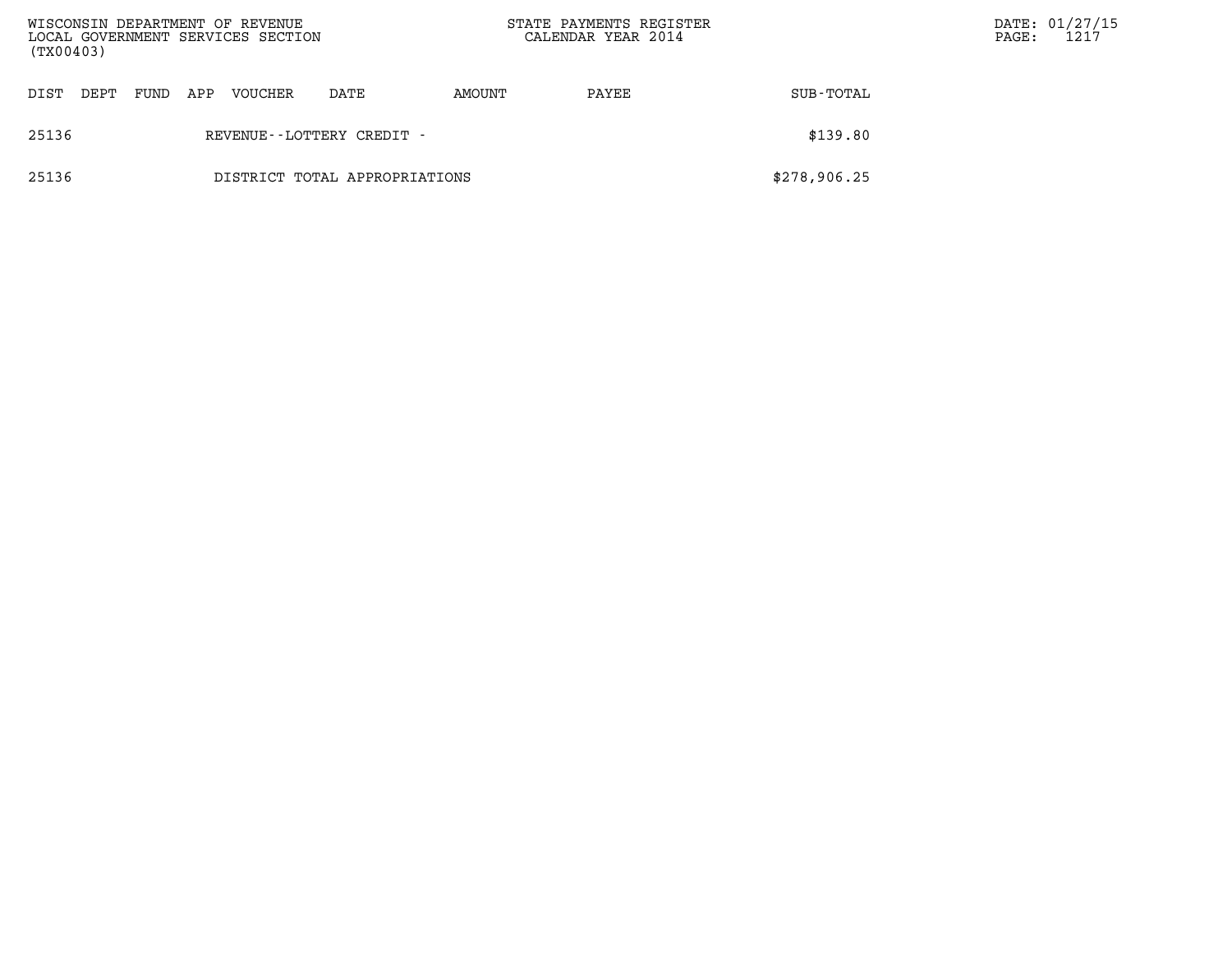| DIST | DEPT | FUND | APP | VOUCHER | DATE | AMOUNT | PAYEE | SUB-TOTAL |
|---|---|---|---|---|---|---|---|---|
| 25136 | | | | REVENUE--LOTTERY CREDIT - | | | | $139.80 |
| 25136 | | | | DISTRICT TOTAL APPROPRIATIONS | | | | $278,906.25 |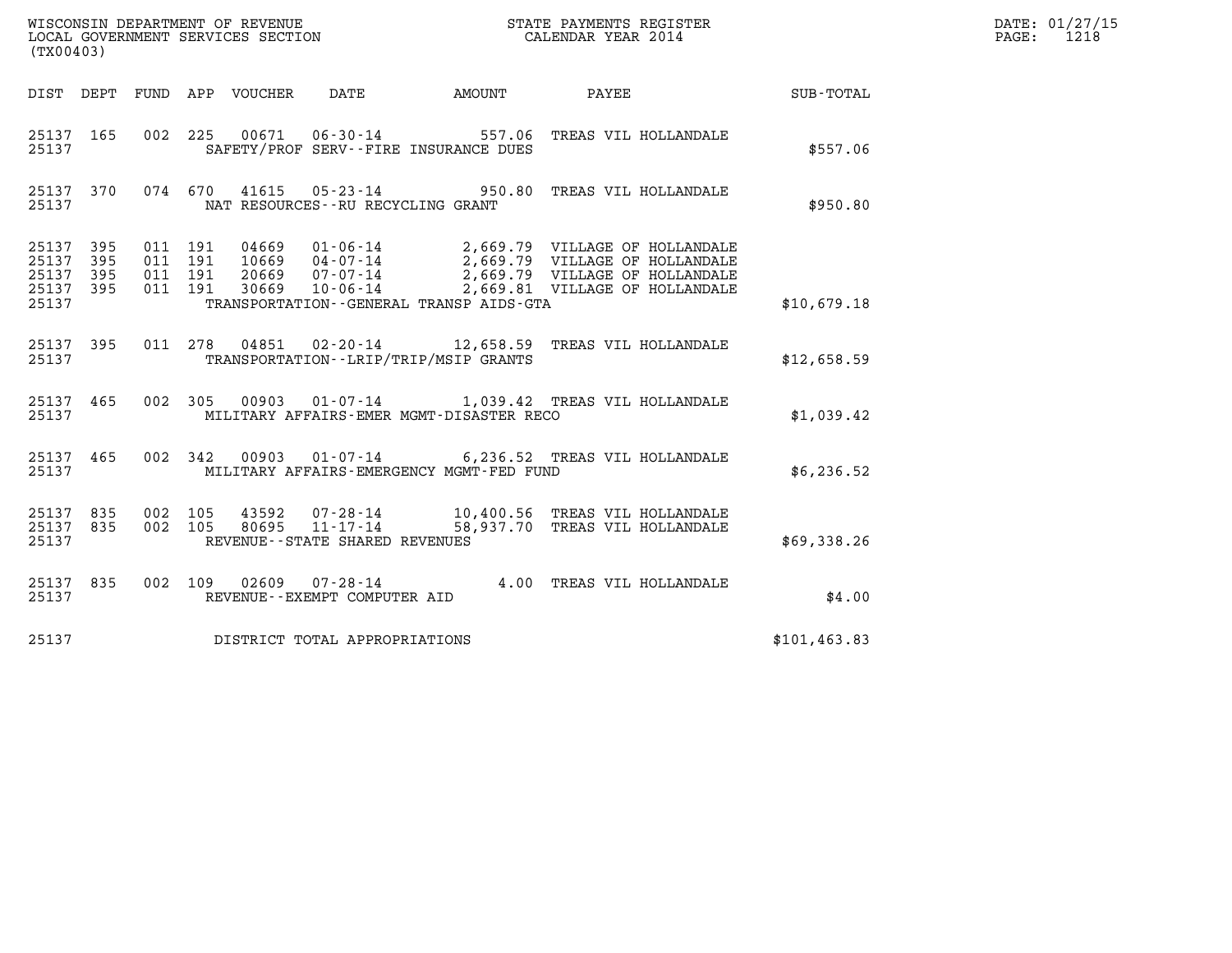WISCONSIN DEPARTMENT OF REVENUE
LOCAL GOVERNMENT SERVICES SECTION
(TX00403)

STATE PAYMENTS REGISTER
CALENDAR YEAR 2014

DATE: 01/27/15
PAGE: 1218

| DIST | DEPT | FUND | APP | VOUCHER | DATE | AMOUNT | PAYEE | SUB-TOTAL |
|---|---|---|---|---|---|---|---|---|
| 25137 | 165 | 002 | 225 | 00671 | 06-30-14 | 557.06 | TREAS VIL HOLLANDALE | |
| 25137 | | | | | SAFETY/PROF SERV--FIRE INSURANCE DUES | | | $557.06 |
| 25137 | 370 | 074 | 670 | 41615 | 05-23-14 | 950.80 | TREAS VIL HOLLANDALE | |
| 25137 | | | | | NAT RESOURCES--RU RECYCLING GRANT | | | $950.80 |
| 25137 | 395 | 011 | 191 | 04669 | 01-06-14 | 2,669.79 | VILLAGE OF HOLLANDALE | |
| 25137 | 395 | 011 | 191 | 10669 | 04-07-14 | 2,669.79 | VILLAGE OF HOLLANDALE | |
| 25137 | 395 | 011 | 191 | 20669 | 07-07-14 | 2,669.79 | VILLAGE OF HOLLANDALE | |
| 25137 | 395 | 011 | 191 | 30669 | 10-06-14 | 2,669.81 | VILLAGE OF HOLLANDALE | |
| 25137 | | | | | TRANSPORTATION--GENERAL TRANSP AIDS-GTA | | | $10,679.18 |
| 25137 | 395 | 011 | 278 | 04851 | 02-20-14 | 12,658.59 | TREAS VIL HOLLANDALE | |
| 25137 | | | | | TRANSPORTATION--LRIP/TRIP/MSIP GRANTS | | | $12,658.59 |
| 25137 | 465 | 002 | 305 | 00903 | 01-07-14 | 1,039.42 | TREAS VIL HOLLANDALE | |
| 25137 | | | | | MILITARY AFFAIRS-EMER MGMT-DISASTER RECO | | | $1,039.42 |
| 25137 | 465 | 002 | 342 | 00903 | 01-07-14 | 6,236.52 | TREAS VIL HOLLANDALE | |
| 25137 | | | | | MILITARY AFFAIRS-EMERGENCY MGMT-FED FUND | | | $6,236.52 |
| 25137 | 835 | 002 | 105 | 43592 | 07-28-14 | 10,400.56 | TREAS VIL HOLLANDALE | |
| 25137 | 835 | 002 | 105 | 80695 | 11-17-14 | 58,937.70 | TREAS VIL HOLLANDALE | |
| 25137 | | | | | REVENUE--STATE SHARED REVENUES | | | $69,338.26 |
| 25137 | 835 | 002 | 109 | 02609 | 07-28-14 | 4.00 | TREAS VIL HOLLANDALE | |
| 25137 | | | | | REVENUE--EXEMPT COMPUTER AID | | | $4.00 |
| 25137 | | | | | DISTRICT TOTAL APPROPRIATIONS | | | $101,463.83 |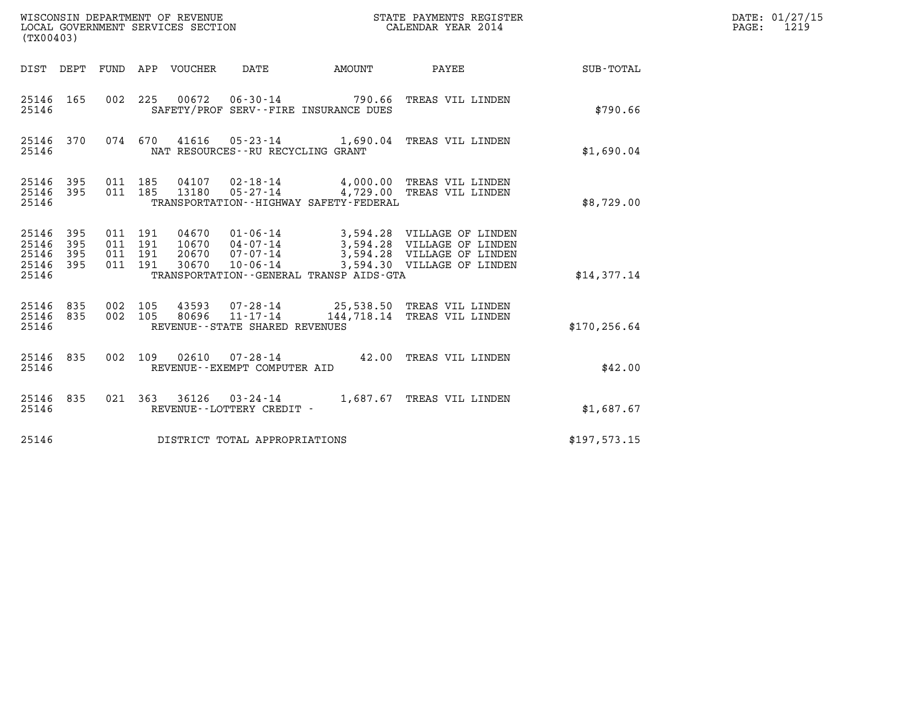WISCONSIN DEPARTMENT OF REVENUE
LOCAL GOVERNMENT SERVICES SECTION
(TX00403)

STATE PAYMENTS REGISTER
CALENDAR YEAR 2014

DATE: 01/27/15
PAGE: 1219

| DIST | DEPT | FUND | APP | VOUCHER | DATE | AMOUNT | PAYEE | SUB-TOTAL |
|---|---|---|---|---|---|---|---|---|
| 25146 | 165 | 002 | 225 | 00672 | 06-30-14 | 790.66 | TREAS VIL LINDEN | |
| 25146 | | | | SAFETY/PROF SERV--FIRE INSURANCE DUES | | | | $790.66 |
| 25146 | 370 | 074 | 670 | 41616 | 05-23-14 | 1,690.04 | TREAS VIL LINDEN | |
| 25146 | | | | NAT RESOURCES--RU RECYCLING GRANT | | | | $1,690.04 |
| 25146 | 395 | 011 | 185 | 04107 | 02-18-14 | 4,000.00 | TREAS VIL LINDEN | |
| 25146 | 395 | 011 | 185 | 13180 | 05-27-14 | 4,729.00 | TREAS VIL LINDEN | |
| 25146 | | | | TRANSPORTATION--HIGHWAY SAFETY-FEDERAL | | | | $8,729.00 |
| 25146 | 395 | 011 | 191 | 04670 | 01-06-14 | 3,594.28 | VILLAGE OF LINDEN | |
| 25146 | 395 | 011 | 191 | 10670 | 04-07-14 | 3,594.28 | VILLAGE OF LINDEN | |
| 25146 | 395 | 011 | 191 | 20670 | 07-07-14 | 3,594.28 | VILLAGE OF LINDEN | |
| 25146 | 395 | 011 | 191 | 30670 | 10-06-14 | 3,594.30 | VILLAGE OF LINDEN | |
| 25146 | | | | TRANSPORTATION--GENERAL TRANSP AIDS-GTA | | | | $14,377.14 |
| 25146 | 835 | 002 | 105 | 43593 | 07-28-14 | 25,538.50 | TREAS VIL LINDEN | |
| 25146 | 835 | 002 | 105 | 80696 | 11-17-14 | 144,718.14 | TREAS VIL LINDEN | |
| 25146 | | | | REVENUE--STATE SHARED REVENUES | | | | $170,256.64 |
| 25146 | 835 | 002 | 109 | 02610 | 07-28-14 | 42.00 | TREAS VIL LINDEN | |
| 25146 | | | | REVENUE--EXEMPT COMPUTER AID | | | | $42.00 |
| 25146 | 835 | 021 | 363 | 36126 | 03-24-14 | 1,687.67 | TREAS VIL LINDEN | |
| 25146 | | | | REVENUE--LOTTERY CREDIT - | | | | $1,687.67 |
| 25146 | | | | DISTRICT TOTAL APPROPRIATIONS | | | | $197,573.15 |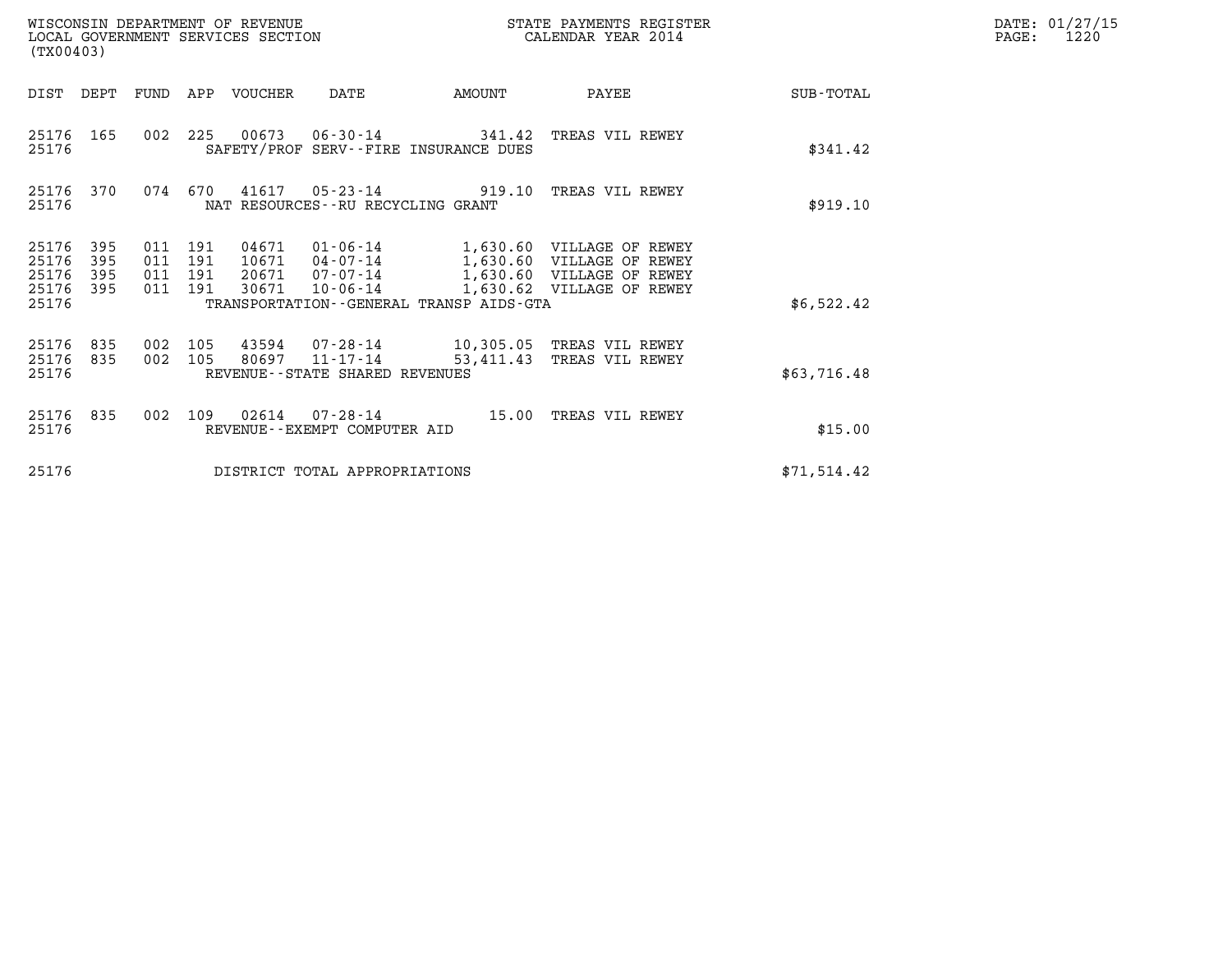WISCONSIN DEPARTMENT OF REVENUE
LOCAL GOVERNMENT SERVICES SECTION
(TX00403)

STATE PAYMENTS REGISTER
CALENDAR YEAR 2014

| DIST | DEPT | FUND | APP | VOUCHER | DATE | AMOUNT | PAYEE | SUB-TOTAL |
|---|---|---|---|---|---|---|---|---|
| 25176 | 165 | 002 | 225 | 00673 | 06-30-14 | 341.42 | TREAS VIL REWEY | |
| 25176 | | | | SAFETY/PROF SERV--FIRE INSURANCE DUES | | | | $341.42 |
| 25176 | 370 | 074 | 670 | 41617 | 05-23-14 | 919.10 | TREAS VIL REWEY | |
| 25176 | | | | NAT RESOURCES--RU RECYCLING GRANT | | | | $919.10 |
| 25176 | 395 | 011 | 191 | 04671 | 01-06-14 | 1,630.60 | VILLAGE OF REWEY | |
| 25176 | 395 | 011 | 191 | 10671 | 04-07-14 | 1,630.60 | VILLAGE OF REWEY | |
| 25176 | 395 | 011 | 191 | 20671 | 07-07-14 | 1,630.60 | VILLAGE OF REWEY | |
| 25176 | 395 | 011 | 191 | 30671 | 10-06-14 | 1,630.62 | VILLAGE OF REWEY | |
| 25176 | | | | TRANSPORTATION--GENERAL TRANSP AIDS-GTA | | | | $6,522.42 |
| 25176 | 835 | 002 | 105 | 43594 | 07-28-14 | 10,305.05 | TREAS VIL REWEY | |
| 25176 | 835 | 002 | 105 | 80697 | 11-17-14 | 53,411.43 | TREAS VIL REWEY | |
| 25176 | | | | REVENUE--STATE SHARED REVENUES | | | | $63,716.48 |
| 25176 | 835 | 002 | 109 | 02614 | 07-28-14 | 15.00 | TREAS VIL REWEY | |
| 25176 | | | | REVENUE--EXEMPT COMPUTER AID | | | | $15.00 |
| 25176 | | | | DISTRICT TOTAL APPROPRIATIONS | | | | $71,514.42 |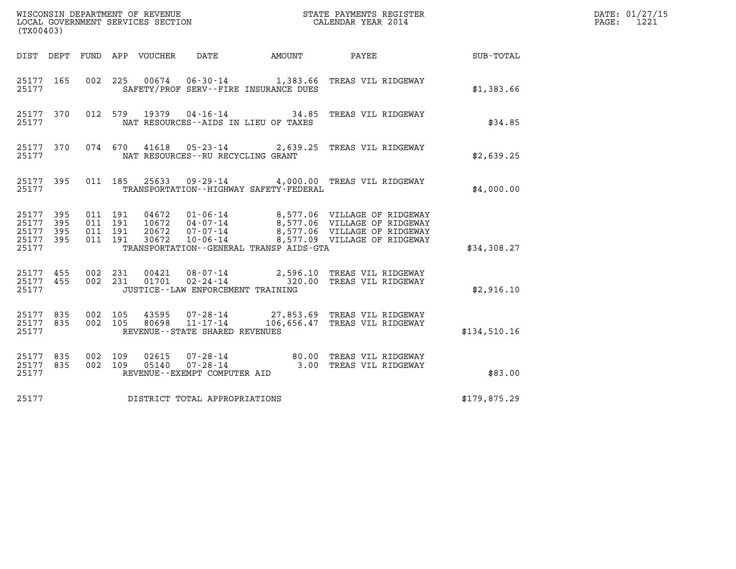WISCONSIN DEPARTMENT OF REVENUE
LOCAL GOVERNMENT SERVICES SECTION
(TX00403)

STATE PAYMENTS REGISTER
CALENDAR YEAR 2014

DATE: 01/27/15
PAGE: 1221

| DIST | DEPT | FUND | APP | VOUCHER | DATE | AMOUNT | PAYEE | SUB-TOTAL |
|---|---|---|---|---|---|---|---|---|
| 25177 | 165 | 002 | 225 | 00674 | 06-30-14 | 1,383.66 | TREAS VIL RIDGEWAY | |
| 25177 | | | | SAFETY/PROF SERV--FIRE INSURANCE DUES | | | | $1,383.66 |
| 25177 | 370 | 012 | 579 | 19379 | 04-16-14 | 34.85 | TREAS VIL RIDGEWAY | |
| 25177 | | | | NAT RESOURCES--AIDS IN LIEU OF TAXES | | | | $34.85 |
| 25177 | 370 | 074 | 670 | 41618 | 05-23-14 | 2,639.25 | TREAS VIL RIDGEWAY | |
| 25177 | | | | NAT RESOURCES--RU RECYCLING GRANT | | | | $2,639.25 |
| 25177 | 395 | 011 | 185 | 25633 | 09-29-14 | 4,000.00 | TREAS VIL RIDGEWAY | |
| 25177 | | | | TRANSPORTATION--HIGHWAY SAFETY-FEDERAL | | | | $4,000.00 |
| 25177 | 395 | 011 | 191 | 04672 | 01-06-14 | 8,577.06 | VILLAGE OF RIDGEWAY | |
| 25177 | 395 | 011 | 191 | 10672 | 04-07-14 | 8,577.06 | VILLAGE OF RIDGEWAY | |
| 25177 | 395 | 011 | 191 | 20672 | 07-07-14 | 8,577.06 | VILLAGE OF RIDGEWAY | |
| 25177 | 395 | 011 | 191 | 30672 | 10-06-14 | 8,577.09 | VILLAGE OF RIDGEWAY | |
| 25177 | | | | TRANSPORTATION--GENERAL TRANSP AIDS-GTA | | | | $34,308.27 |
| 25177 | 455 | 002 | 231 | 00421 | 08-07-14 | 2,596.10 | TREAS VIL RIDGEWAY | |
| 25177 | 455 | 002 | 231 | 01701 | 02-24-14 | 320.00 | TREAS VIL RIDGEWAY | |
| 25177 | | | | JUSTICE--LAW ENFORCEMENT TRAINING | | | | $2,916.10 |
| 25177 | 835 | 002 | 105 | 43595 | 07-28-14 | 27,853.69 | TREAS VIL RIDGEWAY | |
| 25177 | 835 | 002 | 105 | 80698 | 11-17-14 | 106,656.47 | TREAS VIL RIDGEWAY | |
| 25177 | | | | REVENUE--STATE SHARED REVENUES | | | | $134,510.16 |
| 25177 | 835 | 002 | 109 | 02615 | 07-28-14 | 80.00 | TREAS VIL RIDGEWAY | |
| 25177 | 835 | 002 | 109 | 05140 | 07-28-14 | 3.00 | TREAS VIL RIDGEWAY | |
| 25177 | | | | REVENUE--EXEMPT COMPUTER AID | | | | $83.00 |
| 25177 | | | | DISTRICT TOTAL APPROPRIATIONS | | | | $179,875.29 |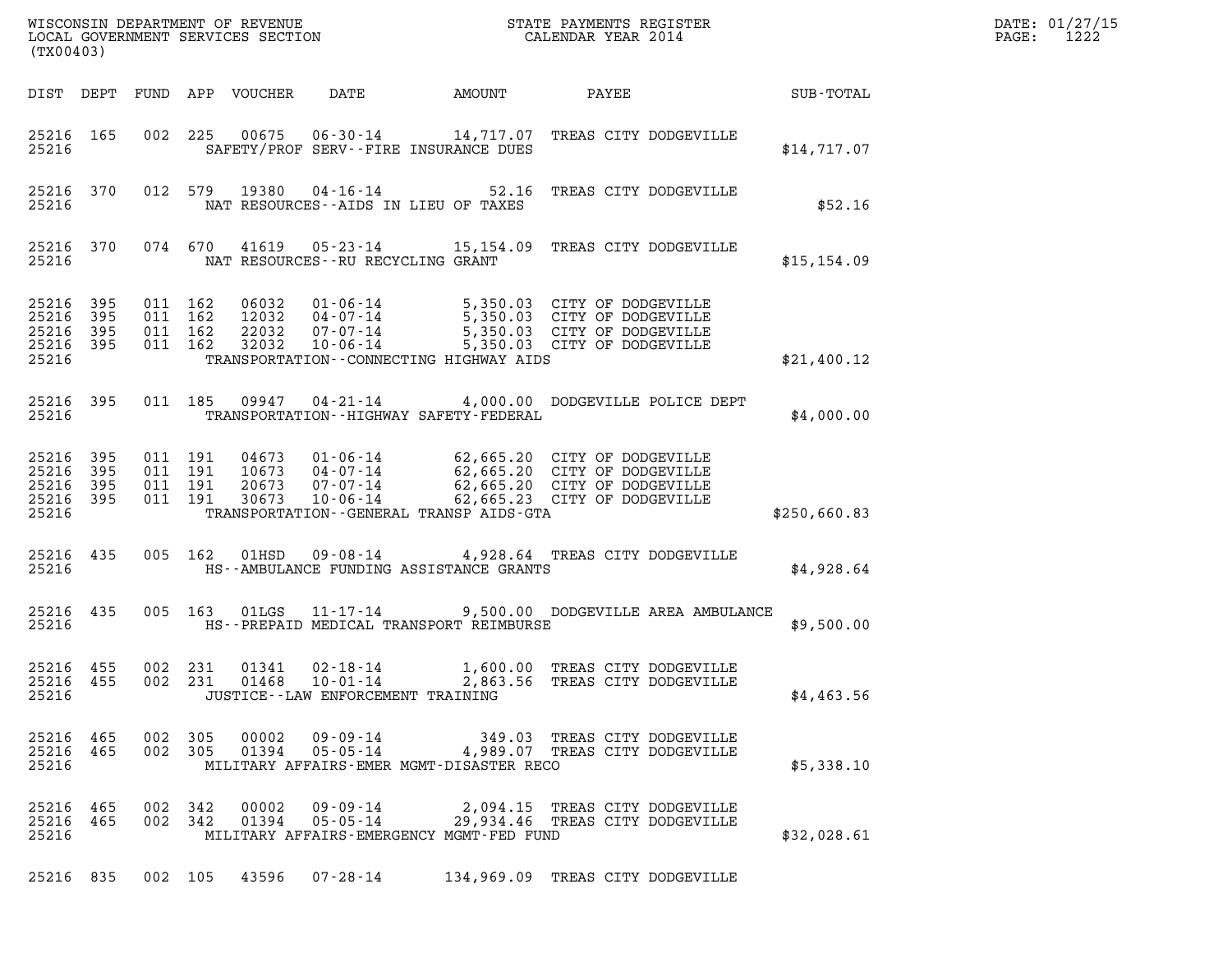WISCONSIN DEPARTMENT OF REVENUE
LOCAL GOVERNMENT SERVICES SECTION
(TX00403)

STATE PAYMENTS REGISTER
CALENDAR YEAR 2014

DATE: 01/27/15
PAGE: 1222

| DIST | DEPT | FUND | APP | VOUCHER | DATE | AMOUNT | PAYEE | SUB-TOTAL |
|---|---|---|---|---|---|---|---|---|
| 25216 | 165 | 002 | 225 | 00675 | 06-30-14 | 14,717.07 | TREAS CITY DODGEVILLE | |
| 25216 | | | | | SAFETY/PROF SERV--FIRE INSURANCE DUES | | | $14,717.07 |
| 25216 | 370 | 012 | 579 | 19380 | 04-16-14 | 52.16 | TREAS CITY DODGEVILLE | |
| 25216 | | | | | NAT RESOURCES--AIDS IN LIEU OF TAXES | | | $52.16 |
| 25216 | 370 | 074 | 670 | 41619 | 05-23-14 | 15,154.09 | TREAS CITY DODGEVILLE | |
| 25216 | | | | | NAT RESOURCES--RU RECYCLING GRANT | | | $15,154.09 |
| 25216 | 395 | 011 | 162 | 06032 | 01-06-14 | 5,350.03 | CITY OF DODGEVILLE | |
| 25216 | 395 | 011 | 162 | 12032 | 04-07-14 | 5,350.03 | CITY OF DODGEVILLE | |
| 25216 | 395 | 011 | 162 | 22032 | 07-07-14 | 5,350.03 | CITY OF DODGEVILLE | |
| 25216 | 395 | 011 | 162 | 32032 | 10-06-14 | 5,350.03 | CITY OF DODGEVILLE | |
| 25216 | | | | | TRANSPORTATION--CONNECTING HIGHWAY AIDS | | | $21,400.12 |
| 25216 | 395 | 011 | 185 | 09947 | 04-21-14 | 4,000.00 | DODGEVILLE POLICE DEPT | |
| 25216 | | | | | TRANSPORTATION--HIGHWAY SAFETY-FEDERAL | | | $4,000.00 |
| 25216 | 395 | 011 | 191 | 04673 | 01-06-14 | 62,665.20 | CITY OF DODGEVILLE | |
| 25216 | 395 | 011 | 191 | 10673 | 04-07-14 | 62,665.20 | CITY OF DODGEVILLE | |
| 25216 | 395 | 011 | 191 | 20673 | 07-07-14 | 62,665.20 | CITY OF DODGEVILLE | |
| 25216 | 395 | 011 | 191 | 30673 | 10-06-14 | 62,665.23 | CITY OF DODGEVILLE | |
| 25216 | | | | | TRANSPORTATION--GENERAL TRANSP AIDS-GTA | | | $250,660.83 |
| 25216 | 435 | 005 | 162 | 01HSD | 09-08-14 | 4,928.64 | TREAS CITY DODGEVILLE | |
| 25216 | | | | | HS--AMBULANCE FUNDING ASSISTANCE GRANTS | | | $4,928.64 |
| 25216 | 435 | 005 | 163 | 01LGS | 11-17-14 | 9,500.00 | DODGEVILLE AREA AMBULANCE | |
| 25216 | | | | | HS--PREPAID MEDICAL TRANSPORT REIMBURSE | | | $9,500.00 |
| 25216 | 455 | 002 | 231 | 01341 | 02-18-14 | 1,600.00 | TREAS CITY DODGEVILLE | |
| 25216 | 455 | 002 | 231 | 01468 | 10-01-14 | 2,863.56 | TREAS CITY DODGEVILLE | |
| 25216 | | | | | JUSTICE--LAW ENFORCEMENT TRAINING | | | $4,463.56 |
| 25216 | 465 | 002 | 305 | 00002 | 09-09-14 | 349.03 | TREAS CITY DODGEVILLE | |
| 25216 | 465 | 002 | 305 | 01394 | 05-05-14 | 4,989.07 | TREAS CITY DODGEVILLE | |
| 25216 | | | | | MILITARY AFFAIRS-EMER MGMT-DISASTER RECO | | | $5,338.10 |
| 25216 | 465 | 002 | 342 | 00002 | 09-09-14 | 2,094.15 | TREAS CITY DODGEVILLE | |
| 25216 | 465 | 002 | 342 | 01394 | 05-05-14 | 29,934.46 | TREAS CITY DODGEVILLE | |
| 25216 | | | | | MILITARY AFFAIRS-EMERGENCY MGMT-FED FUND | | | $32,028.61 |
| 25216 | 835 | 002 | 105 | 43596 | 07-28-14 | 134,969.09 | TREAS CITY DODGEVILLE | |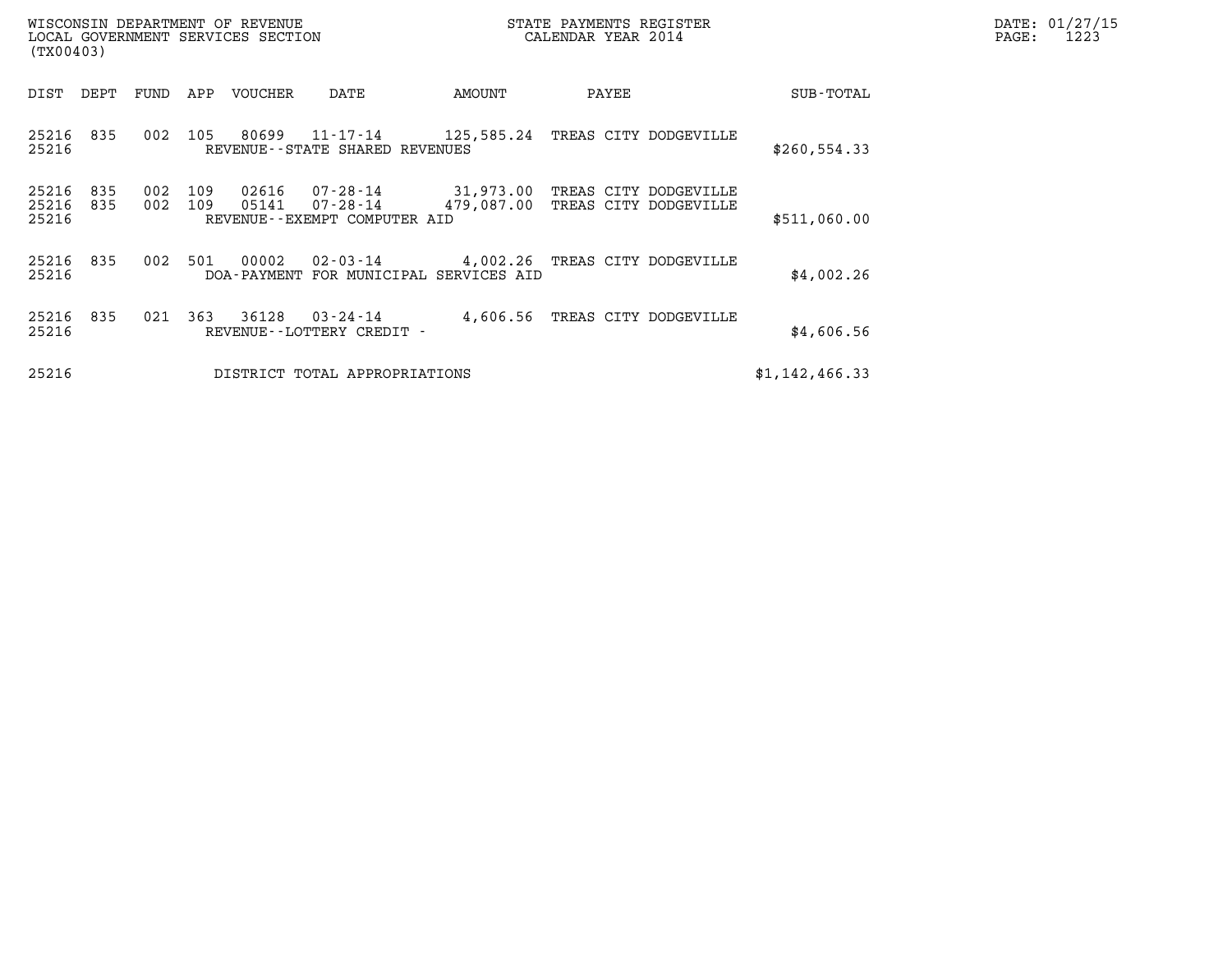WISCONSIN DEPARTMENT OF REVENUE
LOCAL GOVERNMENT SERVICES SECTION
(TX00403)

STATE PAYMENTS REGISTER
CALENDAR YEAR 2014

DATE: 01/27/15
PAGE: 1223

| DIST | DEPT | FUND | APP | VOUCHER | DATE | AMOUNT | PAYEE | SUB-TOTAL |
|---|---|---|---|---|---|---|---|---|
| 25216 | 835 | 002 | 105 | 80699 | 11-17-14 | 125,585.24 | TREAS CITY DODGEVILLE | |
| 25216 | | | | REVENUE--STATE SHARED REVENUES | | | | $260,554.33 |
| 25216 | 835 | 002 | 109 | 02616 | 07-28-14 | 31,973.00 | TREAS CITY DODGEVILLE | |
| 25216 | 835 | 002 | 109 | 05141 | 07-28-14 | 479,087.00 | TREAS CITY DODGEVILLE | |
| 25216 | | | | REVENUE--EXEMPT COMPUTER AID | | | | $511,060.00 |
| 25216 | 835 | 002 | 501 | 00002 | 02-03-14 | 4,002.26 | TREAS CITY DODGEVILLE | |
| 25216 | | | | DOA-PAYMENT FOR MUNICIPAL SERVICES AID | | | | $4,002.26 |
| 25216 | 835 | 021 | 363 | 36128 | 03-24-14 | 4,606.56 | TREAS CITY DODGEVILLE | |
| 25216 | | | | REVENUE--LOTTERY CREDIT - | | | | $4,606.56 |
| 25216 | | | | DISTRICT TOTAL APPROPRIATIONS | | | | $1,142,466.33 |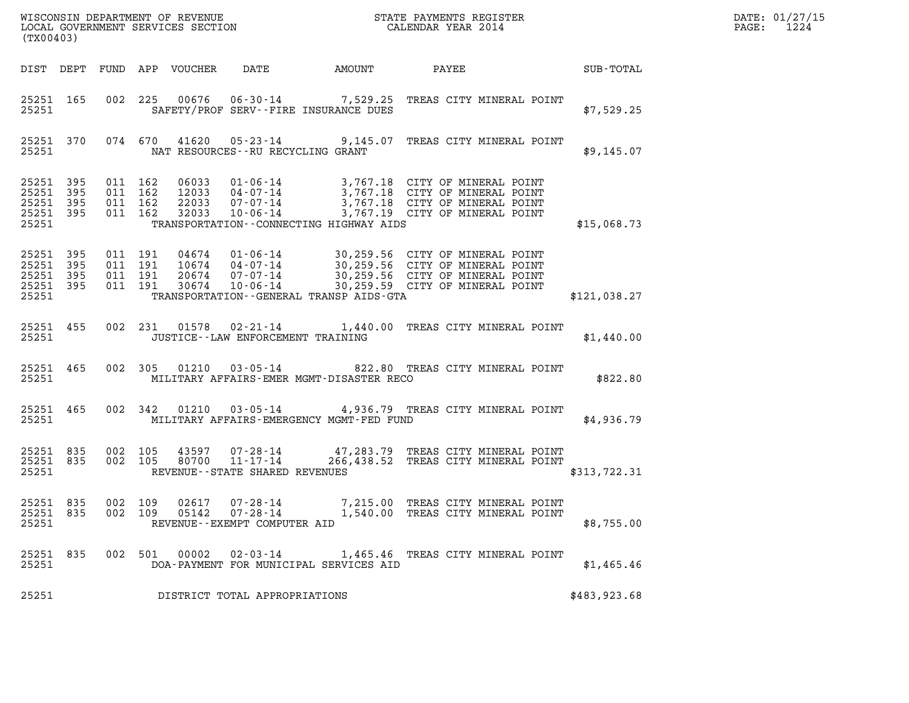WISCONSIN DEPARTMENT OF REVENUE
LOCAL GOVERNMENT SERVICES SECTION
(TX00403)

STATE PAYMENTS REGISTER
CALENDAR YEAR 2014

DATE: 01/27/15
PAGE: 1224

| DIST | DEPT | FUND | APP | VOUCHER | DATE | AMOUNT | PAYEE | SUB-TOTAL |
|---|---|---|---|---|---|---|---|---|
| 25251 | 165 | 002 | 225 | 00676 | 06-30-14 | 7,529.25 | TREAS CITY MINERAL POINT | |
| 25251 | | | | | SAFETY/PROF SERV--FIRE INSURANCE DUES | | | $7,529.25 |
| 25251 | 370 | 074 | 670 | 41620 | 05-23-14 | 9,145.07 | TREAS CITY MINERAL POINT | |
| 25251 | | | | | NAT RESOURCES--RU RECYCLING GRANT | | | $9,145.07 |
| 25251 | 395 | 011 | 162 | 06033 | 01-06-14 | 3,767.18 | CITY OF MINERAL POINT | |
| 25251 | 395 | 011 | 162 | 12033 | 04-07-14 | 3,767.18 | CITY OF MINERAL POINT | |
| 25251 | 395 | 011 | 162 | 22033 | 07-07-14 | 3,767.18 | CITY OF MINERAL POINT | |
| 25251 | 395 | 011 | 162 | 32033 | 10-06-14 | 3,767.19 | CITY OF MINERAL POINT | |
| 25251 | | | | | TRANSPORTATION--CONNECTING HIGHWAY AIDS | | | $15,068.73 |
| 25251 | 395 | 011 | 191 | 04674 | 01-06-14 | 30,259.56 | CITY OF MINERAL POINT | |
| 25251 | 395 | 011 | 191 | 10674 | 04-07-14 | 30,259.56 | CITY OF MINERAL POINT | |
| 25251 | 395 | 011 | 191 | 20674 | 07-07-14 | 30,259.56 | CITY OF MINERAL POINT | |
| 25251 | 395 | 011 | 191 | 30674 | 10-06-14 | 30,259.59 | CITY OF MINERAL POINT | |
| 25251 | | | | | TRANSPORTATION--GENERAL TRANSP AIDS-GTA | | | $121,038.27 |
| 25251 | 455 | 002 | 231 | 01578 | 02-21-14 | 1,440.00 | TREAS CITY MINERAL POINT | |
| 25251 | | | | | JUSTICE--LAW ENFORCEMENT TRAINING | | | $1,440.00 |
| 25251 | 465 | 002 | 305 | 01210 | 03-05-14 | 822.80 | TREAS CITY MINERAL POINT | |
| 25251 | | | | | MILITARY AFFAIRS-EMER MGMT-DISASTER RECO | | | $822.80 |
| 25251 | 465 | 002 | 342 | 01210 | 03-05-14 | 4,936.79 | TREAS CITY MINERAL POINT | |
| 25251 | | | | | MILITARY AFFAIRS-EMERGENCY MGMT-FED FUND | | | $4,936.79 |
| 25251 | 835 | 002 | 105 | 43597 | 07-28-14 | 47,283.79 | TREAS CITY MINERAL POINT | |
| 25251 | 835 | 002 | 105 | 80700 | 11-17-14 | 266,438.52 | TREAS CITY MINERAL POINT | |
| 25251 | | | | | REVENUE--STATE SHARED REVENUES | | | $313,722.31 |
| 25251 | 835 | 002 | 109 | 02617 | 07-28-14 | 7,215.00 | TREAS CITY MINERAL POINT | |
| 25251 | 835 | 002 | 109 | 05142 | 07-28-14 | 1,540.00 | TREAS CITY MINERAL POINT | |
| 25251 | | | | | REVENUE--EXEMPT COMPUTER AID | | | $8,755.00 |
| 25251 | 835 | 002 | 501 | 00002 | 02-03-14 | 1,465.46 | TREAS CITY MINERAL POINT | |
| 25251 | | | | | DOA-PAYMENT FOR MUNICIPAL SERVICES AID | | | $1,465.46 |
| 25251 | | | | | DISTRICT TOTAL APPROPRIATIONS | | | $483,923.68 |